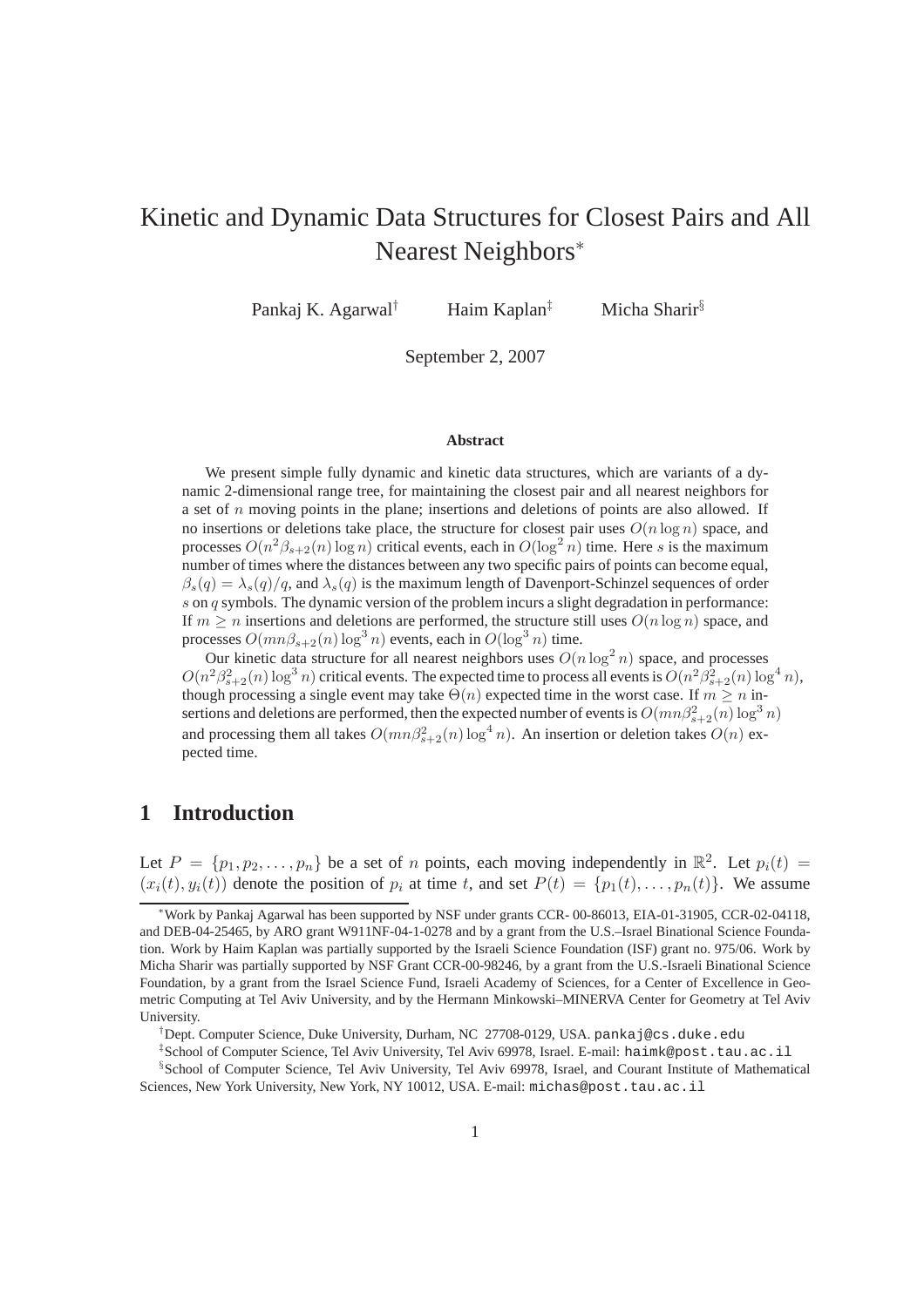# Kinetic and Dynamic Data Structures for Closest Pairs and All Nearest Neighbors*

Pankaj K. Agarwal[†] Haim Kaplan[‡] Micha Sharir[§]

September 2, 2007

### Abstract

We present simple fully dynamic and kinetic data structures, which are variants of a dynamic 2-dimensional range tree, for maintaining the closest pair and all nearest neighbors for a set of $n$ moving points in the plane; insertions and deletions of points are also allowed. If no insertions or deletions take place, the structure for closest pair uses $O(n \log n)$ space, and processes $O(n^2 \beta_{s+2}(n) \log n)$ critical events, each in $O(\log^2 n)$ time. Here $s$ is the maximum number of times where the distances between any two specific pairs of points can become equal, $\beta_s(q) = \lambda_s(q)/q$, and $\lambda_s(q)$ is the maximum length of Davenport-Schinzel sequences of order $s$ on $q$ symbols. The dynamic version of the problem incurs a slight degradation in performance: If $m \geq n$ insertions and deletions are performed, the structure still uses $O(n \log n)$ space, and processes $O(mn\beta_{s+2}(n) \log^3 n)$ events, each in $O(\log^3 n)$ time.

Our kinetic data structure for all nearest neighbors uses $O(n \log^2 n)$ space, and processes $O(n^2 \beta^2_{s+2}(n) \log^3 n)$ critical events. The expected time to process all events is $O(n^2 \beta^2_{s+2}(n) \log^4 n)$, though processing a single event may take $\Theta(n)$ expected time in the worst case. If $m \geq n$ insertions and deletions are performed, then the expected number of events is $O(mn\beta^2_{s+2}(n) \log^3 n)$ and processing them all takes $O(mn\beta^2_{s+2}(n) \log^4 n)$. An insertion or deletion takes $O(n)$ expected time.

## 1 Introduction

Let $P = \{p_1, p_2, \ldots, p_n\}$ be a set of $n$ points, each moving independently in $\mathbb{R}^2$. Let $p_i(t) = (x_i(t), y_i(t))$ denote the position of $p_i$ at time $t$, and set $P(t) = \{p_1(t), \ldots, p_n(t)\}$. We assume

---

*Work by Pankaj Agarwal has been supported by NSF under grants CCR- 00-86013, EIA-01-31905, CCR-02-04118, and DEB-04-25465, by ARO grant W911NF-04-1-0278 and by a grant from the U.S.–Israel Binational Science Foundation. Work by Haim Kaplan was partially supported by the Israeli Science Foundation (ISF) grant no. 975/06. Work by Micha Sharir was partially supported by NSF Grant CCR-00-98246, by a grant from the U.S.-Israeli Binational Science Foundation, by a grant from the Israel Science Fund, Israeli Academy of Sciences, for a Center of Excellence in Geometric Computing at Tel Aviv University, and by the Hermann Minkowski–MINERVA Center for Geometry at Tel Aviv University.

[†]Dept. Computer Science, Duke University, Durham, NC 27708-0129, USA. pankaj@cs.duke.edu

[‡]School of Computer Science, Tel Aviv University, Tel Aviv 69978, Israel. E-mail: haimk@post.tau.ac.il

[§]School of Computer Science, Tel Aviv University, Tel Aviv 69978, Israel, and Courant Institute of Mathematical Sciences, New York University, New York, NY 10012, USA. E-mail: michas@post.tau.ac.il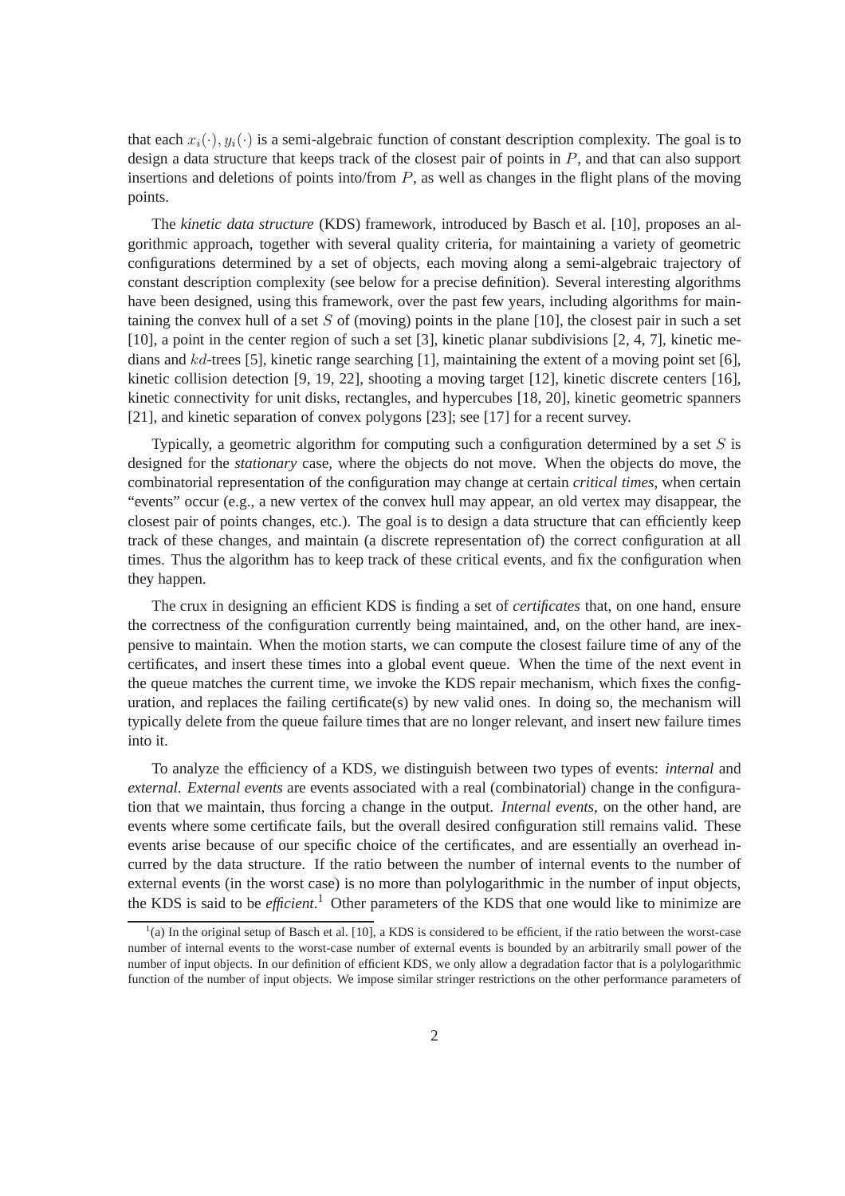that each $x_i(\cdot), y_i(\cdot)$ is a semi-algebraic function of constant description complexity. The goal is to design a data structure that keeps track of the closest pair of points in $P$, and that can also support insertions and deletions of points into/from $P$, as well as changes in the flight plans of the moving points.

The *kinetic data structure* (KDS) framework, introduced by Basch et al. [10], proposes an algorithmic approach, together with several quality criteria, for maintaining a variety of geometric configurations determined by a set of objects, each moving along a semi-algebraic trajectory of constant description complexity (see below for a precise definition). Several interesting algorithms have been designed, using this framework, over the past few years, including algorithms for maintaining the convex hull of a set $S$ of (moving) points in the plane [10], the closest pair in such a set [10], a point in the center region of such a set [3], kinetic planar subdivisions [2, 4, 7], kinetic medians and $kd$-trees [5], kinetic range searching [1], maintaining the extent of a moving point set [6], kinetic collision detection [9, 19, 22], shooting a moving target [12], kinetic discrete centers [16], kinetic connectivity for unit disks, rectangles, and hypercubes [18, 20], kinetic geometric spanners [21], and kinetic separation of convex polygons [23]; see [17] for a recent survey.

Typically, a geometric algorithm for computing such a configuration determined by a set $S$ is designed for the *stationary* case, where the objects do not move. When the objects do move, the combinatorial representation of the configuration may change at certain *critical times*, when certain "events" occur (e.g., a new vertex of the convex hull may appear, an old vertex may disappear, the closest pair of points changes, etc.). The goal is to design a data structure that can efficiently keep track of these changes, and maintain (a discrete representation of) the correct configuration at all times. Thus the algorithm has to keep track of these critical events, and fix the configuration when they happen.

The crux in designing an efficient KDS is finding a set of *certificates* that, on one hand, ensure the correctness of the configuration currently being maintained, and, on the other hand, are inexpensive to maintain. When the motion starts, we can compute the closest failure time of any of the certificates, and insert these times into a global event queue. When the time of the next event in the queue matches the current time, we invoke the KDS repair mechanism, which fixes the configuration, and replaces the failing certificate(s) by new valid ones. In doing so, the mechanism will typically delete from the queue failure times that are no longer relevant, and insert new failure times into it.

To analyze the efficiency of a KDS, we distinguish between two types of events: *internal* and *external*. *External events* are events associated with a real (combinatorial) change in the configuration that we maintain, thus forcing a change in the output. *Internal events*, on the other hand, are events where some certificate fails, but the overall desired configuration still remains valid. These events arise because of our specific choice of the certificates, and are essentially an overhead incurred by the data structure. If the ratio between the number of internal events to the number of external events (in the worst case) is no more than polylogarithmic in the number of input objects, the KDS is said to be *efficient*.[1] Other parameters of the KDS that one would like to minimize are

[1](a) In the original setup of Basch et al. [10], a KDS is considered to be efficient, if the ratio between the worst-case number of internal events to the worst-case number of external events is bounded by an arbitrarily small power of the number of input objects. In our definition of efficient KDS, we only allow a degradation factor that is a polylogarithmic function of the number of input objects. We impose similar stringer restrictions on the other performance parameters of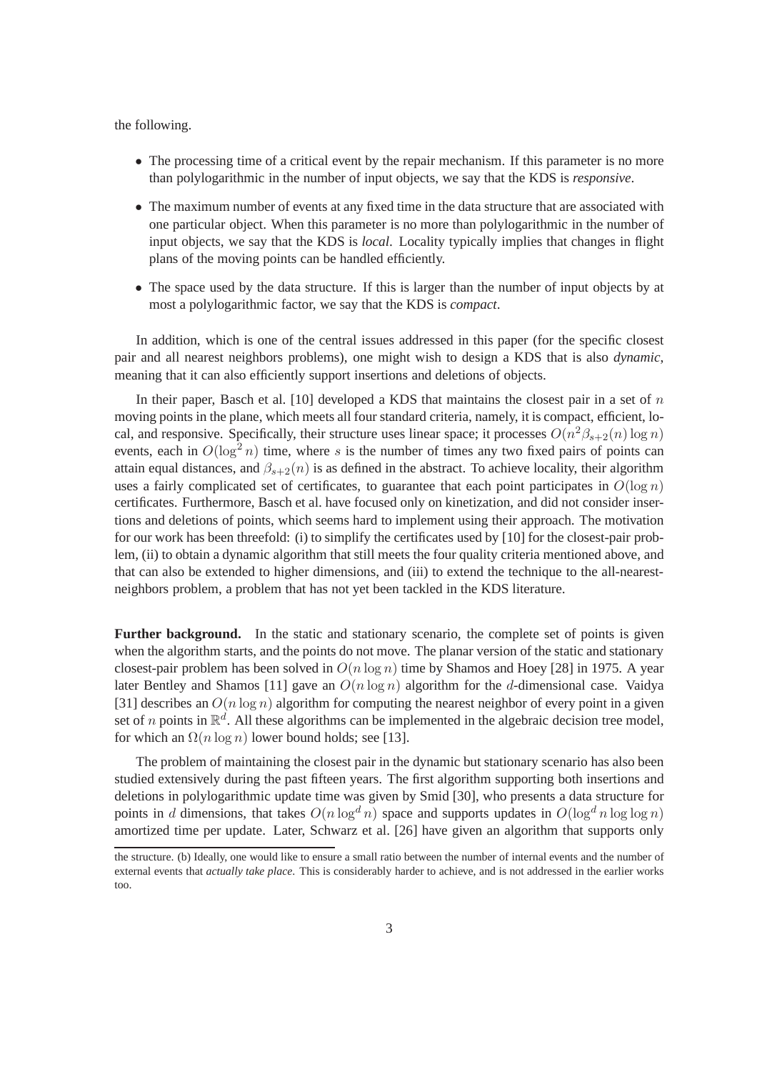the following.

- The processing time of a critical event by the repair mechanism. If this parameter is no more than polylogarithmic in the number of input objects, we say that the KDS is *responsive*.
- The maximum number of events at any fixed time in the data structure that are associated with one particular object. When this parameter is no more than polylogarithmic in the number of input objects, we say that the KDS is *local*. Locality typically implies that changes in flight plans of the moving points can be handled efficiently.
- The space used by the data structure. If this is larger than the number of input objects by at most a polylogarithmic factor, we say that the KDS is *compact*.

In addition, which is one of the central issues addressed in this paper (for the specific closest pair and all nearest neighbors problems), one might wish to design a KDS that is also *dynamic*, meaning that it can also efficiently support insertions and deletions of objects.

In their paper, Basch et al. [10] developed a KDS that maintains the closest pair in a set of $n$ moving points in the plane, which meets all four standard criteria, namely, it is compact, efficient, local, and responsive. Specifically, their structure uses linear space; it processes $O(n^2\beta_{s+2}(n)\log n)$ events, each in $O(\log^2 n)$ time, where $s$ is the number of times any two fixed pairs of points can attain equal distances, and $\beta_{s+2}(n)$ is as defined in the abstract. To achieve locality, their algorithm uses a fairly complicated set of certificates, to guarantee that each point participates in $O(\log n)$ certificates. Furthermore, Basch et al. have focused only on kinetization, and did not consider insertions and deletions of points, which seems hard to implement using their approach. The motivation for our work has been threefold: (i) to simplify the certificates used by [10] for the closest-pair problem, (ii) to obtain a dynamic algorithm that still meets the four quality criteria mentioned above, and that can also be extended to higher dimensions, and (iii) to extend the technique to the all-nearest-neighbors problem, a problem that has not yet been tackled in the KDS literature.

**Further background.** In the static and stationary scenario, the complete set of points is given when the algorithm starts, and the points do not move. The planar version of the static and stationary closest-pair problem has been solved in $O(n \log n)$ time by Shamos and Hoey [28] in 1975. A year later Bentley and Shamos [11] gave an $O(n \log n)$ algorithm for the $d$-dimensional case. Vaidya [31] describes an $O(n \log n)$ algorithm for computing the nearest neighbor of every point in a given set of $n$ points in $\mathbb{R}^d$. All these algorithms can be implemented in the algebraic decision tree model, for which an $\Omega(n \log n)$ lower bound holds; see [13].

The problem of maintaining the closest pair in the dynamic but stationary scenario has also been studied extensively during the past fifteen years. The first algorithm supporting both insertions and deletions in polylogarithmic update time was given by Smid [30], who presents a data structure for points in $d$ dimensions, that takes $O(n \log^d n)$ space and supports updates in $O(\log^d n \log\log n)$ amortized time per update. Later, Schwarz et al. [26] have given an algorithm that supports only

the structure. (b) Ideally, one would like to ensure a small ratio between the number of internal events and the number of external events that *actually take place*. This is considerably harder to achieve, and is not addressed in the earlier works too.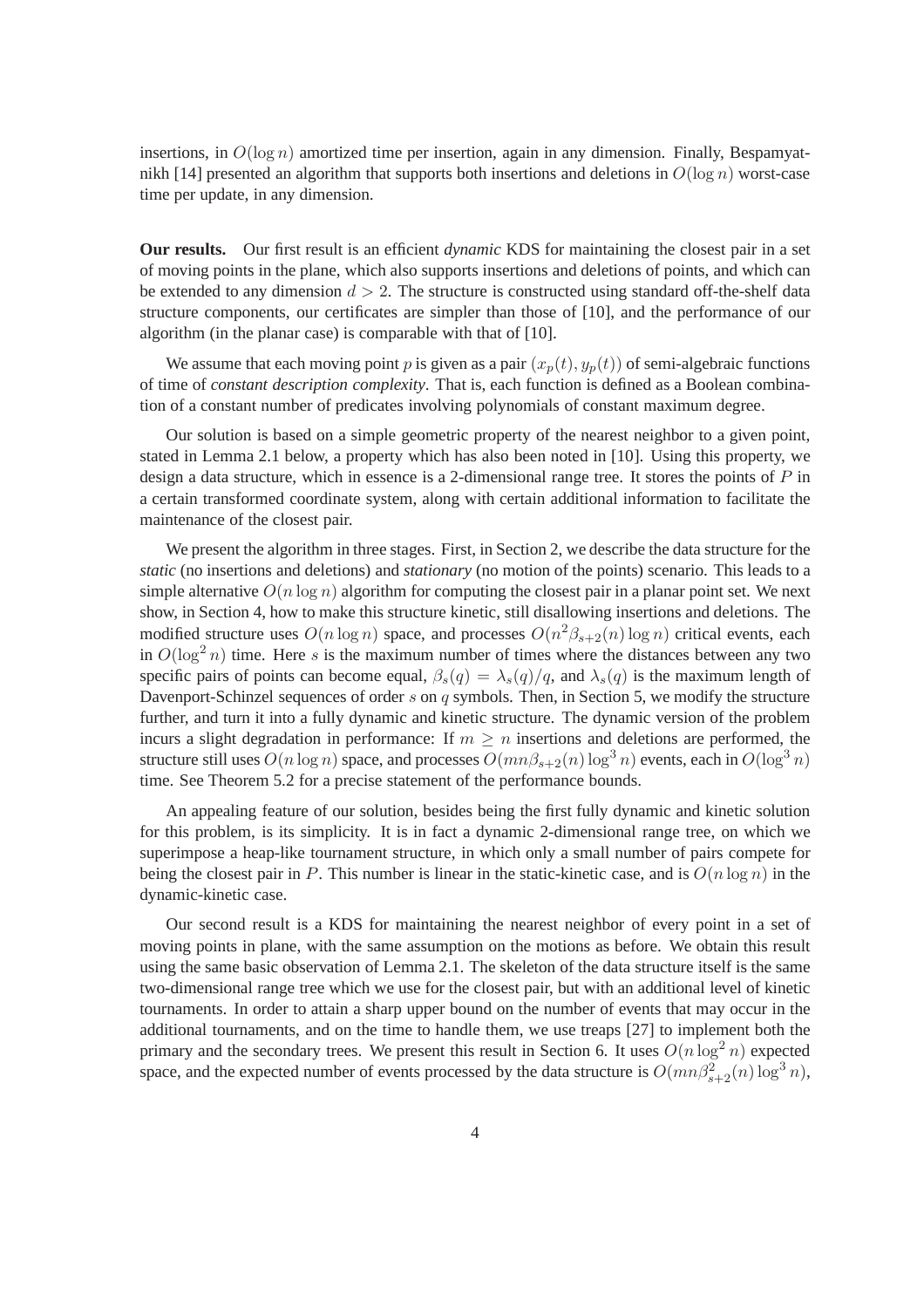insertions, in $O(\log n)$ amortized time per insertion, again in any dimension. Finally, Bespamyatnikh [14] presented an algorithm that supports both insertions and deletions in $O(\log n)$ worst-case time per update, in any dimension.

**Our results.** Our first result is an efficient *dynamic* KDS for maintaining the closest pair in a set of moving points in the plane, which also supports insertions and deletions of points, and which can be extended to any dimension $d > 2$. The structure is constructed using standard off-the-shelf data structure components, our certificates are simpler than those of [10], and the performance of our algorithm (in the planar case) is comparable with that of [10].

We assume that each moving point $p$ is given as a pair $(x_p(t), y_p(t))$ of semi-algebraic functions of time of *constant description complexity*. That is, each function is defined as a Boolean combination of a constant number of predicates involving polynomials of constant maximum degree.

Our solution is based on a simple geometric property of the nearest neighbor to a given point, stated in Lemma 2.1 below, a property which has also been noted in [10]. Using this property, we design a data structure, which in essence is a 2-dimensional range tree. It stores the points of $P$ in a certain transformed coordinate system, along with certain additional information to facilitate the maintenance of the closest pair.

We present the algorithm in three stages. First, in Section 2, we describe the data structure for the *static* (no insertions and deletions) and *stationary* (no motion of the points) scenario. This leads to a simple alternative $O(n \log n)$ algorithm for computing the closest pair in a planar point set. We next show, in Section 4, how to make this structure kinetic, still disallowing insertions and deletions. The modified structure uses $O(n \log n)$ space, and processes $O(n^2 \beta_{s+2}(n) \log n)$ critical events, each in $O(\log^2 n)$ time. Here $s$ is the maximum number of times where the distances between any two specific pairs of points can become equal, $\beta_s(q) = \lambda_s(q)/q$, and $\lambda_s(q)$ is the maximum length of Davenport-Schinzel sequences of order $s$ on $q$ symbols. Then, in Section 5, we modify the structure further, and turn it into a fully dynamic and kinetic structure. The dynamic version of the problem incurs a slight degradation in performance: If $m \geq n$ insertions and deletions are performed, the structure still uses $O(n \log n)$ space, and processes $O(mn\beta_{s+2}(n) \log^3 n)$ events, each in $O(\log^3 n)$ time. See Theorem 5.2 for a precise statement of the performance bounds.

An appealing feature of our solution, besides being the first fully dynamic and kinetic solution for this problem, is its simplicity. It is in fact a dynamic 2-dimensional range tree, on which we superimpose a heap-like tournament structure, in which only a small number of pairs compete for being the closest pair in $P$. This number is linear in the static-kinetic case, and is $O(n \log n)$ in the dynamic-kinetic case.

Our second result is a KDS for maintaining the nearest neighbor of every point in a set of moving points in plane, with the same assumption on the motions as before. We obtain this result using the same basic observation of Lemma 2.1. The skeleton of the data structure itself is the same two-dimensional range tree which we use for the closest pair, but with an additional level of kinetic tournaments. In order to attain a sharp upper bound on the number of events that may occur in the additional tournaments, and on the time to handle them, we use treaps [27] to implement both the primary and the secondary trees. We present this result in Section 6. It uses $O(n \log^2 n)$ expected space, and the expected number of events processed by the data structure is $O(mn\beta_{s+2}^2(n) \log^3 n)$,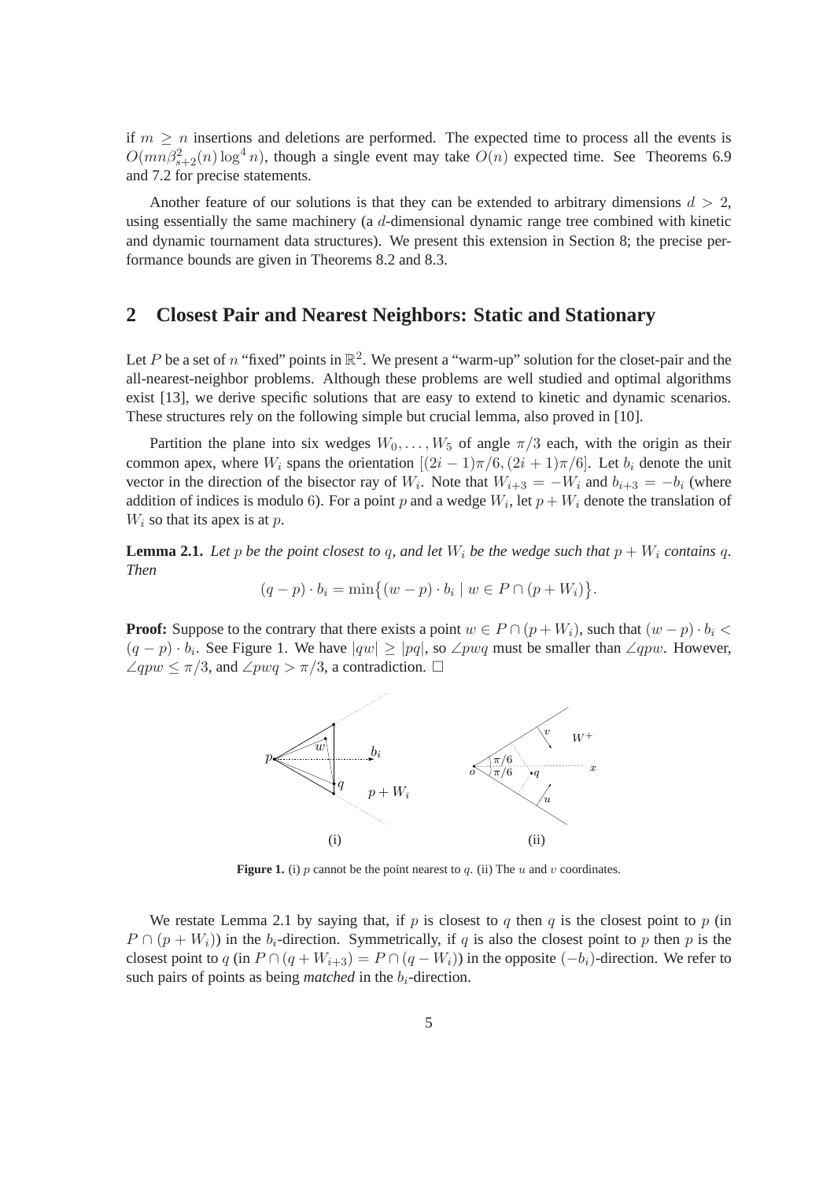if $m \geq n$ insertions and deletions are performed. The expected time to process all the events is $O(mn\beta_{s+2}^2(n)\log^4 n)$, though a single event may take $O(n)$ expected time. See Theorems 6.9 and 7.2 for precise statements.

Another feature of our solutions is that they can be extended to arbitrary dimensions $d > 2$, using essentially the same machinery (a $d$-dimensional dynamic range tree combined with kinetic and dynamic tournament data structures). We present this extension in Section 8; the precise performance bounds are given in Theorems 8.2 and 8.3.

## 2 Closest Pair and Nearest Neighbors: Static and Stationary

Let $P$ be a set of $n$ "fixed" points in $\mathbb{R}^2$. We present a "warm-up" solution for the closet-pair and the all-nearest-neighbor problems. Although these problems are well studied and optimal algorithms exist [13], we derive specific solutions that are easy to extend to kinetic and dynamic scenarios. These structures rely on the following simple but crucial lemma, also proved in [10].

Partition the plane into six wedges $W_0, \ldots, W_5$ of angle $\pi/3$ each, with the origin as their common apex, where $W_i$ spans the orientation $[(2i-1)\pi/6, (2i+1)\pi/6]$. Let $b_i$ denote the unit vector in the direction of the bisector ray of $W_i$. Note that $W_{i+3} = -W_i$ and $b_{i+3} = -b_i$ (where addition of indices is modulo 6). For a point $p$ and a wedge $W_i$, let $p + W_i$ denote the translation of $W_i$ so that its apex is at $p$.

**Lemma 2.1.** *Let $p$ be the point closest to $q$, and let $W_i$ be the wedge such that $p + W_i$ contains $q$. Then*

$$(q-p)\cdot b_i = \min\{(w-p)\cdot b_i \mid w \in P \cap (p+W_i)\}.$$

**Proof:** Suppose to the contrary that there exists a point $w \in P \cap (p + W_i)$, such that $(w - p) \cdot b_i < (q - p) \cdot b_i$. See Figure 1. We have $|qw| \geq |pq|$, so $\angle pwq$ must be smaller than $\angle qpw$. However, $\angle qpw \leq \pi/3$, and $\angle pwq > \pi/3$, a contradiction. □

**Figure 1.** (i) $p$ cannot be the point nearest to $q$. (ii) The $u$ and $v$ coordinates.

We restate Lemma 2.1 by saying that, if $p$ is closest to $q$ then $q$ is the closest point to $p$ (in $P \cap (p + W_i)$) in the $b_i$-direction. Symmetrically, if $q$ is also the closest point to $p$ then $p$ is the closest point to $q$ (in $P \cap (q + W_{i+3}) = P \cap (q - W_i)$) in the opposite $(-b_i)$-direction. We refer to such pairs of points as being *matched* in the $b_i$-direction.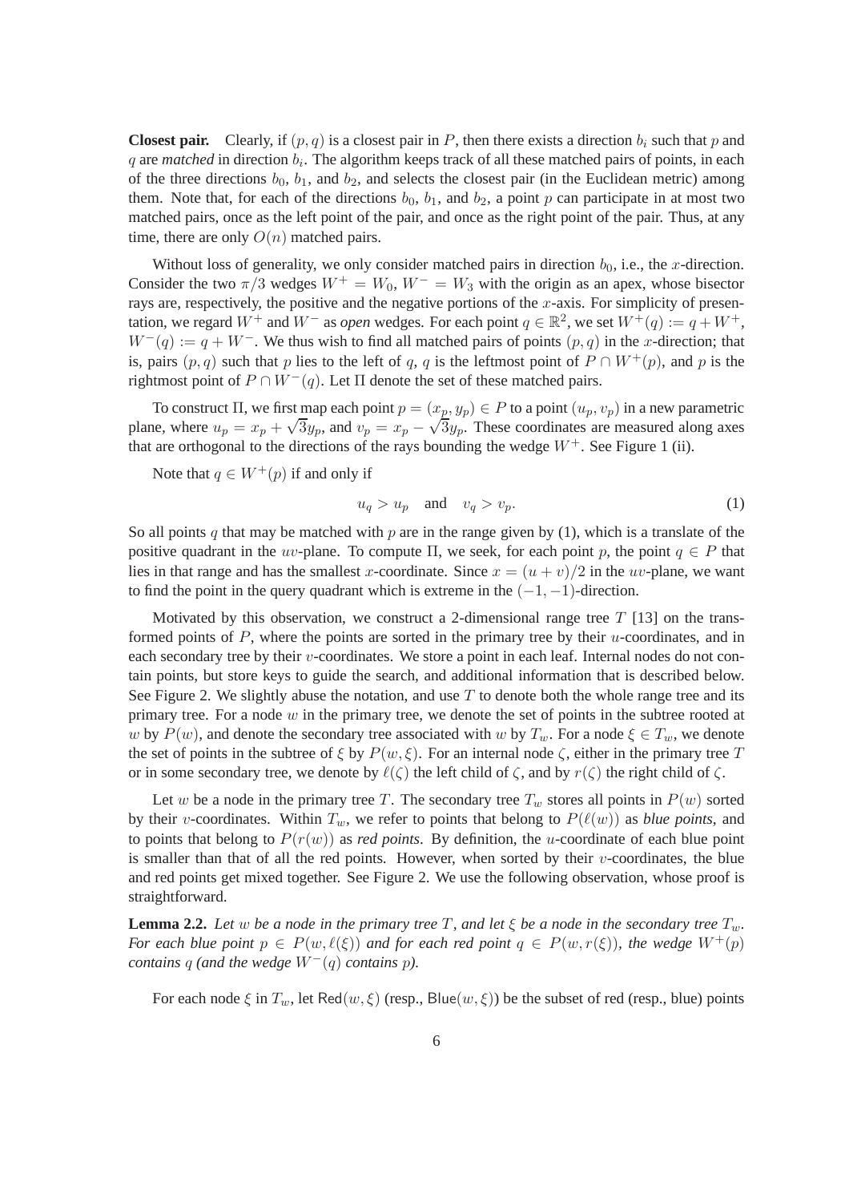**Closest pair.** Clearly, if $(p, q)$ is a closest pair in $P$, then there exists a direction $b_i$ such that $p$ and $q$ are *matched* in direction $b_i$. The algorithm keeps track of all these matched pairs of points, in each of the three directions $b_0$, $b_1$, and $b_2$, and selects the closest pair (in the Euclidean metric) among them. Note that, for each of the directions $b_0$, $b_1$, and $b_2$, a point $p$ can participate in at most two matched pairs, once as the left point of the pair, and once as the right point of the pair. Thus, at any time, there are only $O(n)$ matched pairs.

Without loss of generality, we only consider matched pairs in direction $b_0$, i.e., the $x$-direction. Consider the two $\pi/3$ wedges $W^+ = W_0$, $W^- = W_3$ with the origin as an apex, whose bisector rays are, respectively, the positive and the negative portions of the $x$-axis. For simplicity of presentation, we regard $W^+$ and $W^-$ as *open* wedges. For each point $q \in \mathbb{R}^2$, we set $W^+(q) := q + W^+$, $W^-(q) := q + W^-$. We thus wish to find all matched pairs of points $(p, q)$ in the $x$-direction; that is, pairs $(p, q)$ such that $p$ lies to the left of $q$, $q$ is the leftmost point of $P \cap W^+(p)$, and $p$ is the rightmost point of $P \cap W^-(q)$. Let $\Pi$ denote the set of these matched pairs.

To construct $\Pi$, we first map each point $p = (x_p, y_p) \in P$ to a point $(u_p, v_p)$ in a new parametric plane, where $u_p = x_p + \sqrt{3}y_p$, and $v_p = x_p - \sqrt{3}y_p$. These coordinates are measured along axes that are orthogonal to the directions of the rays bounding the wedge $W^+$. See Figure 1 (ii).

Note that $q \in W^+(p)$ if and only if

$$u_q > u_p \quad \text{and} \quad v_q > v_p. \tag{1}$$

So all points $q$ that may be matched with $p$ are in the range given by (1), which is a translate of the positive quadrant in the $uv$-plane. To compute $\Pi$, we seek, for each point $p$, the point $q \in P$ that lies in that range and has the smallest $x$-coordinate. Since $x = (u + v)/2$ in the $uv$-plane, we want to find the point in the query quadrant which is extreme in the $(-1, -1)$-direction.

Motivated by this observation, we construct a 2-dimensional range tree $T$ [13] on the transformed points of $P$, where the points are sorted in the primary tree by their $u$-coordinates, and in each secondary tree by their $v$-coordinates. We store a point in each leaf. Internal nodes do not contain points, but store keys to guide the search, and additional information that is described below. See Figure 2. We slightly abuse the notation, and use $T$ to denote both the whole range tree and its primary tree. For a node $w$ in the primary tree, we denote the set of points in the subtree rooted at $w$ by $P(w)$, and denote the secondary tree associated with $w$ by $T_w$. For a node $\xi \in T_w$, we denote the set of points in the subtree of $\xi$ by $P(w, \xi)$. For an internal node $\zeta$, either in the primary tree $T$ or in some secondary tree, we denote by $\ell(\zeta)$ the left child of $\zeta$, and by $r(\zeta)$ the right child of $\zeta$.

Let $w$ be a node in the primary tree $T$. The secondary tree $T_w$ stores all points in $P(w)$ sorted by their $v$-coordinates. Within $T_w$, we refer to points that belong to $P(\ell(w))$ as *blue points*, and to points that belong to $P(r(w))$ as *red points*. By definition, the $u$-coordinate of each blue point is smaller than that of all the red points. However, when sorted by their $v$-coordinates, the blue and red points get mixed together. See Figure 2. We use the following observation, whose proof is straightforward.

**Lemma 2.2.** *Let $w$ be a node in the primary tree $T$, and let $\xi$ be a node in the secondary tree $T_w$. For each blue point $p \in P(w, \ell(\xi))$ and for each red point $q \in P(w, r(\xi))$, the wedge $W^+(p)$ contains $q$ (and the wedge $W^-(q)$ contains $p$).*

For each node $\xi$ in $T_w$, let $\mathsf{Red}(w, \xi)$ (resp., $\mathsf{Blue}(w, \xi)$) be the subset of red (resp., blue) points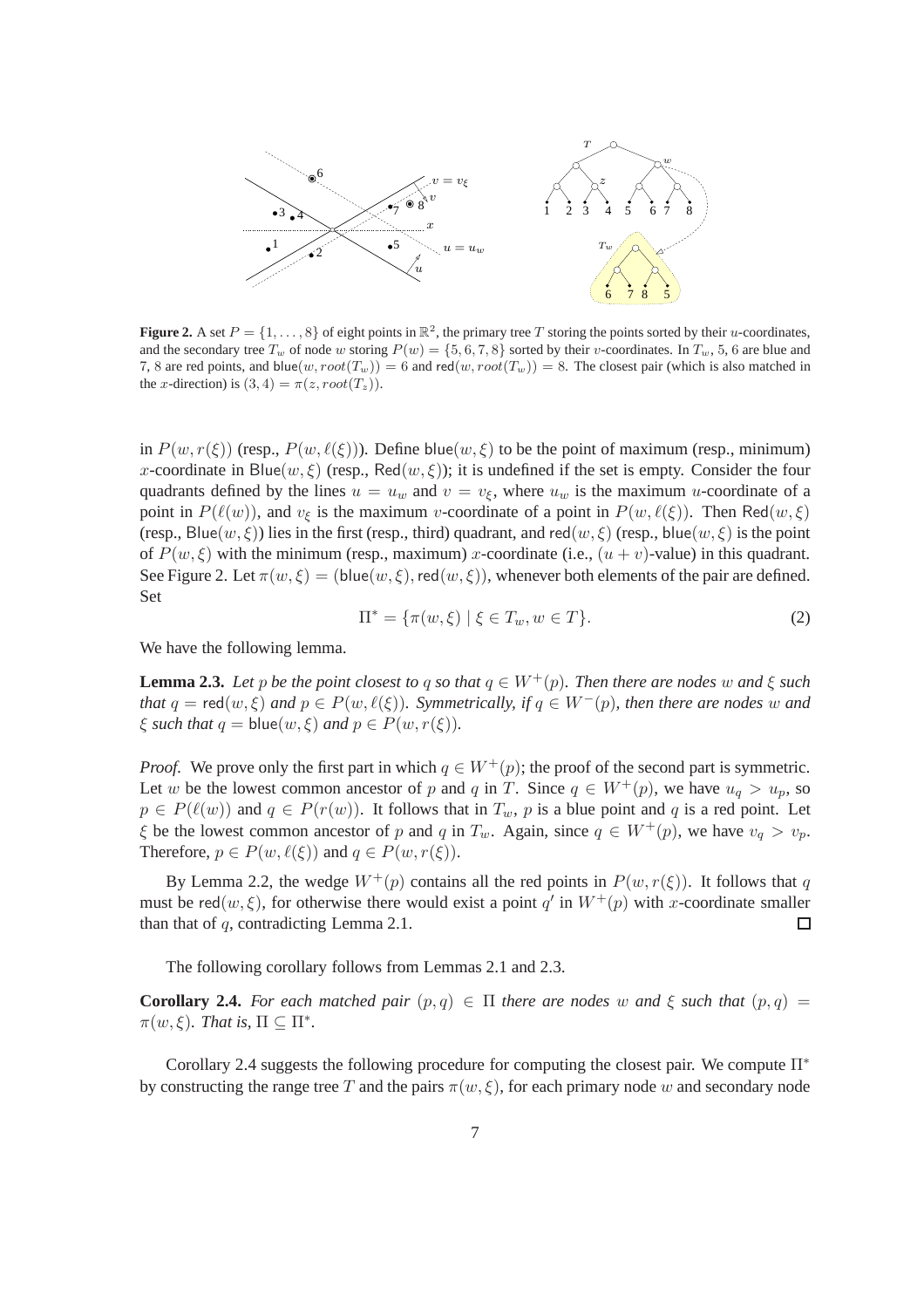**Figure 2.** A set $P = \{1, \ldots, 8\}$ of eight points in $\mathbb{R}^2$, the primary tree $T$ storing the points sorted by their $u$-coordinates, and the secondary tree $T_w$ of node $w$ storing $P(w) = \{5, 6, 7, 8\}$ sorted by their $v$-coordinates. In $T_w$, 5, 6 are blue and 7, 8 are red points, and $\mathsf{blue}(w, root(T_w)) = 6$ and $\mathsf{red}(w, root(T_w)) = 8$. The closest pair (which is also matched in the $x$-direction) is $(3, 4) = \pi(z, root(T_z))$.

in $P(w, r(\xi))$ (resp., $P(w, \ell(\xi))$). Define $\mathsf{blue}(w, \xi)$ to be the point of maximum (resp., minimum) $x$-coordinate in $\mathsf{Blue}(w, \xi)$ (resp., $\mathsf{Red}(w, \xi)$); it is undefined if the set is empty. Consider the four quadrants defined by the lines $u = u_w$ and $v = v_\xi$, where $u_w$ is the maximum $u$-coordinate of a point in $P(\ell(w))$, and $v_\xi$ is the maximum $v$-coordinate of a point in $P(w, \ell(\xi))$. Then $\mathsf{Red}(w, \xi)$ (resp., $\mathsf{Blue}(w, \xi)$) lies in the first (resp., third) quadrant, and $\mathsf{red}(w, \xi)$ (resp., $\mathsf{blue}(w, \xi)$ is the point of $P(w, \xi)$ with the minimum (resp., maximum) $x$-coordinate (i.e., $(u + v)$-value) in this quadrant. See Figure 2. Let $\pi(w, \xi) = (\mathsf{blue}(w, \xi), \mathsf{red}(w, \xi))$, whenever both elements of the pair are defined. Set

$$\Pi^* = \{\pi(w, \xi) \mid \xi \in T_w, w \in T\}. \tag{2}$$

We have the following lemma.

**Lemma 2.3.** *Let $p$ be the point closest to $q$ so that $q \in W^+(p)$. Then there are nodes $w$ and $\xi$ such that $q = \mathsf{red}(w, \xi)$ and $p \in P(w, \ell(\xi))$. Symmetrically, if $q \in W^-(p)$, then there are nodes $w$ and $\xi$ such that $q = \mathsf{blue}(w, \xi)$ and $p \in P(w, r(\xi))$.*

*Proof.* We prove only the first part in which $q \in W^+(p)$; the proof of the second part is symmetric. Let $w$ be the lowest common ancestor of $p$ and $q$ in $T$. Since $q \in W^+(p)$, we have $u_q > u_p$, so $p \in P(\ell(w))$ and $q \in P(r(w))$. It follows that in $T_w$, $p$ is a blue point and $q$ is a red point. Let $\xi$ be the lowest common ancestor of $p$ and $q$ in $T_w$. Again, since $q \in W^+(p)$, we have $v_q > v_p$. Therefore, $p \in P(w, \ell(\xi))$ and $q \in P(w, r(\xi))$.

By Lemma 2.2, the wedge $W^+(p)$ contains all the red points in $P(w, r(\xi))$. It follows that $q$ must be $\mathsf{red}(w, \xi)$, for otherwise there would exist a point $q'$ in $W^+(p)$ with $x$-coordinate smaller than that of $q$, contradicting Lemma 2.1. ◻

The following corollary follows from Lemmas 2.1 and 2.3.

**Corollary 2.4.** *For each matched pair $(p, q) \in \Pi$ there are nodes $w$ and $\xi$ such that $(p, q) = \pi(w, \xi)$. That is, $\Pi \subseteq \Pi^*$.*

Corollary 2.4 suggests the following procedure for computing the closest pair. We compute $\Pi^*$ by constructing the range tree $T$ and the pairs $\pi(w, \xi)$, for each primary node $w$ and secondary node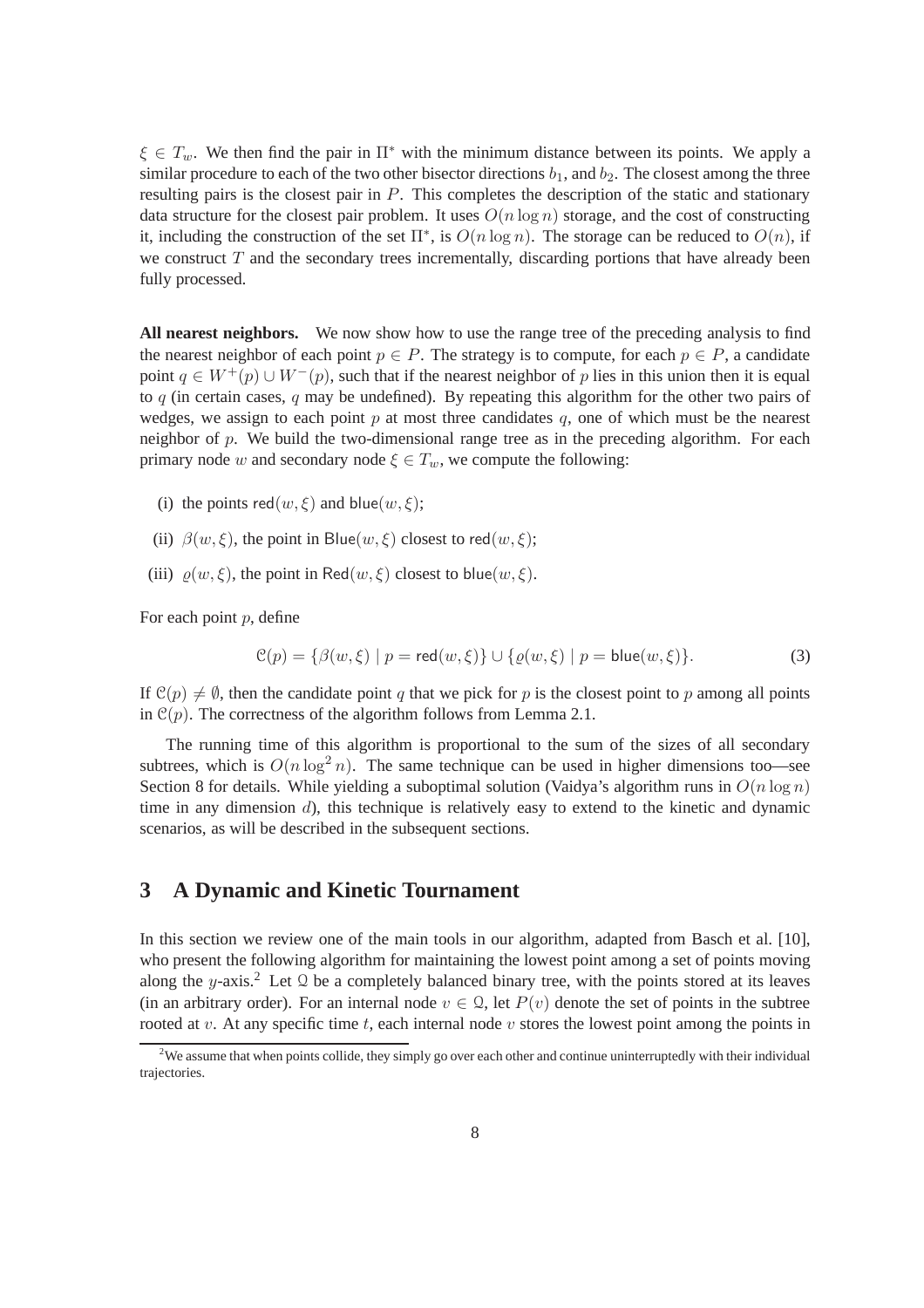$\xi \in T_w$. We then find the pair in $\Pi^*$ with the minimum distance between its points. We apply a similar procedure to each of the two other bisector directions $b_1$, and $b_2$. The closest among the three resulting pairs is the closest pair in $P$. This completes the description of the static and stationary data structure for the closest pair problem. It uses $O(n \log n)$ storage, and the cost of constructing it, including the construction of the set $\Pi^*$, is $O(n \log n)$. The storage can be reduced to $O(n)$, if we construct $T$ and the secondary trees incrementally, discarding portions that have already been fully processed.

**All nearest neighbors.** We now show how to use the range tree of the preceding analysis to find the nearest neighbor of each point $p \in P$. The strategy is to compute, for each $p \in P$, a candidate point $q \in W^+(p) \cup W^-(p)$, such that if the nearest neighbor of $p$ lies in this union then it is equal to $q$ (in certain cases, $q$ may be undefined). By repeating this algorithm for the other two pairs of wedges, we assign to each point $p$ at most three candidates $q$, one of which must be the nearest neighbor of $p$. We build the two-dimensional range tree as in the preceding algorithm. For each primary node $w$ and secondary node $\xi \in T_w$, we compute the following:

(i) the points $\mathsf{red}(w, \xi)$ and $\mathsf{blue}(w, \xi)$;

(ii) $\beta(w, \xi)$, the point in $\mathsf{Blue}(w, \xi)$ closest to $\mathsf{red}(w, \xi)$;

(iii) $\varrho(w, \xi)$, the point in $\mathsf{Red}(w, \xi)$ closest to $\mathsf{blue}(w, \xi)$.

For each point $p$, define

$$\mathcal{C}(p) = \{\beta(w, \xi) \mid p = \mathsf{red}(w, \xi)\} \cup \{\varrho(w, \xi) \mid p = \mathsf{blue}(w, \xi)\}. \tag{3}$$

If $\mathcal{C}(p) \neq \emptyset$, then the candidate point $q$ that we pick for $p$ is the closest point to $p$ among all points in $\mathcal{C}(p)$. The correctness of the algorithm follows from Lemma 2.1.

The running time of this algorithm is proportional to the sum of the sizes of all secondary subtrees, which is $O(n \log^2 n)$. The same technique can be used in higher dimensions too—see Section 8 for details. While yielding a suboptimal solution (Vaidya's algorithm runs in $O(n \log n)$ time in any dimension $d$), this technique is relatively easy to extend to the kinetic and dynamic scenarios, as will be described in the subsequent sections.

## 3 A Dynamic and Kinetic Tournament

In this section we review one of the main tools in our algorithm, adapted from Basch et al. [10], who present the following algorithm for maintaining the lowest point among a set of points moving along the $y$-axis.[2] Let $\mathcal{Q}$ be a completely balanced binary tree, with the points stored at its leaves (in an arbitrary order). For an internal node $v \in \mathcal{Q}$, let $P(v)$ denote the set of points in the subtree rooted at $v$. At any specific time $t$, each internal node $v$ stores the lowest point among the points in

[2] We assume that when points collide, they simply go over each other and continue uninterruptedly with their individual trajectories.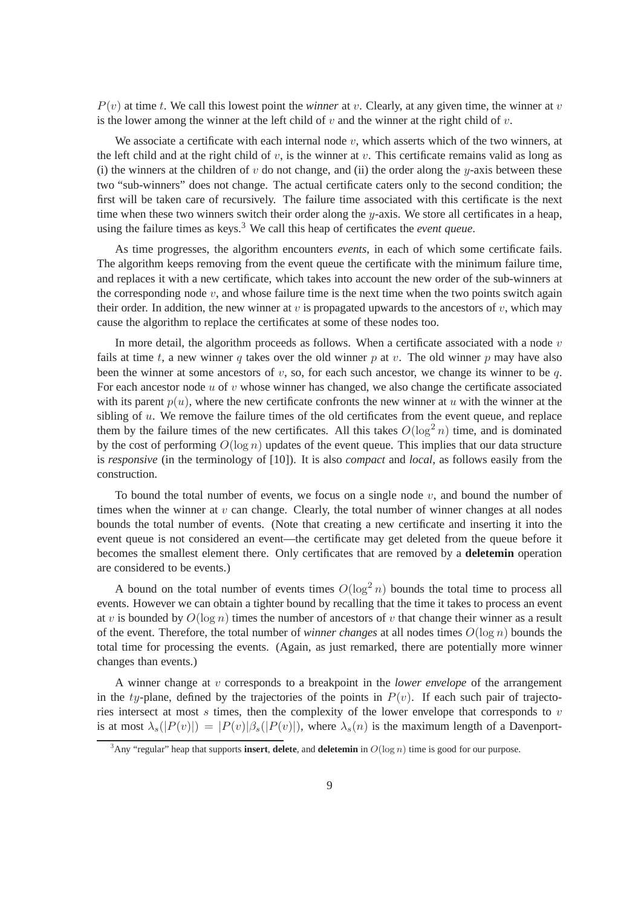$P(v)$ at time $t$. We call this lowest point the *winner* at $v$. Clearly, at any given time, the winner at $v$ is the lower among the winner at the left child of $v$ and the winner at the right child of $v$.

We associate a certificate with each internal node $v$, which asserts which of the two winners, at the left child and at the right child of $v$, is the winner at $v$. This certificate remains valid as long as (i) the winners at the children of $v$ do not change, and (ii) the order along the $y$-axis between these two "sub-winners" does not change. The actual certificate caters only to the second condition; the first will be taken care of recursively. The failure time associated with this certificate is the next time when these two winners switch their order along the $y$-axis. We store all certificates in a heap, using the failure times as keys.[3] We call this heap of certificates the *event queue*.

As time progresses, the algorithm encounters *events*, in each of which some certificate fails. The algorithm keeps removing from the event queue the certificate with the minimum failure time, and replaces it with a new certificate, which takes into account the new order of the sub-winners at the corresponding node $v$, and whose failure time is the next time when the two points switch again their order. In addition, the new winner at $v$ is propagated upwards to the ancestors of $v$, which may cause the algorithm to replace the certificates at some of these nodes too.

In more detail, the algorithm proceeds as follows. When a certificate associated with a node $v$ fails at time $t$, a new winner $q$ takes over the old winner $p$ at $v$. The old winner $p$ may have also been the winner at some ancestors of $v$, so, for each such ancestor, we change its winner to be $q$. For each ancestor node $u$ of $v$ whose winner has changed, we also change the certificate associated with its parent $p(u)$, where the new certificate confronts the new winner at $u$ with the winner at the sibling of $u$. We remove the failure times of the old certificates from the event queue, and replace them by the failure times of the new certificates. All this takes $O(\log^2 n)$ time, and is dominated by the cost of performing $O(\log n)$ updates of the event queue. This implies that our data structure is *responsive* (in the terminology of [10]). It is also *compact* and *local*, as follows easily from the construction.

To bound the total number of events, we focus on a single node $v$, and bound the number of times when the winner at $v$ can change. Clearly, the total number of winner changes at all nodes bounds the total number of events. (Note that creating a new certificate and inserting it into the event queue is not considered an event—the certificate may get deleted from the queue before it becomes the smallest element there. Only certificates that are removed by a **deletemin** operation are considered to be events.)

A bound on the total number of events times $O(\log^2 n)$ bounds the total time to process all events. However we can obtain a tighter bound by recalling that the time it takes to process an event at $v$ is bounded by $O(\log n)$ times the number of ancestors of $v$ that change their winner as a result of the event. Therefore, the total number of *winner changes* at all nodes times $O(\log n)$ bounds the total time for processing the events. (Again, as just remarked, there are potentially more winner changes than events.)

A winner change at $v$ corresponds to a breakpoint in the *lower envelope* of the arrangement in the $ty$-plane, defined by the trajectories of the points in $P(v)$. If each such pair of trajectories intersect at most $s$ times, then the complexity of the lower envelope that corresponds to $v$ is at most $\lambda_s(|P(v)|) = |P(v)|\beta_s(|P(v)|)$, where $\lambda_s(n)$ is the maximum length of a Davenport-

[3] Any "regular" heap that supports **insert**, **delete**, and **deletemin** in $O(\log n)$ time is good for our purpose.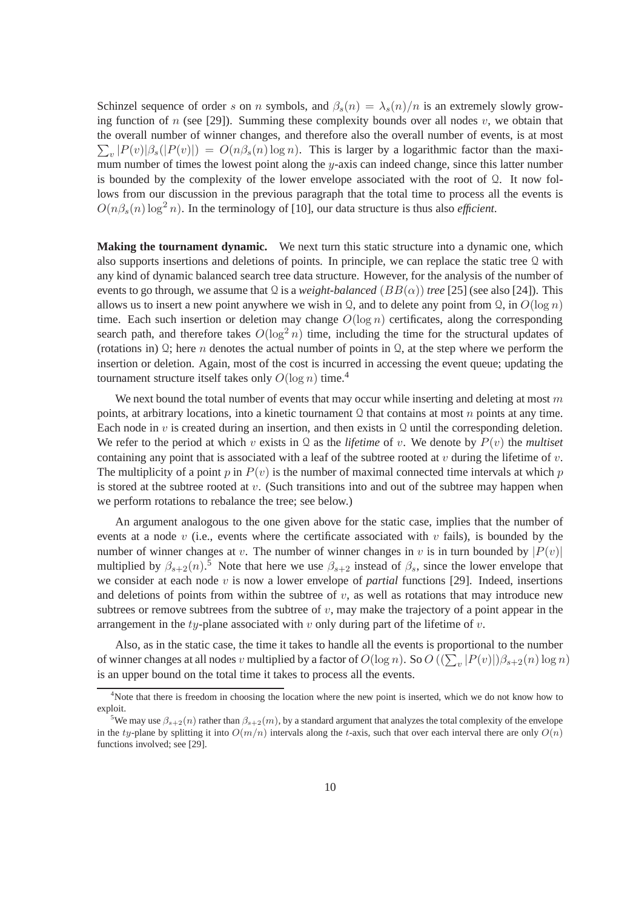Schinzel sequence of order $s$ on $n$ symbols, and $\beta_s(n) = \lambda_s(n)/n$ is an extremely slowly growing function of $n$ (see [29]). Summing these complexity bounds over all nodes $v$, we obtain that the overall number of winner changes, and therefore also the overall number of events, is at most $\sum_v |P(v)|\beta_s(|P(v)|) = O(n\beta_s(n)\log n)$. This is larger by a logarithmic factor than the maximum number of times the lowest point along the $y$-axis can indeed change, since this latter number is bounded by the complexity of the lower envelope associated with the root of $\mathcal{Q}$. It now follows from our discussion in the previous paragraph that the total time to process all the events is $O(n\beta_s(n)\log^2 n)$. In the terminology of [10], our data structure is thus also *efficient*.

**Making the tournament dynamic.** We next turn this static structure into a dynamic one, which also supports insertions and deletions of points. In principle, we can replace the static tree $\mathcal{Q}$ with any kind of dynamic balanced search tree data structure. However, for the analysis of the number of events to go through, we assume that $\mathcal{Q}$ is a *weight-balanced* $(BB(\alpha))$ *tree* [25] (see also [24]). This allows us to insert a new point anywhere we wish in $\mathcal{Q}$, and to delete any point from $\mathcal{Q}$, in $O(\log n)$ time. Each such insertion or deletion may change $O(\log n)$ certificates, along the corresponding search path, and therefore takes $O(\log^2 n)$ time, including the time for the structural updates of (rotations in) $\mathcal{Q}$; here $n$ denotes the actual number of points in $\mathcal{Q}$, at the step where we perform the insertion or deletion. Again, most of the cost is incurred in accessing the event queue; updating the tournament structure itself takes only $O(\log n)$ time.[4]

We next bound the total number of events that may occur while inserting and deleting at most $m$ points, at arbitrary locations, into a kinetic tournament $\mathcal{Q}$ that contains at most $n$ points at any time. Each node in $v$ is created during an insertion, and then exists in $\mathcal{Q}$ until the corresponding deletion. We refer to the period at which $v$ exists in $\mathcal{Q}$ as the *lifetime* of $v$. We denote by $P(v)$ the *multiset* containing any point that is associated with a leaf of the subtree rooted at $v$ during the lifetime of $v$. The multiplicity of a point $p$ in $P(v)$ is the number of maximal connected time intervals at which $p$ is stored at the subtree rooted at $v$. (Such transitions into and out of the subtree may happen when we perform rotations to rebalance the tree; see below.)

An argument analogous to the one given above for the static case, implies that the number of events at a node $v$ (i.e., events where the certificate associated with $v$ fails), is bounded by the number of winner changes at $v$. The number of winner changes in $v$ is in turn bounded by $|P(v)|$ multiplied by $\beta_{s+2}(n)$.[5] Note that here we use $\beta_{s+2}$ instead of $\beta_s$, since the lower envelope that we consider at each node $v$ is now a lower envelope of *partial* functions [29]. Indeed, insertions and deletions of points from within the subtree of $v$, as well as rotations that may introduce new subtrees or remove subtrees from the subtree of $v$, may make the trajectory of a point appear in the arrangement in the $ty$-plane associated with $v$ only during part of the lifetime of $v$.

Also, as in the static case, the time it takes to handle all the events is proportional to the number of winner changes at all nodes $v$ multiplied by a factor of $O(\log n)$. So $O\left((\sum_v |P(v)|)\beta_{s+2}(n)\log n\right)$ is an upper bound on the total time it takes to process all the events.

---

[4] Note that there is freedom in choosing the location where the new point is inserted, which we do not know how to exploit.

[5] We may use $\beta_{s+2}(n)$ rather than $\beta_{s+2}(m)$, by a standard argument that analyzes the total complexity of the envelope in the $ty$-plane by splitting it into $O(m/n)$ intervals along the $t$-axis, such that over each interval there are only $O(n)$ functions involved; see [29].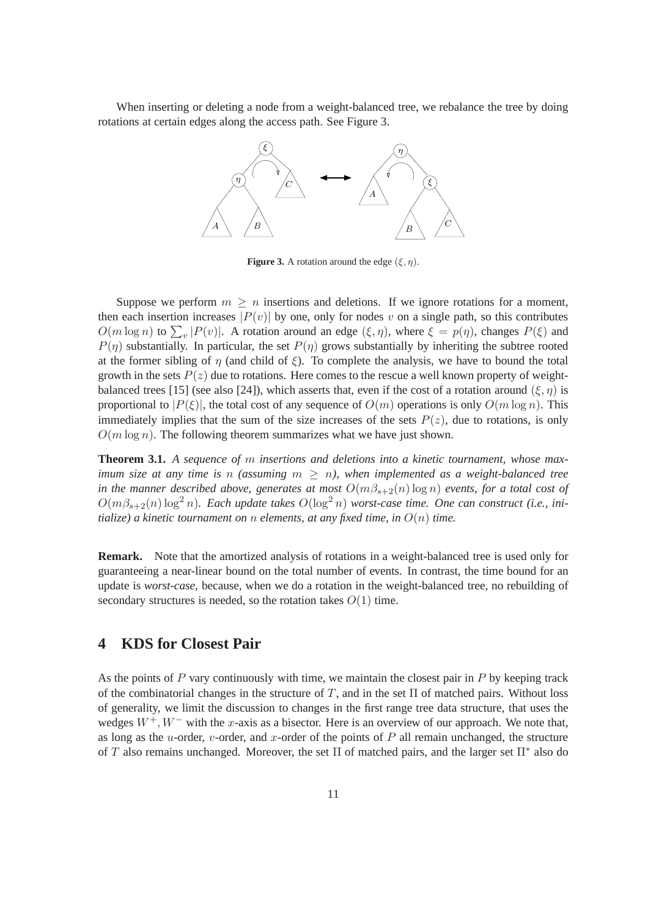When inserting or deleting a node from a weight-balanced tree, we rebalance the tree by doing rotations at certain edges along the access path. See Figure 3.

**Figure 3.** A rotation around the edge $(\xi, \eta)$.

Suppose we perform $m \geq n$ insertions and deletions. If we ignore rotations for a moment, then each insertion increases $|P(v)|$ by one, only for nodes $v$ on a single path, so this contributes $O(m \log n)$ to $\sum_v |P(v)|$. A rotation around an edge $(\xi, \eta)$, where $\xi = p(\eta)$, changes $P(\xi)$ and $P(\eta)$ substantially. In particular, the set $P(\eta)$ grows substantially by inheriting the subtree rooted at the former sibling of $\eta$ (and child of $\xi$). To complete the analysis, we have to bound the total growth in the sets $P(z)$ due to rotations. Here comes to the rescue a well known property of weight-balanced trees [15] (see also [24]), which asserts that, even if the cost of a rotation around $(\xi, \eta)$ is proportional to $|P(\xi)|$, the total cost of any sequence of $O(m)$ operations is only $O(m \log n)$. This immediately implies that the sum of the size increases of the sets $P(z)$, due to rotations, is only $O(m \log n)$. The following theorem summarizes what we have just shown.

**Theorem 3.1.** *A sequence of $m$ insertions and deletions into a kinetic tournament, whose maximum size at any time is $n$ (assuming $m \geq n$), when implemented as a weight-balanced tree in the manner described above, generates at most $O(m\beta_{s+2}(n) \log n)$ events, for a total cost of $O(m\beta_{s+2}(n) \log^2 n)$. Each update takes $O(\log^2 n)$ worst-case time. One can construct (i.e., initialize) a kinetic tournament on $n$ elements, at any fixed time, in $O(n)$ time.*

**Remark.** Note that the amortized analysis of rotations in a weight-balanced tree is used only for guaranteeing a near-linear bound on the total number of events. In contrast, the time bound for an update is *worst-case*, because, when we do a rotation in the weight-balanced tree, no rebuilding of secondary structures is needed, so the rotation takes $O(1)$ time.

# 4 KDS for Closest Pair

As the points of $P$ vary continuously with time, we maintain the closest pair in $P$ by keeping track of the combinatorial changes in the structure of $T$, and in the set $\Pi$ of matched pairs. Without loss of generality, we limit the discussion to changes in the first range tree data structure, that uses the wedges $W^+, W^-$ with the $x$-axis as a bisector. Here is an overview of our approach. We note that, as long as the $u$-order, $v$-order, and $x$-order of the points of $P$ all remain unchanged, the structure of $T$ also remains unchanged. Moreover, the set $\Pi$ of matched pairs, and the larger set $\Pi^*$ also do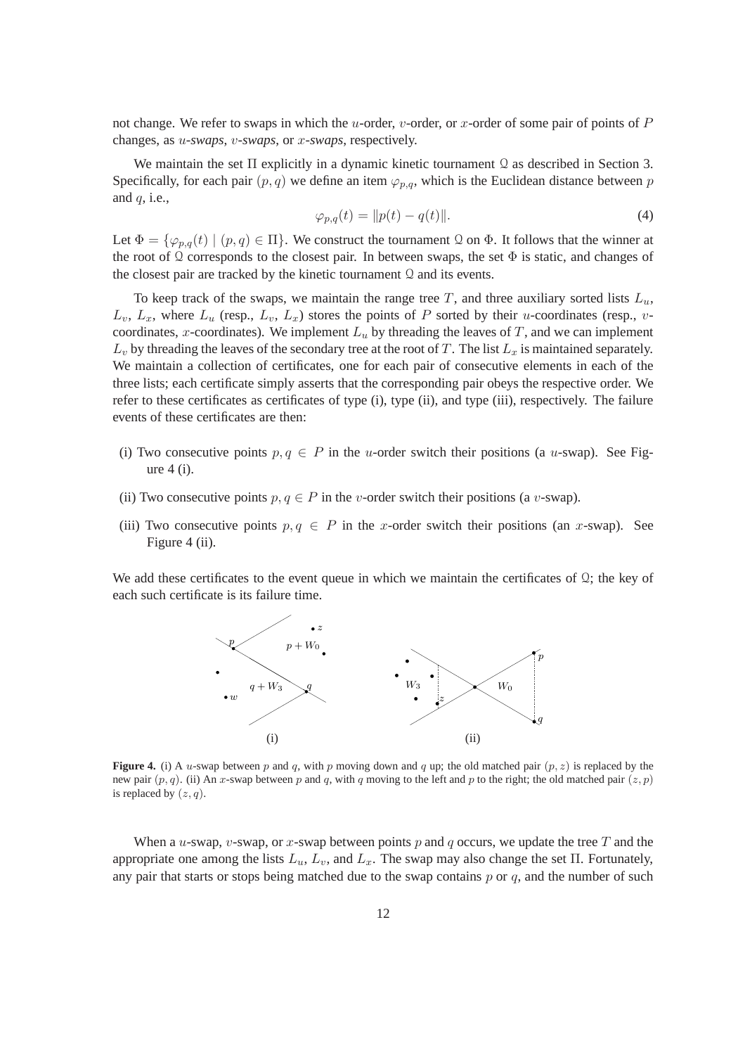not change. We refer to swaps in which the $u$-order, $v$-order, or $x$-order of some pair of points of $P$ changes, as *$u$-swaps*, *$v$-swaps*, or *$x$-swaps*, respectively.

We maintain the set $\Pi$ explicitly in a dynamic kinetic tournament $\mathcal{Q}$ as described in Section 3. Specifically, for each pair $(p, q)$ we define an item $\varphi_{p,q}$, which is the Euclidean distance between $p$ and $q$, i.e.,

$$\varphi_{p,q}(t) = \|p(t) - q(t)\|. \tag{4}$$

Let $\Phi = \{\varphi_{p,q}(t) \mid (p, q) \in \Pi\}$. We construct the tournament $\mathcal{Q}$ on $\Phi$. It follows that the winner at the root of $\mathcal{Q}$ corresponds to the closest pair. In between swaps, the set $\Phi$ is static, and changes of the closest pair are tracked by the kinetic tournament $\mathcal{Q}$ and its events.

To keep track of the swaps, we maintain the range tree $T$, and three auxiliary sorted lists $L_u$, $L_v$, $L_x$, where $L_u$ (resp., $L_v$, $L_x$) stores the points of $P$ sorted by their $u$-coordinates (resp., $v$-coordinates, $x$-coordinates). We implement $L_u$ by threading the leaves of $T$, and we can implement $L_v$ by threading the leaves of the secondary tree at the root of $T$. The list $L_x$ is maintained separately. We maintain a collection of certificates, one for each pair of consecutive elements in each of the three lists; each certificate simply asserts that the corresponding pair obeys the respective order. We refer to these certificates as certificates of type (i), type (ii), and type (iii), respectively. The failure events of these certificates are then:

(i) Two consecutive points $p, q \in P$ in the $u$-order switch their positions (a $u$-swap). See Figure 4 (i).

(ii) Two consecutive points $p, q \in P$ in the $v$-order switch their positions (a $v$-swap).

(iii) Two consecutive points $p, q \in P$ in the $x$-order switch their positions (an $x$-swap). See Figure 4 (ii).

We add these certificates to the event queue in which we maintain the certificates of $\mathcal{Q}$; the key of each such certificate is its failure time.

**Figure 4.** (i) A $u$-swap between $p$ and $q$, with $p$ moving down and $q$ up; the old matched pair $(p, z)$ is replaced by the new pair $(p, q)$. (ii) An $x$-swap between $p$ and $q$, with $q$ moving to the left and $p$ to the right; the old matched pair $(z, p)$ is replaced by $(z, q)$.

When a $u$-swap, $v$-swap, or $x$-swap between points $p$ and $q$ occurs, we update the tree $T$ and the appropriate one among the lists $L_u$, $L_v$, and $L_x$. The swap may also change the set $\Pi$. Fortunately, any pair that starts or stops being matched due to the swap contains $p$ or $q$, and the number of such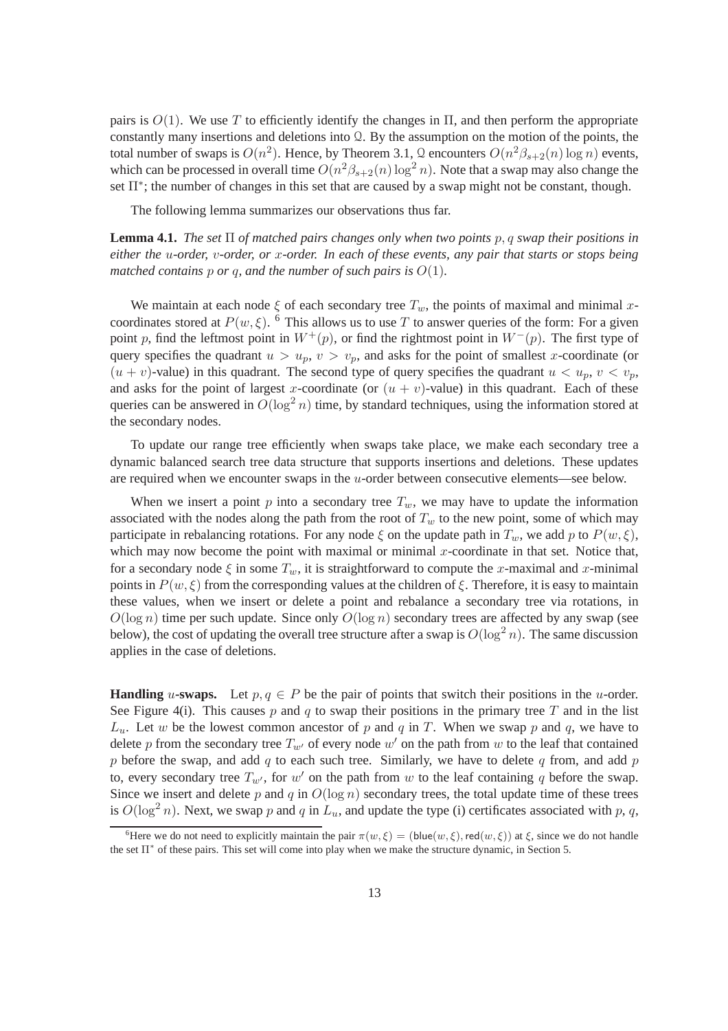pairs is $O(1)$. We use $T$ to efficiently identify the changes in $\Pi$, and then perform the appropriate constantly many insertions and deletions into $\mathcal{Q}$. By the assumption on the motion of the points, the total number of swaps is $O(n^2)$. Hence, by Theorem 3.1, $\mathcal{Q}$ encounters $O(n^2\beta_{s+2}(n)\log n)$ events, which can be processed in overall time $O(n^2\beta_{s+2}(n)\log^2 n)$. Note that a swap may also change the set $\Pi^*$; the number of changes in this set that are caused by a swap might not be constant, though.

The following lemma summarizes our observations thus far.

**Lemma 4.1.** *The set $\Pi$ of matched pairs changes only when two points $p, q$ swap their positions in either the $u$-order, $v$-order, or $x$-order. In each of these events, any pair that starts or stops being matched contains $p$ or $q$, and the number of such pairs is $O(1)$.*

We maintain at each node $\xi$ of each secondary tree $T_w$, the points of maximal and minimal $x$-coordinates stored at $P(w, \xi)$. [6] This allows us to use $T$ to answer queries of the form: For a given point $p$, find the leftmost point in $W^+(p)$, or find the rightmost point in $W^-(p)$. The first type of query specifies the quadrant $u > u_p$, $v > v_p$, and asks for the point of smallest $x$-coordinate (or $(u+v)$-value) in this quadrant. The second type of query specifies the quadrant $u < u_p$, $v < v_p$, and asks for the point of largest $x$-coordinate (or $(u+v)$-value) in this quadrant. Each of these queries can be answered in $O(\log^2 n)$ time, by standard techniques, using the information stored at the secondary nodes.

To update our range tree efficiently when swaps take place, we make each secondary tree a dynamic balanced search tree data structure that supports insertions and deletions. These updates are required when we encounter swaps in the $u$-order between consecutive elements—see below.

When we insert a point $p$ into a secondary tree $T_w$, we may have to update the information associated with the nodes along the path from the root of $T_w$ to the new point, some of which may participate in rebalancing rotations. For any node $\xi$ on the update path in $T_w$, we add $p$ to $P(w, \xi)$, which may now become the point with maximal or minimal $x$-coordinate in that set. Notice that, for a secondary node $\xi$ in some $T_w$, it is straightforward to compute the $x$-maximal and $x$-minimal points in $P(w, \xi)$ from the corresponding values at the children of $\xi$. Therefore, it is easy to maintain these values, when we insert or delete a point and rebalance a secondary tree via rotations, in $O(\log n)$ time per such update. Since only $O(\log n)$ secondary trees are affected by any swap (see below), the cost of updating the overall tree structure after a swap is $O(\log^2 n)$. The same discussion applies in the case of deletions.

**Handling $u$-swaps.** Let $p, q \in P$ be the pair of points that switch their positions in the $u$-order. See Figure 4(i). This causes $p$ and $q$ to swap their positions in the primary tree $T$ and in the list $L_u$. Let $w$ be the lowest common ancestor of $p$ and $q$ in $T$. When we swap $p$ and $q$, we have to delete $p$ from the secondary tree $T_{w'}$ of every node $w'$ on the path from $w$ to the leaf that contained $p$ before the swap, and add $q$ to each such tree. Similarly, we have to delete $q$ from, and add $p$ to, every secondary tree $T_{w'}$, for $w'$ on the path from $w$ to the leaf containing $q$ before the swap. Since we insert and delete $p$ and $q$ in $O(\log n)$ secondary trees, the total update time of these trees is $O(\log^2 n)$. Next, we swap $p$ and $q$ in $L_u$, and update the type (i) certificates associated with $p$, $q$,

[6] Here we do not need to explicitly maintain the pair $\pi(w, \xi) = (\mathsf{blue}(w, \xi), \mathsf{red}(w, \xi))$ at $\xi$, since we do not handle the set $\Pi^*$ of these pairs. This set will come into play when we make the structure dynamic, in Section 5.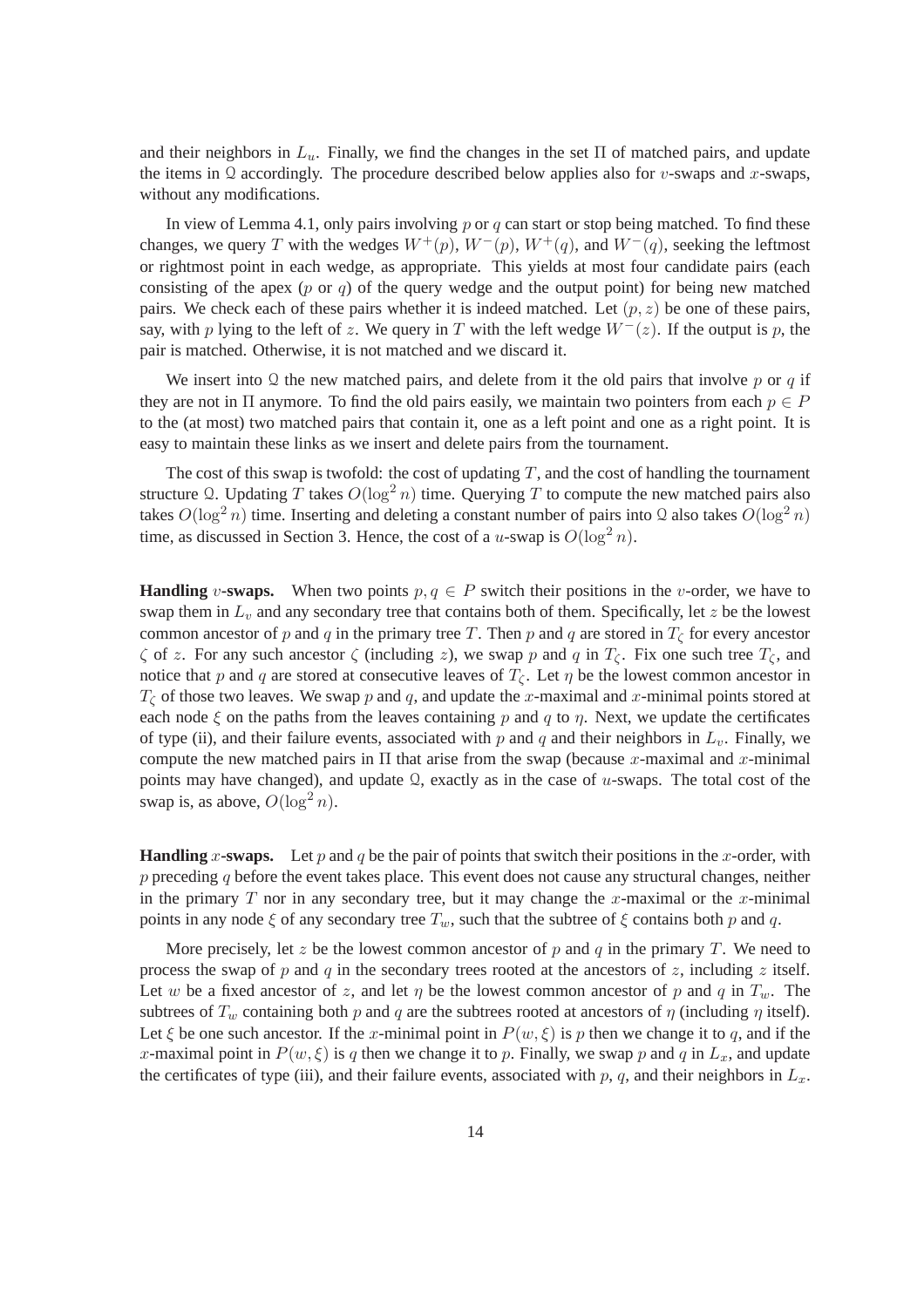and their neighbors in $L_u$. Finally, we find the changes in the set $\Pi$ of matched pairs, and update the items in $\mathcal{Q}$ accordingly. The procedure described below applies also for $v$-swaps and $x$-swaps, without any modifications.

In view of Lemma 4.1, only pairs involving $p$ or $q$ can start or stop being matched. To find these changes, we query $T$ with the wedges $W^+(p)$, $W^-(p)$, $W^+(q)$, and $W^-(q)$, seeking the leftmost or rightmost point in each wedge, as appropriate. This yields at most four candidate pairs (each consisting of the apex ($p$ or $q$) of the query wedge and the output point) for being new matched pairs. We check each of these pairs whether it is indeed matched. Let $(p, z)$ be one of these pairs, say, with $p$ lying to the left of $z$. We query in $T$ with the left wedge $W^-(z)$. If the output is $p$, the pair is matched. Otherwise, it is not matched and we discard it.

We insert into $\mathcal{Q}$ the new matched pairs, and delete from it the old pairs that involve $p$ or $q$ if they are not in $\Pi$ anymore. To find the old pairs easily, we maintain two pointers from each $p \in P$ to the (at most) two matched pairs that contain it, one as a left point and one as a right point. It is easy to maintain these links as we insert and delete pairs from the tournament.

The cost of this swap is twofold: the cost of updating $T$, and the cost of handling the tournament structure $\mathcal{Q}$. Updating $T$ takes $O(\log^2 n)$ time. Querying $T$ to compute the new matched pairs also takes $O(\log^2 n)$ time. Inserting and deleting a constant number of pairs into $\mathcal{Q}$ also takes $O(\log^2 n)$ time, as discussed in Section 3. Hence, the cost of a $u$-swap is $O(\log^2 n)$.

**Handling $v$-swaps.** When two points $p, q \in P$ switch their positions in the $v$-order, we have to swap them in $L_v$ and any secondary tree that contains both of them. Specifically, let $z$ be the lowest common ancestor of $p$ and $q$ in the primary tree $T$. Then $p$ and $q$ are stored in $T_\zeta$ for every ancestor $\zeta$ of $z$. For any such ancestor $\zeta$ (including $z$), we swap $p$ and $q$ in $T_\zeta$. Fix one such tree $T_\zeta$, and notice that $p$ and $q$ are stored at consecutive leaves of $T_\zeta$. Let $\eta$ be the lowest common ancestor in $T_\zeta$ of those two leaves. We swap $p$ and $q$, and update the $x$-maximal and $x$-minimal points stored at each node $\xi$ on the paths from the leaves containing $p$ and $q$ to $\eta$. Next, we update the certificates of type (ii), and their failure events, associated with $p$ and $q$ and their neighbors in $L_v$. Finally, we compute the new matched pairs in $\Pi$ that arise from the swap (because $x$-maximal and $x$-minimal points may have changed), and update $\mathcal{Q}$, exactly as in the case of $u$-swaps. The total cost of the swap is, as above, $O(\log^2 n)$.

**Handling $x$-swaps.** Let $p$ and $q$ be the pair of points that switch their positions in the $x$-order, with $p$ preceding $q$ before the event takes place. This event does not cause any structural changes, neither in the primary $T$ nor in any secondary tree, but it may change the $x$-maximal or the $x$-minimal points in any node $\xi$ of any secondary tree $T_w$, such that the subtree of $\xi$ contains both $p$ and $q$.

More precisely, let $z$ be the lowest common ancestor of $p$ and $q$ in the primary $T$. We need to process the swap of $p$ and $q$ in the secondary trees rooted at the ancestors of $z$, including $z$ itself. Let $w$ be a fixed ancestor of $z$, and let $\eta$ be the lowest common ancestor of $p$ and $q$ in $T_w$. The subtrees of $T_w$ containing both $p$ and $q$ are the subtrees rooted at ancestors of $\eta$ (including $\eta$ itself). Let $\xi$ be one such ancestor. If the $x$-minimal point in $P(w, \xi)$ is $p$ then we change it to $q$, and if the $x$-maximal point in $P(w, \xi)$ is $q$ then we change it to $p$. Finally, we swap $p$ and $q$ in $L_x$, and update the certificates of type (iii), and their failure events, associated with $p$, $q$, and their neighbors in $L_x$.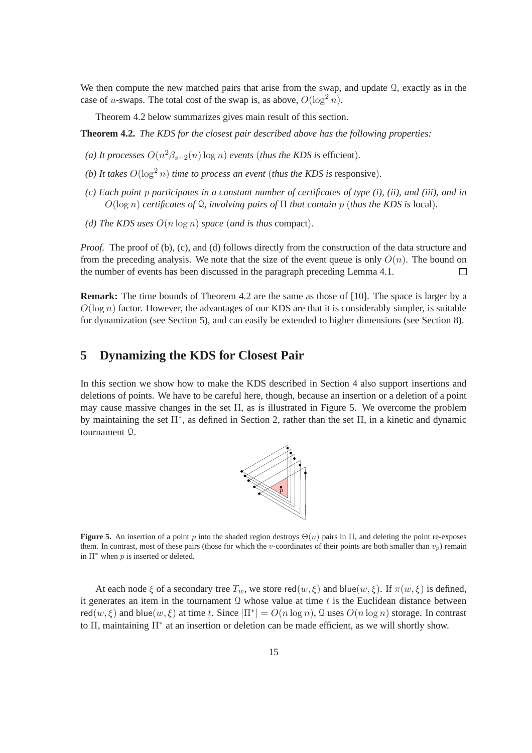We then compute the new matched pairs that arise from the swap, and update $\mathcal{Q}$, exactly as in the case of $u$-swaps. The total cost of the swap is, as above, $O(\log^2 n)$.

Theorem 4.2 below summarizes gives main result of this section.

**Theorem 4.2.** *The KDS for the closest pair described above has the following properties:*

*(a) It processes $O(n^2\beta_{s+2}(n)\log n)$ events (thus the KDS is* efficient*).*

*(b) It takes $O(\log^2 n)$ time to process an event (thus the KDS is* responsive*).*

*(c) Each point $p$ participates in a constant number of certificates of type (i), (ii), and (iii), and in $O(\log n)$ certificates of $\mathcal{Q}$, involving pairs of $\Pi$ that contain $p$ (thus the KDS is* local*).*

*(d) The KDS uses $O(n \log n)$ space (and is thus* compact*).*

*Proof.* The proof of (b), (c), and (d) follows directly from the construction of the data structure and from the preceding analysis. We note that the size of the event queue is only $O(n)$. The bound on the number of events has been discussed in the paragraph preceding Lemma 4.1. □

**Remark:** The time bounds of Theorem 4.2 are the same as those of [10]. The space is larger by a $O(\log n)$ factor. However, the advantages of our KDS are that it is considerably simpler, is suitable for dynamization (see Section 5), and can easily be extended to higher dimensions (see Section 8).

## 5 Dynamizing the KDS for Closest Pair

In this section we show how to make the KDS described in Section 4 also support insertions and deletions of points. We have to be careful here, though, because an insertion or a deletion of a point may cause massive changes in the set $\Pi$, as is illustrated in Figure 5. We overcome the problem by maintaining the set $\Pi^*$, as defined in Section 2, rather than the set $\Pi$, in a kinetic and dynamic tournament $\mathcal{Q}$.

**Figure 5.** An insertion of a point $p$ into the shaded region destroys $\Theta(n)$ pairs in $\Pi$, and deleting the point re-exposes them. In contrast, most of these pairs (those for which the $v$-coordinates of their points are both smaller than $v_p$) remain in $\Pi^*$ when $p$ is inserted or deleted.

At each node $\xi$ of a secondary tree $T_w$, we store $\mathsf{red}(w,\xi)$ and $\mathsf{blue}(w,\xi)$. If $\pi(w,\xi)$ is defined, it generates an item in the tournament $\mathcal{Q}$ whose value at time $t$ is the Euclidean distance between $\mathsf{red}(w,\xi)$ and $\mathsf{blue}(w,\xi)$ at time $t$. Since $|\Pi^*| = O(n \log n)$, $\mathcal{Q}$ uses $O(n \log n)$ storage. In contrast to $\Pi$, maintaining $\Pi^*$ at an insertion or deletion can be made efficient, as we will shortly show.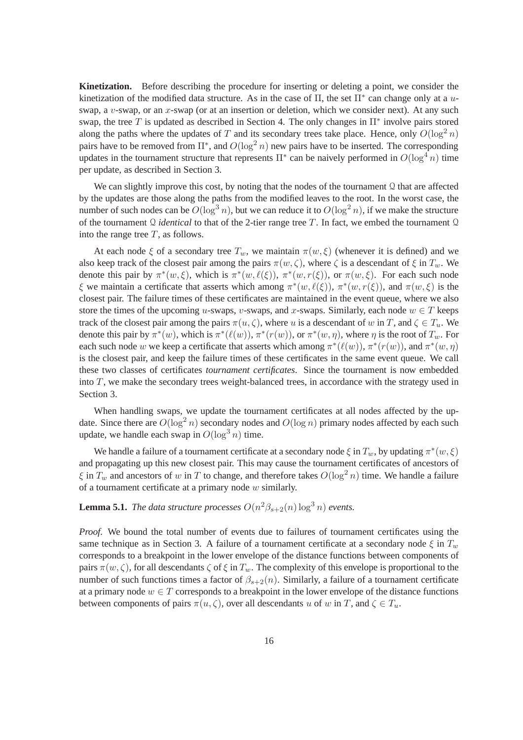**Kinetization.** Before describing the procedure for inserting or deleting a point, we consider the kinetization of the modified data structure. As in the case of $\Pi$, the set $\Pi^*$ can change only at a $u$-swap, a $v$-swap, or an $x$-swap (or at an insertion or deletion, which we consider next). At any such swap, the tree $T$ is updated as described in Section 4. The only changes in $\Pi^*$ involve pairs stored along the paths where the updates of $T$ and its secondary trees take place. Hence, only $O(\log^2 n)$ pairs have to be removed from $\Pi^*$, and $O(\log^2 n)$ new pairs have to be inserted. The corresponding updates in the tournament structure that represents $\Pi^*$ can be naively performed in $O(\log^4 n)$ time per update, as described in Section 3.

We can slightly improve this cost, by noting that the nodes of the tournament $\mathcal{Q}$ that are affected by the updates are those along the paths from the modified leaves to the root. In the worst case, the number of such nodes can be $O(\log^3 n)$, but we can reduce it to $O(\log^2 n)$, if we make the structure of the tournament $\mathcal{Q}$ *identical* to that of the 2-tier range tree $T$. In fact, we embed the tournament $\mathcal{Q}$ into the range tree $T$, as follows.

At each node $\xi$ of a secondary tree $T_w$, we maintain $\pi(w, \xi)$ (whenever it is defined) and we also keep track of the closest pair among the pairs $\pi(w, \zeta)$, where $\zeta$ is a descendant of $\xi$ in $T_w$. We denote this pair by $\pi^*(w, \xi)$, which is $\pi^*(w, \ell(\xi))$, $\pi^*(w, r(\xi))$, or $\pi(w, \xi)$. For each such node $\xi$ we maintain a certificate that asserts which among $\pi^*(w, \ell(\xi))$, $\pi^*(w, r(\xi))$, and $\pi(w, \xi)$ is the closest pair. The failure times of these certificates are maintained in the event queue, where we also store the times of the upcoming $u$-swaps, $v$-swaps, and $x$-swaps. Similarly, each node $w \in T$ keeps track of the closest pair among the pairs $\pi(u, \zeta)$, where $u$ is a descendant of $w$ in $T$, and $\zeta \in T_u$. We denote this pair by $\pi^*(w)$, which is $\pi^*(\ell(w))$, $\pi^*(r(w))$, or $\pi^*(w, \eta)$, where $\eta$ is the root of $T_w$. For each such node $w$ we keep a certificate that asserts which among $\pi^*(\ell(w))$, $\pi^*(r(w))$, and $\pi^*(w, \eta)$ is the closest pair, and keep the failure times of these certificates in the same event queue. We call these two classes of certificates *tournament certificates*. Since the tournament is now embedded into $T$, we make the secondary trees weight-balanced trees, in accordance with the strategy used in Section 3.

When handling swaps, we update the tournament certificates at all nodes affected by the update. Since there are $O(\log^2 n)$ secondary nodes and $O(\log n)$ primary nodes affected by each such update, we handle each swap in $O(\log^3 n)$ time.

We handle a failure of a tournament certificate at a secondary node $\xi$ in $T_w$, by updating $\pi^*(w, \xi)$ and propagating up this new closest pair. This may cause the tournament certificates of ancestors of $\xi$ in $T_w$ and ancestors of $w$ in $T$ to change, and therefore takes $O(\log^2 n)$ time. We handle a failure of a tournament certificate at a primary node $w$ similarly.

**Lemma 5.1.** *The data structure processes $O(n^2 \beta_{s+2}(n) \log^3 n)$ events.*

*Proof.* We bound the total number of events due to failures of tournament certificates using the same technique as in Section 3. A failure of a tournament certificate at a secondary node $\xi$ in $T_w$ corresponds to a breakpoint in the lower envelope of the distance functions between components of pairs $\pi(w, \zeta)$, for all descendants $\zeta$ of $\xi$ in $T_w$. The complexity of this envelope is proportional to the number of such functions times a factor of $\beta_{s+2}(n)$. Similarly, a failure of a tournament certificate at a primary node $w \in T$ corresponds to a breakpoint in the lower envelope of the distance functions between components of pairs $\pi(u, \zeta)$, over all descendants $u$ of $w$ in $T$, and $\zeta \in T_u$.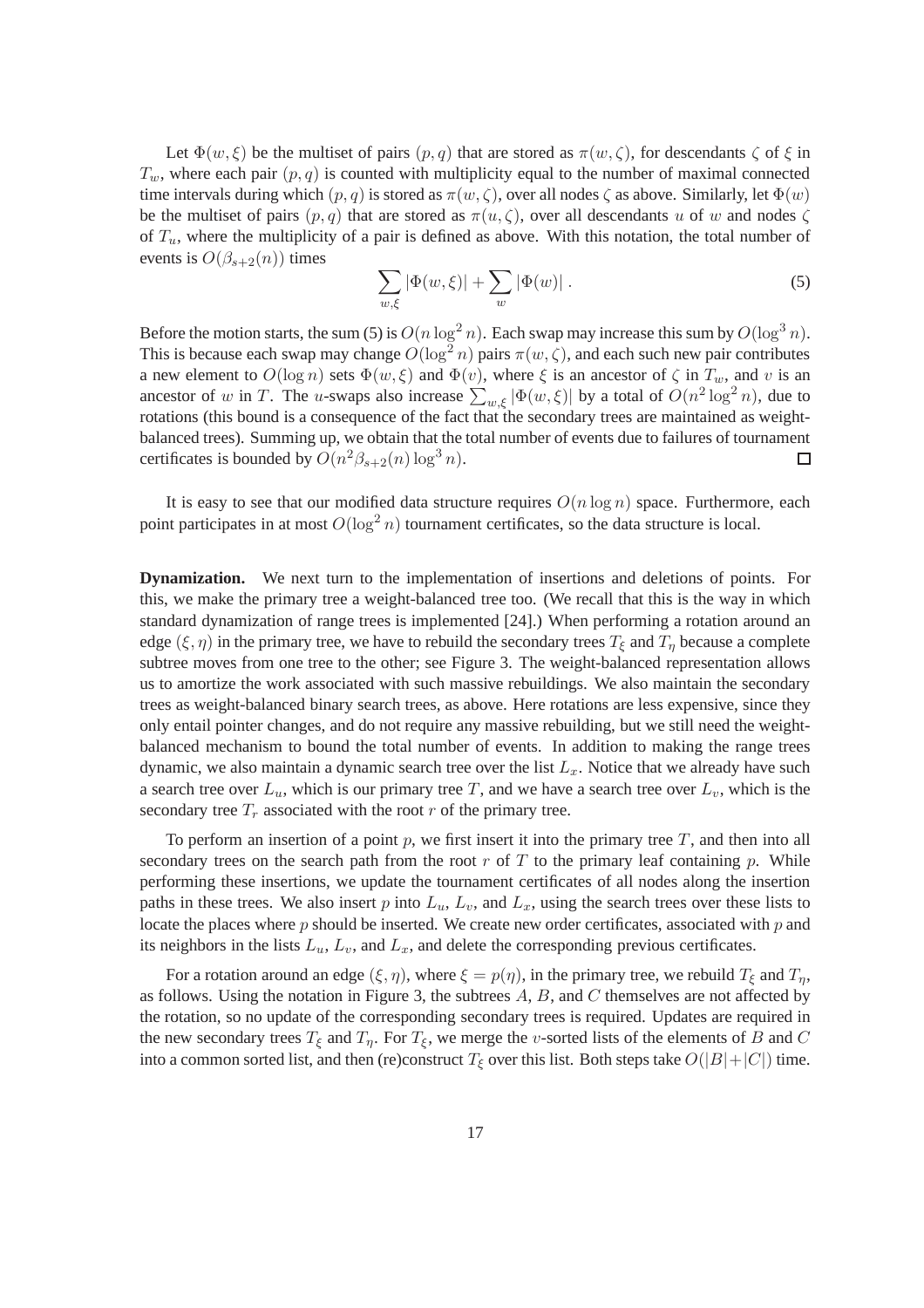Let $\Phi(w, \xi)$ be the multiset of pairs $(p, q)$ that are stored as $\pi(w, \zeta)$, for descendants $\zeta$ of $\xi$ in $T_w$, where each pair $(p, q)$ is counted with multiplicity equal to the number of maximal connected time intervals during which $(p, q)$ is stored as $\pi(w, \zeta)$, over all nodes $\zeta$ as above. Similarly, let $\Phi(w)$ be the multiset of pairs $(p, q)$ that are stored as $\pi(u, \zeta)$, over all descendants $u$ of $w$ and nodes $\zeta$ of $T_u$, where the multiplicity of a pair is defined as above. With this notation, the total number of events is $O(\beta_{s+2}(n))$ times

$$\sum_{w,\xi} |\Phi(w, \xi)| + \sum_{w} |\Phi(w)| \, . \tag{5}$$

Before the motion starts, the sum (5) is $O(n \log^2 n)$. Each swap may increase this sum by $O(\log^3 n)$. This is because each swap may change $O(\log^2 n)$ pairs $\pi(w, \zeta)$, and each such new pair contributes a new element to $O(\log n)$ sets $\Phi(w, \xi)$ and $\Phi(v)$, where $\xi$ is an ancestor of $\zeta$ in $T_w$, and $v$ is an ancestor of $w$ in $T$. The $u$-swaps also increase $\sum_{w,\xi} |\Phi(w, \xi)|$ by a total of $O(n^2 \log^2 n)$, due to rotations (this bound is a consequence of the fact that the secondary trees are maintained as weight-balanced trees). Summing up, we obtain that the total number of events due to failures of tournament certificates is bounded by $O(n^2 \beta_{s+2}(n) \log^3 n)$. $\square$

It is easy to see that our modified data structure requires $O(n \log n)$ space. Furthermore, each point participates in at most $O(\log^2 n)$ tournament certificates, so the data structure is local.

**Dynamization.** We next turn to the implementation of insertions and deletions of points. For this, we make the primary tree a weight-balanced tree too. (We recall that this is the way in which standard dynamization of range trees is implemented [24].) When performing a rotation around an edge $(\xi, \eta)$ in the primary tree, we have to rebuild the secondary trees $T_\xi$ and $T_\eta$ because a complete subtree moves from one tree to the other; see Figure 3. The weight-balanced representation allows us to amortize the work associated with such massive rebuildings. We also maintain the secondary trees as weight-balanced binary search trees, as above. Here rotations are less expensive, since they only entail pointer changes, and do not require any massive rebuilding, but we still need the weight-balanced mechanism to bound the total number of events. In addition to making the range trees dynamic, we also maintain a dynamic search tree over the list $L_x$. Notice that we already have such a search tree over $L_u$, which is our primary tree $T$, and we have a search tree over $L_v$, which is the secondary tree $T_r$ associated with the root $r$ of the primary tree.

To perform an insertion of a point $p$, we first insert it into the primary tree $T$, and then into all secondary trees on the search path from the root $r$ of $T$ to the primary leaf containing $p$. While performing these insertions, we update the tournament certificates of all nodes along the insertion paths in these trees. We also insert $p$ into $L_u$, $L_v$, and $L_x$, using the search trees over these lists to locate the places where $p$ should be inserted. We create new order certificates, associated with $p$ and its neighbors in the lists $L_u$, $L_v$, and $L_x$, and delete the corresponding previous certificates.

For a rotation around an edge $(\xi, \eta)$, where $\xi = p(\eta)$, in the primary tree, we rebuild $T_\xi$ and $T_\eta$, as follows. Using the notation in Figure 3, the subtrees $A$, $B$, and $C$ themselves are not affected by the rotation, so no update of the corresponding secondary trees is required. Updates are required in the new secondary trees $T_\xi$ and $T_\eta$. For $T_\xi$, we merge the $v$-sorted lists of the elements of $B$ and $C$ into a common sorted list, and then (re)construct $T_\xi$ over this list. Both steps take $O(|B|+|C|)$ time.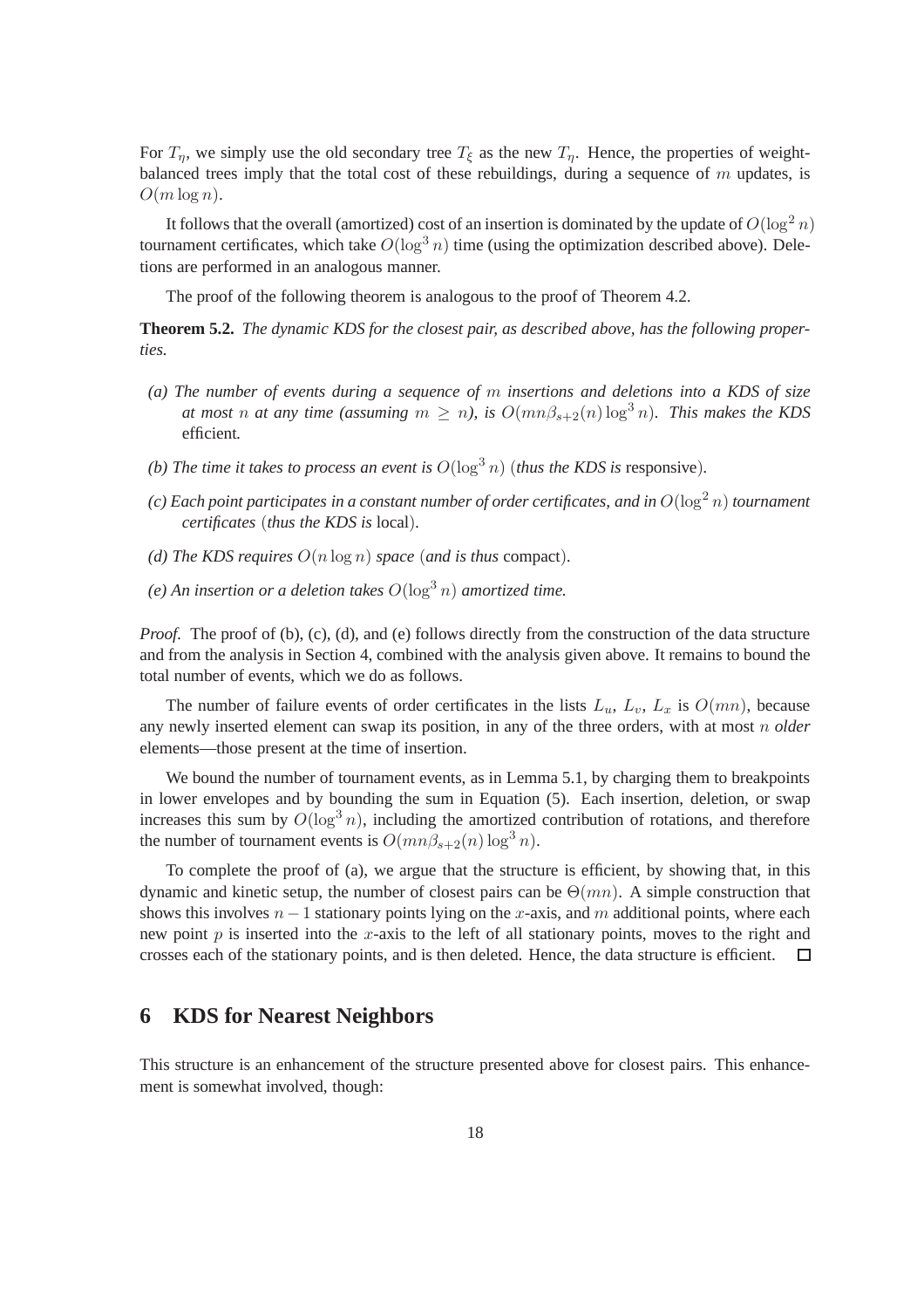For $T_\eta$, we simply use the old secondary tree $T_\xi$ as the new $T_\eta$. Hence, the properties of weight-balanced trees imply that the total cost of these rebuildings, during a sequence of $m$ updates, is $O(m \log n)$.

It follows that the overall (amortized) cost of an insertion is dominated by the update of $O(\log^2 n)$ tournament certificates, which take $O(\log^3 n)$ time (using the optimization described above). Deletions are performed in an analogous manner.

The proof of the following theorem is analogous to the proof of Theorem 4.2.

**Theorem 5.2.** *The dynamic KDS for the closest pair, as described above, has the following properties.*

- *(a) The number of events during a sequence of $m$ insertions and deletions into a KDS of size at most $n$ at any time (assuming $m \geq n$), is $O(mn\beta_{s+2}(n)\log^3 n)$. This makes the KDS* efficient*.*
- *(b) The time it takes to process an event is $O(\log^3 n)$ (thus the KDS is* responsive*).*
- *(c) Each point participates in a constant number of order certificates, and in $O(\log^2 n)$ tournament certificates (thus the KDS is* local*).*
- *(d) The KDS requires $O(n \log n)$ space (and is thus* compact*).*
- *(e) An insertion or a deletion takes $O(\log^3 n)$ amortized time.*

*Proof.* The proof of (b), (c), (d), and (e) follows directly from the construction of the data structure and from the analysis in Section 4, combined with the analysis given above. It remains to bound the total number of events, which we do as follows.

The number of failure events of order certificates in the lists $L_u$, $L_v$, $L_x$ is $O(mn)$, because any newly inserted element can swap its position, in any of the three orders, with at most $n$ *older* elements—those present at the time of insertion.

We bound the number of tournament events, as in Lemma 5.1, by charging them to breakpoints in lower envelopes and by bounding the sum in Equation (5). Each insertion, deletion, or swap increases this sum by $O(\log^3 n)$, including the amortized contribution of rotations, and therefore the number of tournament events is $O(mn\beta_{s+2}(n)\log^3 n)$.

To complete the proof of (a), we argue that the structure is efficient, by showing that, in this dynamic and kinetic setup, the number of closest pairs can be $\Theta(mn)$. A simple construction that shows this involves $n-1$ stationary points lying on the $x$-axis, and $m$ additional points, where each new point $p$ is inserted into the $x$-axis to the left of all stationary points, moves to the right and crosses each of the stationary points, and is then deleted. Hence, the data structure is efficient. □

# 6 KDS for Nearest Neighbors

This structure is an enhancement of the structure presented above for closest pairs. This enhancement is somewhat involved, though: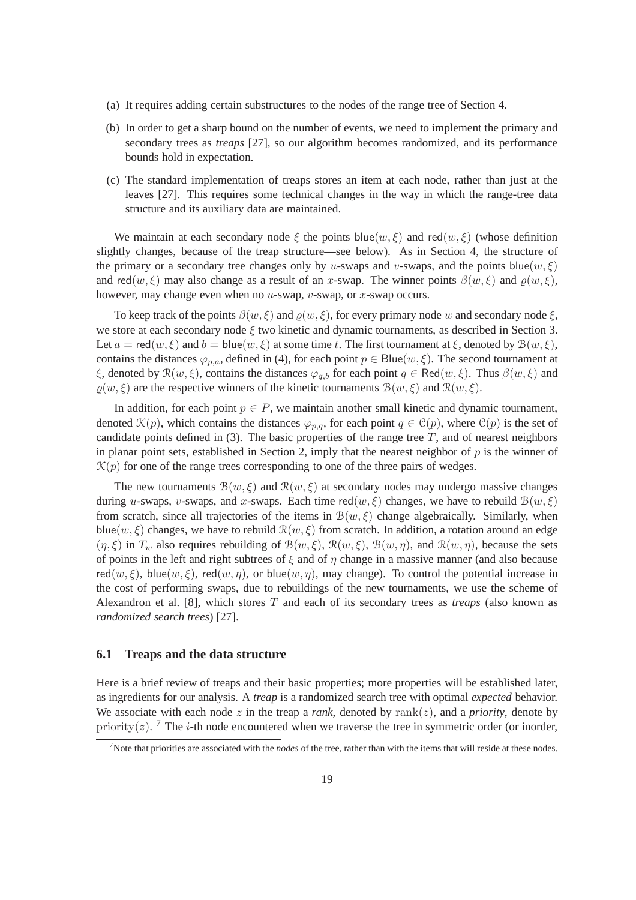(a) It requires adding certain substructures to the nodes of the range tree of Section 4.

(b) In order to get a sharp bound on the number of events, we need to implement the primary and secondary trees as *treaps* [27], so our algorithm becomes randomized, and its performance bounds hold in expectation.

(c) The standard implementation of treaps stores an item at each node, rather than just at the leaves [27]. This requires some technical changes in the way in which the range-tree data structure and its auxiliary data are maintained.

We maintain at each secondary node $\xi$ the points $\mathsf{blue}(w,\xi)$ and $\mathsf{red}(w,\xi)$ (whose definition slightly changes, because of the treap structure—see below). As in Section 4, the structure of the primary or a secondary tree changes only by $u$-swaps and $v$-swaps, and the points $\mathsf{blue}(w,\xi)$ and $\mathsf{red}(w,\xi)$ may also change as a result of an $x$-swap. The winner points $\beta(w,\xi)$ and $\varrho(w,\xi)$, however, may change even when no $u$-swap, $v$-swap, or $x$-swap occurs.

To keep track of the points $\beta(w,\xi)$ and $\varrho(w,\xi)$, for every primary node $w$ and secondary node $\xi$, we store at each secondary node $\xi$ two kinetic and dynamic tournaments, as described in Section 3. Let $a = \mathsf{red}(w,\xi)$ and $b = \mathsf{blue}(w,\xi)$ at some time $t$. The first tournament at $\xi$, denoted by $\mathcal{B}(w,\xi)$, contains the distances $\varphi_{p,a}$, defined in (4), for each point $p \in \mathsf{Blue}(w,\xi)$. The second tournament at $\xi$, denoted by $\mathcal{R}(w,\xi)$, contains the distances $\varphi_{q,b}$ for each point $q \in \mathsf{Red}(w,\xi)$. Thus $\beta(w,\xi)$ and $\varrho(w,\xi)$ are the respective winners of the kinetic tournaments $\mathcal{B}(w,\xi)$ and $\mathcal{R}(w,\xi)$.

In addition, for each point $p \in P$, we maintain another small kinetic and dynamic tournament, denoted $\mathcal{K}(p)$, which contains the distances $\varphi_{p,q}$, for each point $q \in \mathcal{C}(p)$, where $\mathcal{C}(p)$ is the set of candidate points defined in (3). The basic properties of the range tree $T$, and of nearest neighbors in planar point sets, established in Section 2, imply that the nearest neighbor of $p$ is the winner of $\mathcal{K}(p)$ for one of the range trees corresponding to one of the three pairs of wedges.

The new tournaments $\mathcal{B}(w,\xi)$ and $\mathcal{R}(w,\xi)$ at secondary nodes may undergo massive changes during $u$-swaps, $v$-swaps, and $x$-swaps. Each time $\mathsf{red}(w,\xi)$ changes, we have to rebuild $\mathcal{B}(w,\xi)$ from scratch, since all trajectories of the items in $\mathcal{B}(w,\xi)$ change algebraically. Similarly, when $\mathsf{blue}(w,\xi)$ changes, we have to rebuild $\mathcal{R}(w,\xi)$ from scratch. In addition, a rotation around an edge $(\eta,\xi)$ in $T_w$ also requires rebuilding of $\mathcal{B}(w,\xi)$, $\mathcal{R}(w,\xi)$, $\mathcal{B}(w,\eta)$, and $\mathcal{R}(w,\eta)$, because the sets of points in the left and right subtrees of $\xi$ and of $\eta$ change in a massive manner (and also because $\mathsf{red}(w,\xi)$, $\mathsf{blue}(w,\xi)$, $\mathsf{red}(w,\eta)$, or $\mathsf{blue}(w,\eta)$, may change). To control the potential increase in the cost of performing swaps, due to rebuildings of the new tournaments, we use the scheme of Alexandron et al. [8], which stores $T$ and each of its secondary trees as *treaps* (also known as *randomized search trees*) [27].

## 6.1 Treaps and the data structure

Here is a brief review of treaps and their basic properties; more properties will be established later, as ingredients for our analysis. A *treap* is a randomized search tree with optimal *expected* behavior. We associate with each node $z$ in the treap a *rank*, denoted by $\mathrm{rank}(z)$, and a *priority*, denote by $\mathrm{priority}(z)$. [7] The $i$-th node encountered when we traverse the tree in symmetric order (or inorder,

[7] Note that priorities are associated with the *nodes* of the tree, rather than with the items that will reside at these nodes.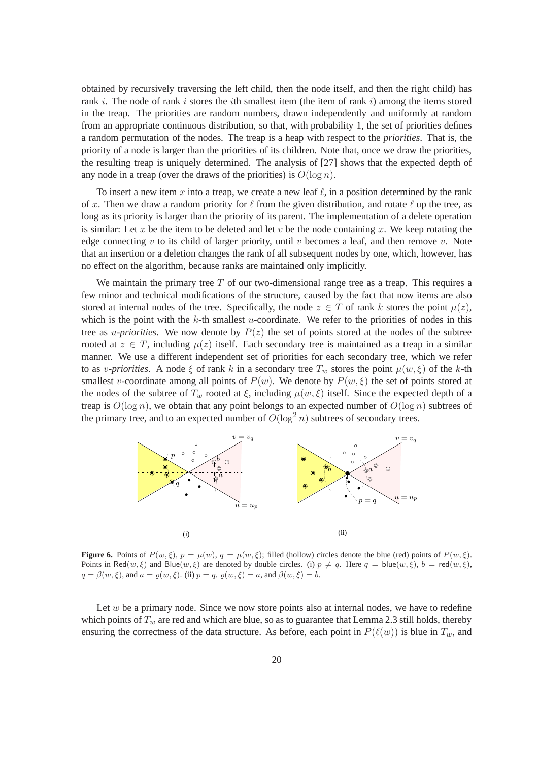obtained by recursively traversing the left child, then the node itself, and then the right child) has rank $i$. The node of rank $i$ stores the $i$th smallest item (the item of rank $i$) among the items stored in the treap. The priorities are random numbers, drawn independently and uniformly at random from an appropriate continuous distribution, so that, with probability 1, the set of priorities defines a random permutation of the nodes. The treap is a heap with respect to the *priorities*. That is, the priority of a node is larger than the priorities of its children. Note that, once we draw the priorities, the resulting treap is uniquely determined. The analysis of [27] shows that the expected depth of any node in a treap (over the draws of the priorities) is $O(\log n)$.

To insert a new item $x$ into a treap, we create a new leaf $\ell$, in a position determined by the rank of $x$. Then we draw a random priority for $\ell$ from the given distribution, and rotate $\ell$ up the tree, as long as its priority is larger than the priority of its parent. The implementation of a delete operation is similar: Let $x$ be the item to be deleted and let $v$ be the node containing $x$. We keep rotating the edge connecting $v$ to its child of larger priority, until $v$ becomes a leaf, and then remove $v$. Note that an insertion or a deletion changes the rank of all subsequent nodes by one, which, however, has no effect on the algorithm, because ranks are maintained only implicitly.

We maintain the primary tree $T$ of our two-dimensional range tree as a treap. This requires a few minor and technical modifications of the structure, caused by the fact that now items are also stored at internal nodes of the tree. Specifically, the node $z \in T$ of rank $k$ stores the point $\mu(z)$, which is the point with the $k$-th smallest $u$-coordinate. We refer to the priorities of nodes in this tree as *$u$-priorities*. We now denote by $P(z)$ the set of points stored at the nodes of the subtree rooted at $z \in T$, including $\mu(z)$ itself. Each secondary tree is maintained as a treap in a similar manner. We use a different independent set of priorities for each secondary tree, which we refer to as *$v$-priorities*. A node $\xi$ of rank $k$ in a secondary tree $T_w$ stores the point $\mu(w, \xi)$ of the $k$-th smallest $v$-coordinate among all points of $P(w)$. We denote by $P(w, \xi)$ the set of points stored at the nodes of the subtree of $T_w$ rooted at $\xi$, including $\mu(w, \xi)$ itself. Since the expected depth of a treap is $O(\log n)$, we obtain that any point belongs to an expected number of $O(\log n)$ subtrees of the primary tree, and to an expected number of $O(\log^2 n)$ subtrees of secondary trees.

**Figure 6.** Points of $P(w, \xi)$, $p = \mu(w)$, $q = \mu(w, \xi)$; filled (hollow) circles denote the blue (red) points of $P(w, \xi)$. Points in $\mathsf{Red}(w, \xi)$ and $\mathsf{Blue}(w, \xi)$ are denoted by double circles. (i) $p \neq q$. Here $q = \mathsf{blue}(w, \xi)$, $b = \mathsf{red}(w, \xi)$, $q = \beta(w, \xi)$, and $a = \varrho(w, \xi)$. (ii) $p = q$. $\varrho(w, \xi) = a$, and $\beta(w, \xi) = b$.

Let $w$ be a primary node. Since we now store points also at internal nodes, we have to redefine which points of $T_w$ are red and which are blue, so as to guarantee that Lemma 2.3 still holds, thereby ensuring the correctness of the data structure. As before, each point in $P(\ell(w))$ is blue in $T_w$, and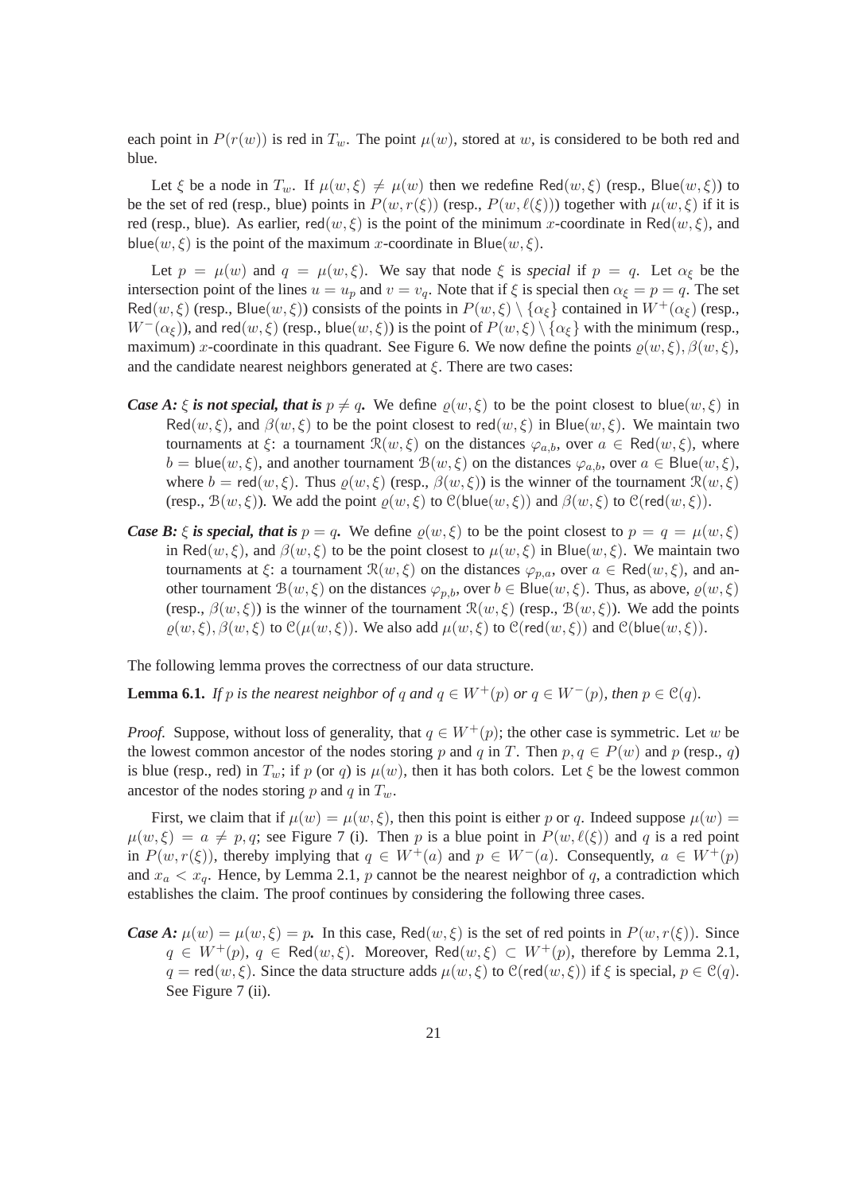each point in $P(r(w))$ is red in $T_w$. The point $\mu(w)$, stored at $w$, is considered to be both red and blue.

Let $\xi$ be a node in $T_w$. If $\mu(w,\xi) \neq \mu(w)$ then we redefine $\mathsf{Red}(w,\xi)$ (resp., $\mathsf{Blue}(w,\xi)$) to be the set of red (resp., blue) points in $P(w, r(\xi))$ (resp., $P(w, \ell(\xi))$) together with $\mu(w,\xi)$ if it is red (resp., blue). As earlier, $\mathsf{red}(w,\xi)$ is the point of the minimum $x$-coordinate in $\mathsf{Red}(w,\xi)$, and $\mathsf{blue}(w,\xi)$ is the point of the maximum $x$-coordinate in $\mathsf{Blue}(w,\xi)$.

Let $p = \mu(w)$ and $q = \mu(w,\xi)$. We say that node $\xi$ is *special* if $p = q$. Let $\alpha_\xi$ be the intersection point of the lines $u = u_p$ and $v = v_q$. Note that if $\xi$ is special then $\alpha_\xi = p = q$. The set $\mathsf{Red}(w,\xi)$ (resp., $\mathsf{Blue}(w,\xi)$) consists of the points in $P(w,\xi) \setminus \{\alpha_\xi\}$ contained in $W^+(\alpha_\xi)$ (resp., $W^-(\alpha_\xi)$), and $\mathsf{red}(w,\xi)$ (resp., $\mathsf{blue}(w,\xi)$) is the point of $P(w,\xi) \setminus \{\alpha_\xi\}$ with the minimum (resp., maximum) $x$-coordinate in this quadrant. See Figure 6. We now define the points $\varrho(w,\xi), \beta(w,\xi)$, and the candidate nearest neighbors generated at $\xi$. There are two cases:

***Case A:*** ***$\xi$ is not special, that is $p \neq q$.*** We define $\varrho(w,\xi)$ to be the point closest to $\mathsf{blue}(w,\xi)$ in $\mathsf{Red}(w,\xi)$, and $\beta(w,\xi)$ to be the point closest to $\mathsf{red}(w,\xi)$ in $\mathsf{Blue}(w,\xi)$. We maintain two tournaments at $\xi$: a tournament $\mathcal{R}(w,\xi)$ on the distances $\varphi_{a,b}$, over $a \in \mathsf{Red}(w,\xi)$, where $b = \mathsf{blue}(w,\xi)$, and another tournament $\mathcal{B}(w,\xi)$ on the distances $\varphi_{a,b}$, over $a \in \mathsf{Blue}(w,\xi)$, where $b = \mathsf{red}(w,\xi)$. Thus $\varrho(w,\xi)$ (resp., $\beta(w,\xi)$) is the winner of the tournament $\mathcal{R}(w,\xi)$ (resp., $\mathcal{B}(w,\xi)$). We add the point $\varrho(w,\xi)$ to $\mathcal{C}(\mathsf{blue}(w,\xi))$ and $\beta(w,\xi)$ to $\mathcal{C}(\mathsf{red}(w,\xi))$.

***Case B:*** ***$\xi$ is special, that is $p = q$.*** We define $\varrho(w,\xi)$ to be the point closest to $p = q = \mu(w,\xi)$ in $\mathsf{Red}(w,\xi)$, and $\beta(w,\xi)$ to be the point closest to $\mu(w,\xi)$ in $\mathsf{Blue}(w,\xi)$. We maintain two tournaments at $\xi$: a tournament $\mathcal{R}(w,\xi)$ on the distances $\varphi_{p,a}$, over $a \in \mathsf{Red}(w,\xi)$, and another tournament $\mathcal{B}(w,\xi)$ on the distances $\varphi_{p,b}$, over $b \in \mathsf{Blue}(w,\xi)$. Thus, as above, $\varrho(w,\xi)$ (resp., $\beta(w,\xi)$) is the winner of the tournament $\mathcal{R}(w,\xi)$ (resp., $\mathcal{B}(w,\xi)$). We add the points $\varrho(w,\xi), \beta(w,\xi)$ to $\mathcal{C}(\mu(w,\xi))$. We also add $\mu(w,\xi)$ to $\mathcal{C}(\mathsf{red}(w,\xi))$ and $\mathcal{C}(\mathsf{blue}(w,\xi))$.

The following lemma proves the correctness of our data structure.

**Lemma 6.1.** *If $p$ is the nearest neighbor of $q$ and $q \in W^+(p)$ or $q \in W^-(p)$, then $p \in \mathcal{C}(q)$.*

*Proof.* Suppose, without loss of generality, that $q \in W^+(p)$; the other case is symmetric. Let $w$ be the lowest common ancestor of the nodes storing $p$ and $q$ in $T$. Then $p, q \in P(w)$ and $p$ (resp., $q$) is blue (resp., red) in $T_w$; if $p$ (or $q$) is $\mu(w)$, then it has both colors. Let $\xi$ be the lowest common ancestor of the nodes storing $p$ and $q$ in $T_w$.

First, we claim that if $\mu(w) = \mu(w,\xi)$, then this point is either $p$ or $q$. Indeed suppose $\mu(w) = \mu(w,\xi) = a \neq p, q$; see Figure 7 (i). Then $p$ is a blue point in $P(w, \ell(\xi))$ and $q$ is a red point in $P(w, r(\xi))$, thereby implying that $q \in W^+(a)$ and $p \in W^-(a)$. Consequently, $a \in W^+(p)$ and $x_a < x_q$. Hence, by Lemma 2.1, $p$ cannot be the nearest neighbor of $q$, a contradiction which establishes the claim. The proof continues by considering the following three cases.

***Case A:*** ***$\mu(w) = \mu(w,\xi) = p$.*** In this case, $\mathsf{Red}(w,\xi)$ is the set of red points in $P(w, r(\xi))$. Since $q \in W^+(p)$, $q \in \mathsf{Red}(w,\xi)$. Moreover, $\mathsf{Red}(w,\xi) \subset W^+(p)$, therefore by Lemma 2.1, $q = \mathsf{red}(w,\xi)$. Since the data structure adds $\mu(w,\xi)$ to $\mathcal{C}(\mathsf{red}(w,\xi))$ if $\xi$ is special, $p \in \mathcal{C}(q)$. See Figure 7 (ii).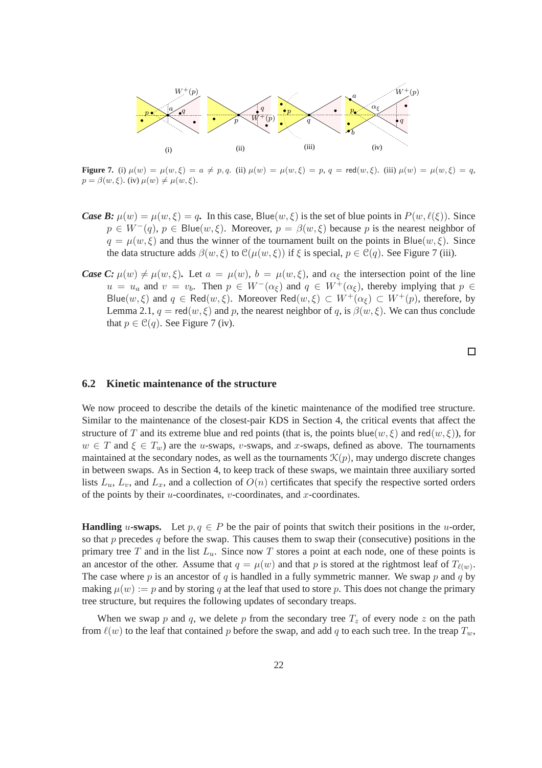**Figure 7.** (i) $\mu(w) = \mu(w,\xi) = a \neq p, q$. (ii) $\mu(w) = \mu(w,\xi) = p$, $q = \mathsf{red}(w,\xi)$. (iii) $\mu(w) = \mu(w,\xi) = q$, $p = \beta(w,\xi)$. (iv) $\mu(w) \neq \mu(w,\xi)$.

***Case B:*** $\mu(w) = \mu(w,\xi) = q$**.** In this case, $\mathsf{Blue}(w,\xi)$ is the set of blue points in $P(w,\ell(\xi))$. Since $p \in W^-(q)$, $p \in \mathsf{Blue}(w,\xi)$. Moreover, $p = \beta(w,\xi)$ because $p$ is the nearest neighbor of $q = \mu(w,\xi)$ and thus the winner of the tournament built on the points in $\mathsf{Blue}(w,\xi)$. Since the data structure adds $\beta(w,\xi)$ to $\mathcal{C}(\mu(w,\xi))$ if $\xi$ is special, $p \in \mathcal{C}(q)$. See Figure 7 (iii).

***Case C:*** $\mu(w) \neq \mu(w,\xi)$**.** Let $a = \mu(w)$, $b = \mu(w,\xi)$, and $\alpha_\xi$ the intersection point of the line $u = u_a$ and $v = v_b$. Then $p \in W^-(\alpha_\xi)$ and $q \in W^+(\alpha_\xi)$, thereby implying that $p \in \mathsf{Blue}(w,\xi)$ and $q \in \mathsf{Red}(w,\xi)$. Moreover $\mathsf{Red}(w,\xi) \subset W^+(\alpha_\xi) \subset W^+(p)$, therefore, by Lemma 2.1, $q = \mathsf{red}(w,\xi)$ and $p$, the nearest neighbor of $q$, is $\beta(w,\xi)$. We can thus conclude that $p \in \mathcal{C}(q)$. See Figure 7 (iv).

□

### 6.2 Kinetic maintenance of the structure

We now proceed to describe the details of the kinetic maintenance of the modified tree structure. Similar to the maintenance of the closest-pair KDS in Section 4, the critical events that affect the structure of $T$ and its extreme blue and red points (that is, the points $\mathsf{blue}(w,\xi)$ and $\mathsf{red}(w,\xi)$), for $w \in T$ and $\xi \in T_w$) are the $u$-swaps, $v$-swaps, and $x$-swaps, defined as above. The tournaments maintained at the secondary nodes, as well as the tournaments $\mathcal{K}(p)$, may undergo discrete changes in between swaps. As in Section 4, to keep track of these swaps, we maintain three auxiliary sorted lists $L_u$, $L_v$, and $L_x$, and a collection of $O(n)$ certificates that specify the respective sorted orders of the points by their $u$-coordinates, $v$-coordinates, and $x$-coordinates.

**Handling $u$-swaps.** Let $p, q \in P$ be the pair of points that switch their positions in the $u$-order, so that $p$ precedes $q$ before the swap. This causes them to swap their (consecutive) positions in the primary tree $T$ and in the list $L_u$. Since now $T$ stores a point at each node, one of these points is an ancestor of the other. Assume that $q = \mu(w)$ and that $p$ is stored at the rightmost leaf of $T_{\ell(w)}$. The case where $p$ is an ancestor of $q$ is handled in a fully symmetric manner. We swap $p$ and $q$ by making $\mu(w) := p$ and by storing $q$ at the leaf that used to store $p$. This does not change the primary tree structure, but requires the following updates of secondary treaps.

When we swap $p$ and $q$, we delete $p$ from the secondary tree $T_z$ of every node $z$ on the path from $\ell(w)$ to the leaf that contained $p$ before the swap, and add $q$ to each such tree. In the treap $T_w$,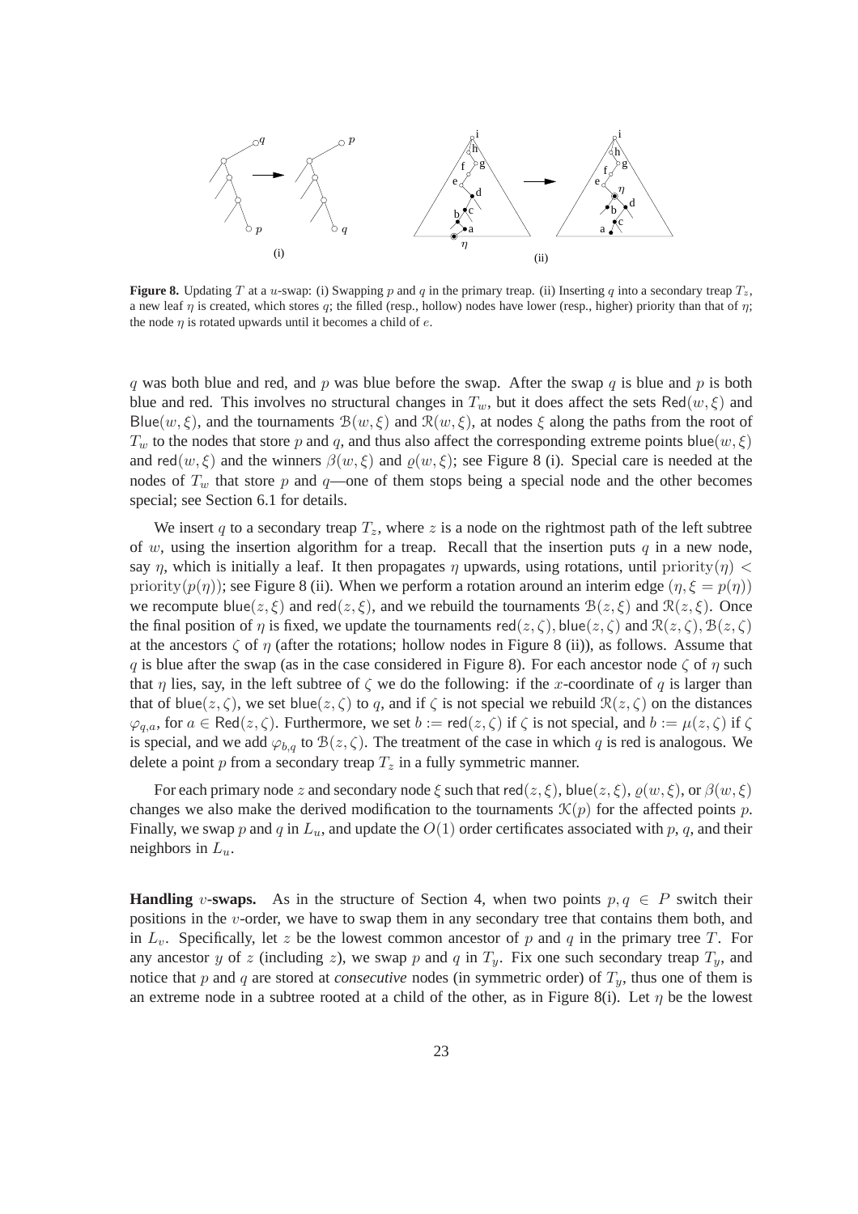**Figure 8.** Updating $T$ at a $u$-swap: (i) Swapping $p$ and $q$ in the primary treap. (ii) Inserting $q$ into a secondary treap $T_z$, a new leaf $\eta$ is created, which stores $q$; the filled (resp., hollow) nodes have lower (resp., higher) priority than that of $\eta$; the node $\eta$ is rotated upwards until it becomes a child of $e$.

$q$ was both blue and red, and $p$ was blue before the swap. After the swap $q$ is blue and $p$ is both blue and red. This involves no structural changes in $T_w$, but it does affect the sets $\mathsf{Red}(w, \xi)$ and $\mathsf{Blue}(w, \xi)$, and the tournaments $\mathcal{B}(w, \xi)$ and $\mathcal{R}(w, \xi)$, at nodes $\xi$ along the paths from the root of $T_w$ to the nodes that store $p$ and $q$, and thus also affect the corresponding extreme points $\mathsf{blue}(w, \xi)$ and $\mathsf{red}(w, \xi)$ and the winners $\beta(w, \xi)$ and $\varrho(w, \xi)$; see Figure 8 (i). Special care is needed at the nodes of $T_w$ that store $p$ and $q$—one of them stops being a special node and the other becomes special; see Section 6.1 for details.

We insert $q$ to a secondary treap $T_z$, where $z$ is a node on the rightmost path of the left subtree of $w$, using the insertion algorithm for a treap. Recall that the insertion puts $q$ in a new node, say $\eta$, which is initially a leaf. It then propagates $\eta$ upwards, using rotations, until $\text{priority}(\eta) < \text{priority}(p(\eta))$; see Figure 8 (ii). When we perform a rotation around an interim edge $(\eta, \xi = p(\eta))$ we recompute $\mathsf{blue}(z, \xi)$ and $\mathsf{red}(z, \xi)$, and we rebuild the tournaments $\mathcal{B}(z, \xi)$ and $\mathcal{R}(z, \xi)$. Once the final position of $\eta$ is fixed, we update the tournaments $\mathsf{red}(z, \zeta)$, $\mathsf{blue}(z, \zeta)$ and $\mathcal{R}(z, \zeta)$, $\mathcal{B}(z, \zeta)$ at the ancestors $\zeta$ of $\eta$ (after the rotations; hollow nodes in Figure 8 (ii)), as follows. Assume that $q$ is blue after the swap (as in the case considered in Figure 8). For each ancestor node $\zeta$ of $\eta$ such that $\eta$ lies, say, in the left subtree of $\zeta$ we do the following: if the $x$-coordinate of $q$ is larger than that of $\mathsf{blue}(z, \zeta)$, we set $\mathsf{blue}(z, \zeta)$ to $q$, and if $\zeta$ is not special we rebuild $\mathcal{R}(z, \zeta)$ on the distances $\varphi_{q,a}$, for $a \in \mathsf{Red}(z, \zeta)$. Furthermore, we set $b := \mathsf{red}(z, \zeta)$ if $\zeta$ is not special, and $b := \mu(z, \zeta)$ if $\zeta$ is special, and we add $\varphi_{b,q}$ to $\mathcal{B}(z, \zeta)$. The treatment of the case in which $q$ is red is analogous. We delete a point $p$ from a secondary treap $T_z$ in a fully symmetric manner.

For each primary node $z$ and secondary node $\xi$ such that $\mathsf{red}(z, \xi)$, $\mathsf{blue}(z, \xi)$, $\varrho(w, \xi)$, or $\beta(w, \xi)$ changes we also make the derived modification to the tournaments $\mathcal{K}(p)$ for the affected points $p$. Finally, we swap $p$ and $q$ in $L_u$, and update the $O(1)$ order certificates associated with $p$, $q$, and their neighbors in $L_u$.

**Handling $v$-swaps.** As in the structure of Section 4, when two points $p, q \in P$ switch their positions in the $v$-order, we have to swap them in any secondary tree that contains them both, and in $L_v$. Specifically, let $z$ be the lowest common ancestor of $p$ and $q$ in the primary tree $T$. For any ancestor $y$ of $z$ (including $z$), we swap $p$ and $q$ in $T_y$. Fix one such secondary treap $T_y$, and notice that $p$ and $q$ are stored at *consecutive* nodes (in symmetric order) of $T_y$, thus one of them is an extreme node in a subtree rooted at a child of the other, as in Figure 8(i). Let $\eta$ be the lowest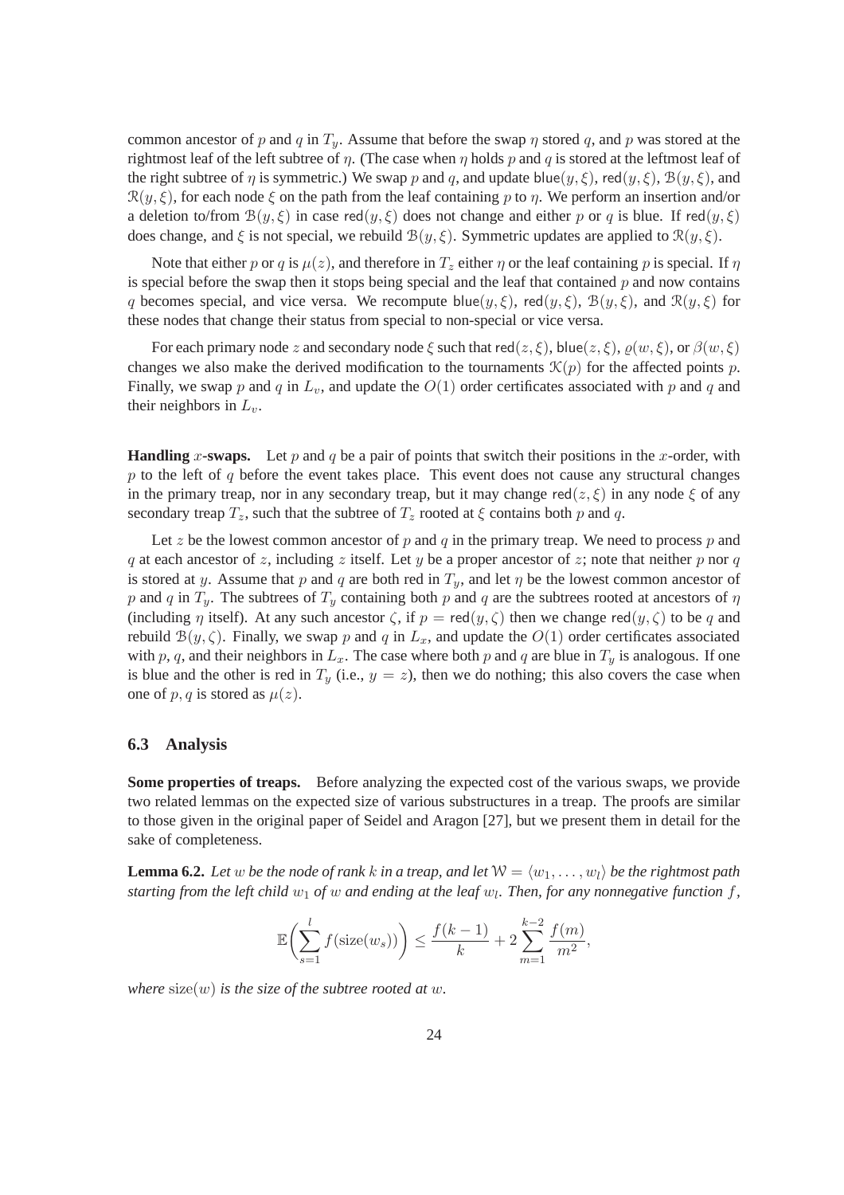common ancestor of $p$ and $q$ in $T_y$. Assume that before the swap $\eta$ stored $q$, and $p$ was stored at the rightmost leaf of the left subtree of $\eta$. (The case when $\eta$ holds $p$ and $q$ is stored at the leftmost leaf of the right subtree of $\eta$ is symmetric.) We swap $p$ and $q$, and update $\mathsf{blue}(y, \xi)$, $\mathsf{red}(y, \xi)$, $\mathcal{B}(y, \xi)$, and $\mathcal{R}(y, \xi)$, for each node $\xi$ on the path from the leaf containing $p$ to $\eta$. We perform an insertion and/or a deletion to/from $\mathcal{B}(y, \xi)$ in case $\mathsf{red}(y, \xi)$ does not change and either $p$ or $q$ is blue. If $\mathsf{red}(y, \xi)$ does change, and $\xi$ is not special, we rebuild $\mathcal{B}(y, \xi)$. Symmetric updates are applied to $\mathcal{R}(y, \xi)$.

Note that either $p$ or $q$ is $\mu(z)$, and therefore in $T_z$ either $\eta$ or the leaf containing $p$ is special. If $\eta$ is special before the swap then it stops being special and the leaf that contained $p$ and now contains $q$ becomes special, and vice versa. We recompute $\mathsf{blue}(y, \xi)$, $\mathsf{red}(y, \xi)$, $\mathcal{B}(y, \xi)$, and $\mathcal{R}(y, \xi)$ for these nodes that change their status from special to non-special or vice versa.

For each primary node $z$ and secondary node $\xi$ such that $\mathsf{red}(z, \xi)$, $\mathsf{blue}(z, \xi)$, $\varrho(w, \xi)$, or $\beta(w, \xi)$ changes we also make the derived modification to the tournaments $\mathcal{K}(p)$ for the affected points $p$. Finally, we swap $p$ and $q$ in $L_v$, and update the $O(1)$ order certificates associated with $p$ and $q$ and their neighbors in $L_v$.

**Handling $x$-swaps.** Let $p$ and $q$ be a pair of points that switch their positions in the $x$-order, with $p$ to the left of $q$ before the event takes place. This event does not cause any structural changes in the primary treap, nor in any secondary treap, but it may change $\mathsf{red}(z, \xi)$ in any node $\xi$ of any secondary treap $T_z$, such that the subtree of $T_z$ rooted at $\xi$ contains both $p$ and $q$.

Let $z$ be the lowest common ancestor of $p$ and $q$ in the primary treap. We need to process $p$ and $q$ at each ancestor of $z$, including $z$ itself. Let $y$ be a proper ancestor of $z$; note that neither $p$ nor $q$ is stored at $y$. Assume that $p$ and $q$ are both red in $T_y$, and let $\eta$ be the lowest common ancestor of $p$ and $q$ in $T_y$. The subtrees of $T_y$ containing both $p$ and $q$ are the subtrees rooted at ancestors of $\eta$ (including $\eta$ itself). At any such ancestor $\zeta$, if $p = \mathsf{red}(y, \zeta)$ then we change $\mathsf{red}(y, \zeta)$ to be $q$ and rebuild $\mathcal{B}(y, \zeta)$. Finally, we swap $p$ and $q$ in $L_x$, and update the $O(1)$ order certificates associated with $p$, $q$, and their neighbors in $L_x$. The case where both $p$ and $q$ are blue in $T_y$ is analogous. If one is blue and the other is red in $T_y$ (i.e., $y = z$), then we do nothing; this also covers the case when one of $p, q$ is stored as $\mu(z)$.

### 6.3 Analysis

**Some properties of treaps.** Before analyzing the expected cost of the various swaps, we provide two related lemmas on the expected size of various substructures in a treap. The proofs are similar to those given in the original paper of Seidel and Aragon [27], but we present them in detail for the sake of completeness.

**Lemma 6.2.** *Let $w$ be the node of rank $k$ in a treap, and let $\mathcal{W} = \langle w_1, \ldots, w_l \rangle$ be the rightmost path starting from the left child $w_1$ of $w$ and ending at the leaf $w_l$. Then, for any nonnegative function $f$,*

$$\mathbb{E}\left( \sum_{s=1}^{l} f(\mathrm{size}(w_s)) \right) \le \frac{f(k-1)}{k} + 2 \sum_{m=1}^{k-2} \frac{f(m)}{m^2},$$

*where $\mathrm{size}(w)$ is the size of the subtree rooted at $w$.*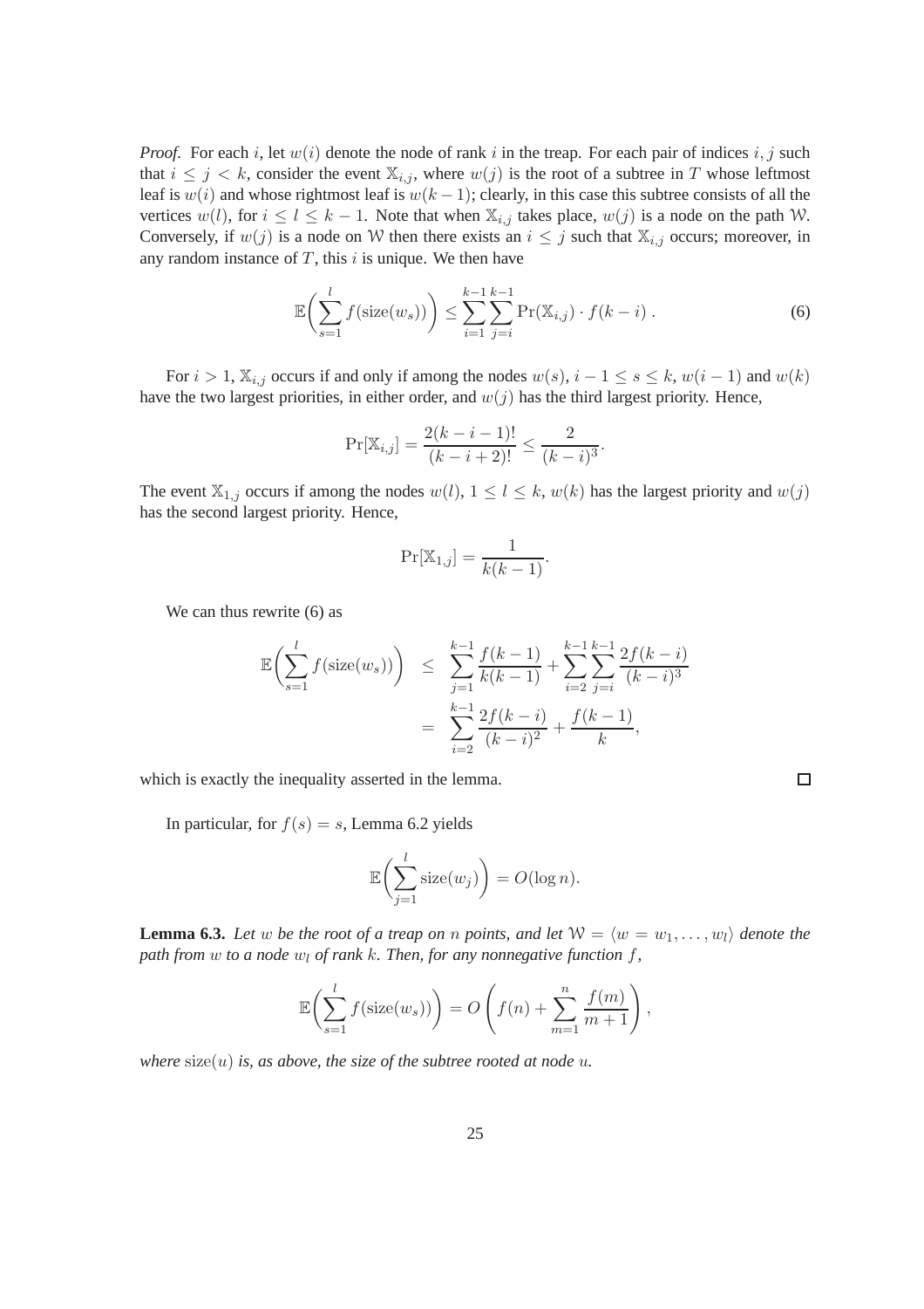*Proof.* For each $i$, let $w(i)$ denote the node of rank $i$ in the treap. For each pair of indices $i, j$ such that $i \le j < k$, consider the event $\mathbb{X}_{i,j}$, where $w(j)$ is the root of a subtree in $T$ whose leftmost leaf is $w(i)$ and whose rightmost leaf is $w(k-1)$; clearly, in this case this subtree consists of all the vertices $w(l)$, for $i \le l \le k-1$. Note that when $\mathbb{X}_{i,j}$ takes place, $w(j)$ is a node on the path $\mathcal{W}$. Conversely, if $w(j)$ is a node on $\mathcal{W}$ then there exists an $i \le j$ such that $\mathbb{X}_{i,j}$ occurs; moreover, in any random instance of $T$, this $i$ is unique. We then have

$$\mathbb{E}\bigg(\sum_{s=1}^{l} f(\mathrm{size}(w_s))\bigg) \le \sum_{i=1}^{k-1}\sum_{j=i}^{k-1} \Pr(\mathbb{X}_{i,j}) \cdot f(k-i)\,. \tag{6}$$

For $i > 1$, $\mathbb{X}_{i,j}$ occurs if and only if among the nodes $w(s)$, $i-1 \le s \le k$, $w(i-1)$ and $w(k)$ have the two largest priorities, in either order, and $w(j)$ has the third largest priority. Hence,

$$\Pr[\mathbb{X}_{i,j}] = \frac{2(k-i-1)!}{(k-i+2)!} \le \frac{2}{(k-i)^3}.$$

The event $\mathbb{X}_{1,j}$ occurs if among the nodes $w(l)$, $1 \le l \le k$, $w(k)$ has the largest priority and $w(j)$ has the second largest priority. Hence,

$$\Pr[\mathbb{X}_{1,j}] = \frac{1}{k(k-1)}.$$

We can thus rewrite (6) as

$$\begin{aligned}
\mathbb{E}\bigg(\sum_{s=1}^{l} f(\mathrm{size}(w_s))\bigg) &\le \sum_{j=1}^{k-1} \frac{f(k-1)}{k(k-1)} + \sum_{i=2}^{k-1}\sum_{j=i}^{k-1} \frac{2f(k-i)}{(k-i)^3} \\
&= \sum_{i=2}^{k-1} \frac{2f(k-i)}{(k-i)^2} + \frac{f(k-1)}{k},
\end{aligned}$$

which is exactly the inequality asserted in the lemma. □

In particular, for $f(s) = s$, Lemma 6.2 yields

$$\mathbb{E}\bigg(\sum_{j=1}^{l} \mathrm{size}(w_j)\bigg) = O(\log n).$$

**Lemma 6.3.** *Let $w$ be the root of a treap on $n$ points, and let $\mathcal{W} = \langle w = w_1, \ldots, w_l\rangle$ denote the path from $w$ to a node $w_l$ of rank $k$. Then, for any nonnegative function $f$,*

$$\mathbb{E}\bigg(\sum_{s=1}^{l} f(\mathrm{size}(w_s))\bigg) = O\left(f(n) + \sum_{m=1}^{n} \frac{f(m)}{m+1}\right),$$

*where $\mathrm{size}(u)$ is, as above, the size of the subtree rooted at node $u$.*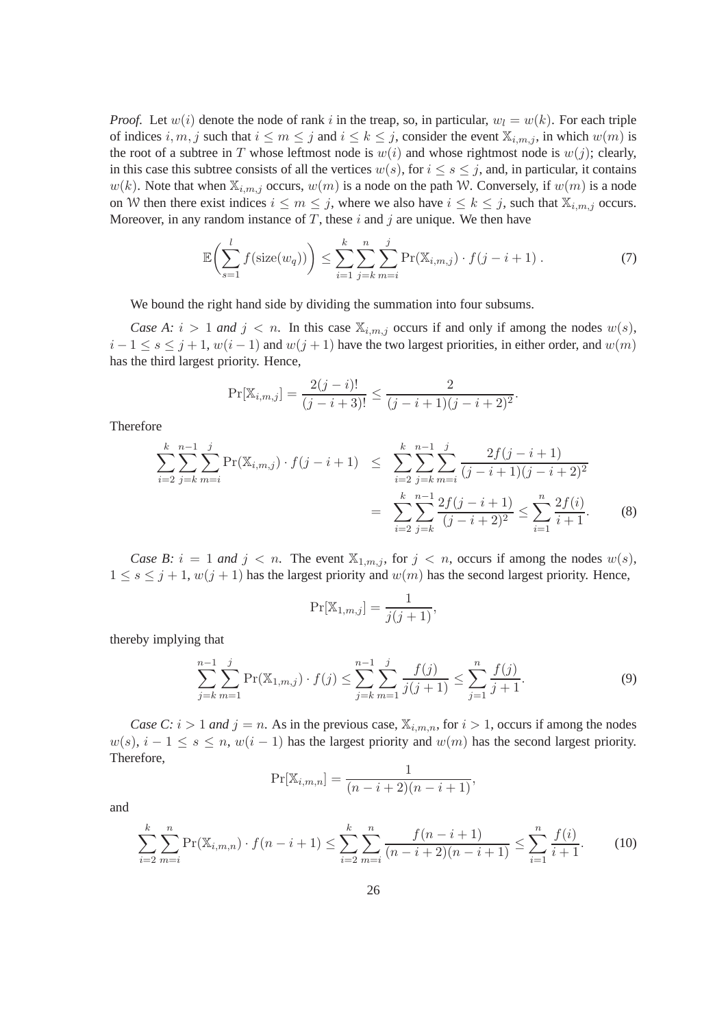*Proof.* Let $w(i)$ denote the node of rank $i$ in the treap, so, in particular, $w_l = w(k)$. For each triple of indices $i, m, j$ such that $i \le m \le j$ and $i \le k \le j$, consider the event $\mathbb{X}_{i,m,j}$, in which $w(m)$ is the root of a subtree in $T$ whose leftmost node is $w(i)$ and whose rightmost node is $w(j)$; clearly, in this case this subtree consists of all the vertices $w(s)$, for $i \le s \le j$, and, in particular, it contains $w(k)$. Note that when $\mathbb{X}_{i,m,j}$ occurs, $w(m)$ is a node on the path $\mathcal{W}$. Conversely, if $w(m)$ is a node on $\mathcal{W}$ then there exist indices $i \le m \le j$, where we also have $i \le k \le j$, such that $\mathbb{X}_{i,m,j}$ occurs. Moreover, in any random instance of $T$, these $i$ and $j$ are unique. We then have

$$\mathbb{E}\bigg(\sum_{s=1}^{l} f(\mathrm{size}(w_q))\bigg) \le \sum_{i=1}^{k}\sum_{j=k}^{n}\sum_{m=i}^{j} \Pr(\mathbb{X}_{i,m,j}) \cdot f(j-i+1)\,. \tag{7}$$

We bound the right hand side by dividing the summation into four subsums.

*Case A: $i > 1$ and $j < n$.* In this case $\mathbb{X}_{i,m,j}$ occurs if and only if among the nodes $w(s)$, $i-1 \le s \le j+1$, $w(i-1)$ and $w(j+1)$ have the two largest priorities, in either order, and $w(m)$ has the third largest priority. Hence,

$$\Pr[\mathbb{X}_{i,m,j}] = \frac{2(j-i)!}{(j-i+3)!} \le \frac{2}{(j-i+1)(j-i+2)^2}.$$

Therefore

$$\begin{aligned}
\sum_{i=2}^{k}\sum_{j=k}^{n-1}\sum_{m=i}^{j} \Pr(\mathbb{X}_{i,m,j}) \cdot f(j-i+1) &\le \sum_{i=2}^{k}\sum_{j=k}^{n-1}\sum_{m=i}^{j} \frac{2f(j-i+1)}{(j-i+1)(j-i+2)^2} \\
&= \sum_{i=2}^{k}\sum_{j=k}^{n-1} \frac{2f(j-i+1)}{(j-i+2)^2} \le \sum_{i=1}^{n} \frac{2f(i)}{i+1}.
\end{aligned} \tag{8}$$

*Case B: $i = 1$ and $j < n$.* The event $\mathbb{X}_{1,m,j}$, for $j < n$, occurs if among the nodes $w(s)$, $1 \le s \le j+1$, $w(j+1)$ has the largest priority and $w(m)$ has the second largest priority. Hence,

$$\Pr[\mathbb{X}_{1,m,j}] = \frac{1}{j(j+1)},$$

thereby implying that

$$\sum_{j=k}^{n-1}\sum_{m=1}^{j} \Pr(\mathbb{X}_{1,m,j}) \cdot f(j) \le \sum_{j=k}^{n-1}\sum_{m=1}^{j} \frac{f(j)}{j(j+1)} \le \sum_{j=1}^{n} \frac{f(j)}{j+1}. \tag{9}$$

*Case C: $i > 1$ and $j = n$.* As in the previous case, $\mathbb{X}_{i,m,n}$, for $i > 1$, occurs if among the nodes $w(s)$, $i-1 \le s \le n$, $w(i-1)$ has the largest priority and $w(m)$ has the second largest priority. Therefore,

$$\Pr[\mathbb{X}_{i,m,n}] = \frac{1}{(n-i+2)(n-i+1)},$$

and

$$\sum_{i=2}^{k}\sum_{m=i}^{n} \Pr(\mathbb{X}_{i,m,n}) \cdot f(n-i+1) \le \sum_{i=2}^{k}\sum_{m=i}^{n} \frac{f(n-i+1)}{(n-i+2)(n-i+1)} \le \sum_{i=1}^{n} \frac{f(i)}{i+1}. \tag{10}$$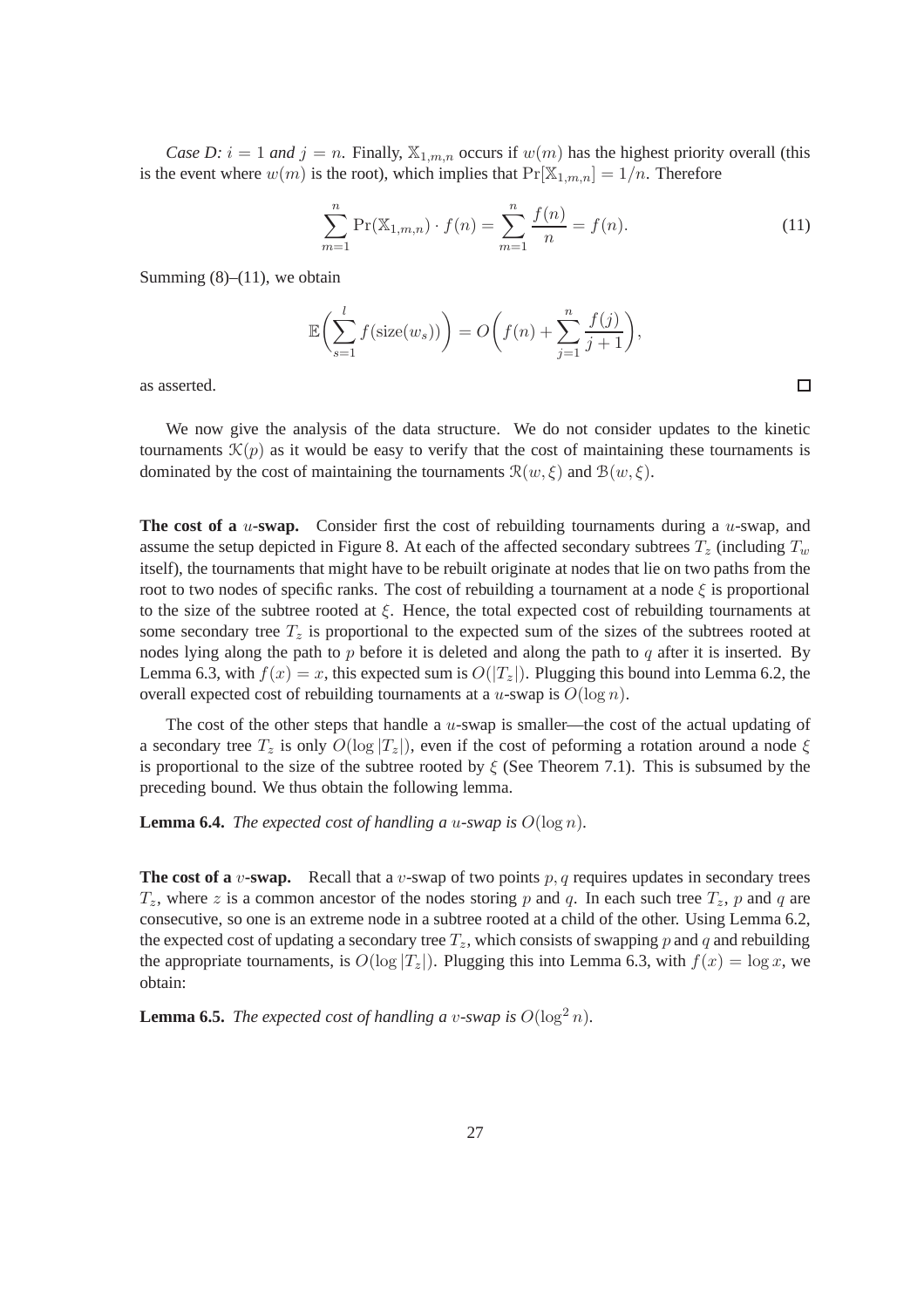*Case D: $i = 1$ and $j = n$.* Finally, $\mathbb{X}_{1,m,n}$ occurs if $w(m)$ has the highest priority overall (this is the event where $w(m)$ is the root), which implies that $\Pr[\mathbb{X}_{1,m,n}] = 1/n$. Therefore

$$\sum_{m=1}^{n} \Pr(\mathbb{X}_{1,m,n}) \cdot f(n) = \sum_{m=1}^{n} \frac{f(n)}{n} = f(n). \tag{11}$$

Summing (8)–(11), we obtain

$$\mathbb{E}\biggl(\sum_{s=1}^{l} f(\text{size}(w_s))\biggr) = O\biggl(f(n) + \sum_{j=1}^{n} \frac{f(j)}{j+1}\biggr),$$

as asserted. □

We now give the analysis of the data structure. We do not consider updates to the kinetic tournaments $\mathcal{K}(p)$ as it would be easy to verify that the cost of maintaining these tournaments is dominated by the cost of maintaining the tournaments $\mathcal{R}(w,\xi)$ and $\mathcal{B}(w,\xi)$.

**The cost of a $u$-swap.** Consider first the cost of rebuilding tournaments during a $u$-swap, and assume the setup depicted in Figure 8. At each of the affected secondary subtrees $T_z$ (including $T_w$ itself), the tournaments that might have to be rebuilt originate at nodes that lie on two paths from the root to two nodes of specific ranks. The cost of rebuilding a tournament at a node $\xi$ is proportional to the size of the subtree rooted at $\xi$. Hence, the total expected cost of rebuilding tournaments at some secondary tree $T_z$ is proportional to the expected sum of the sizes of the subtrees rooted at nodes lying along the path to $p$ before it is deleted and along the path to $q$ after it is inserted. By Lemma 6.3, with $f(x) = x$, this expected sum is $O(|T_z|)$. Plugging this bound into Lemma 6.2, the overall expected cost of rebuilding tournaments at a $u$-swap is $O(\log n)$.

The cost of the other steps that handle a $u$-swap is smaller—the cost of the actual updating of a secondary tree $T_z$ is only $O(\log |T_z|)$, even if the cost of peforming a rotation around a node $\xi$ is proportional to the size of the subtree rooted by $\xi$ (See Theorem 7.1). This is subsumed by the preceding bound. We thus obtain the following lemma.

**Lemma 6.4.** *The expected cost of handling a $u$-swap is $O(\log n)$.*

**The cost of a $v$-swap.** Recall that a $v$-swap of two points $p, q$ requires updates in secondary trees $T_z$, where $z$ is a common ancestor of the nodes storing $p$ and $q$. In each such tree $T_z$, $p$ and $q$ are consecutive, so one is an extreme node in a subtree rooted at a child of the other. Using Lemma 6.2, the expected cost of updating a secondary tree $T_z$, which consists of swapping $p$ and $q$ and rebuilding the appropriate tournaments, is $O(\log |T_z|)$. Plugging this into Lemma 6.3, with $f(x) = \log x$, we obtain:

**Lemma 6.5.** *The expected cost of handling a $v$-swap is $O(\log^2 n)$.*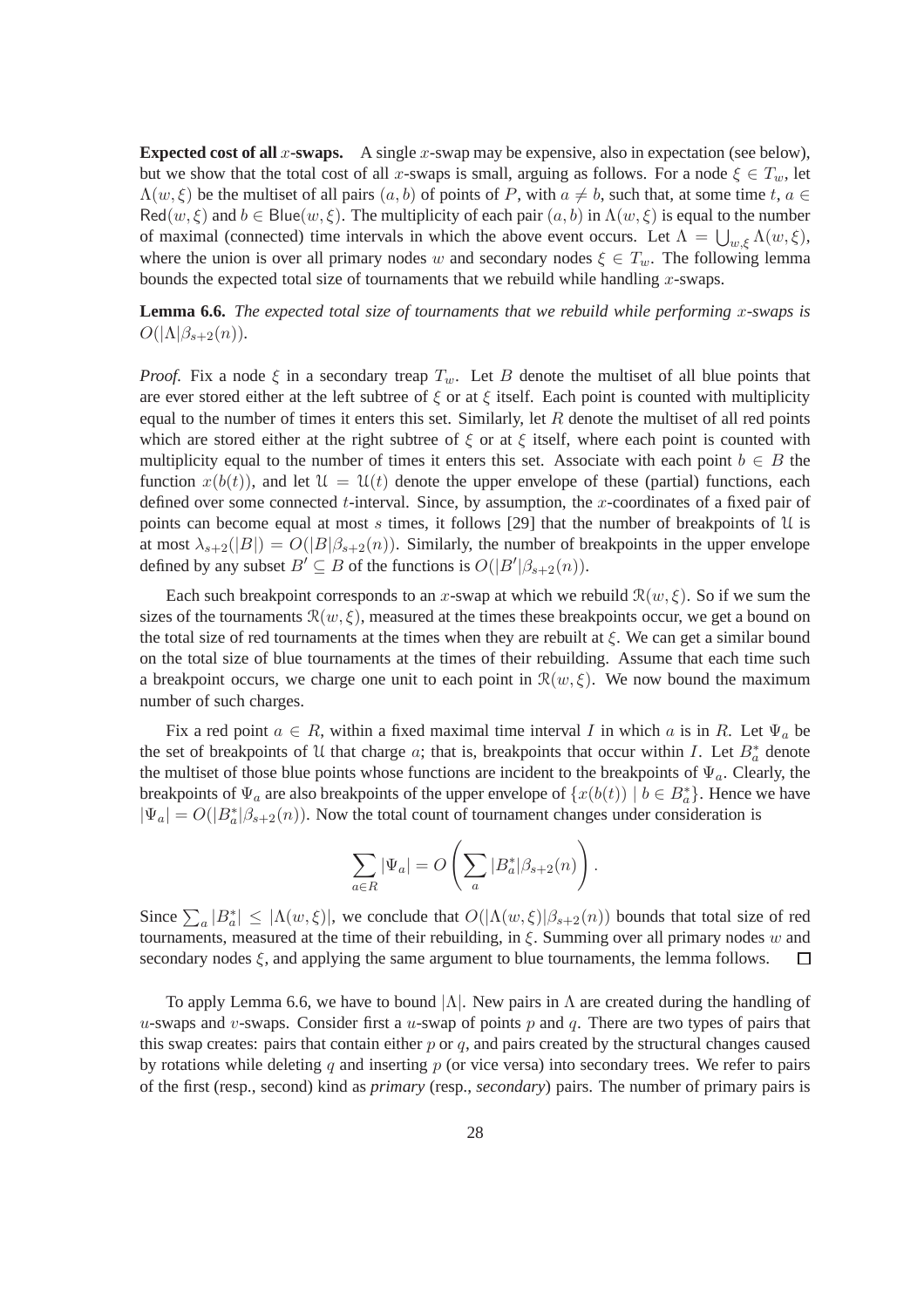**Expected cost of all $x$-swaps.** A single $x$-swap may be expensive, also in expectation (see below), but we show that the total cost of all $x$-swaps is small, arguing as follows. For a node $\xi \in T_w$, let $\Lambda(w, \xi)$ be the multiset of all pairs $(a, b)$ of points of $P$, with $a \neq b$, such that, at some time $t$, $a \in \mathsf{Red}(w, \xi)$ and $b \in \mathsf{Blue}(w, \xi)$. The multiplicity of each pair $(a, b)$ in $\Lambda(w, \xi)$ is equal to the number of maximal (connected) time intervals in which the above event occurs. Let $\Lambda = \bigcup_{w,\xi} \Lambda(w, \xi)$, where the union is over all primary nodes $w$ and secondary nodes $\xi \in T_w$. The following lemma bounds the expected total size of tournaments that we rebuild while handling $x$-swaps.

**Lemma 6.6.** *The expected total size of tournaments that we rebuild while performing $x$-swaps is $O(|\Lambda|\beta_{s+2}(n))$.*

*Proof.* Fix a node $\xi$ in a secondary treap $T_w$. Let $B$ denote the multiset of all blue points that are ever stored either at the left subtree of $\xi$ or at $\xi$ itself. Each point is counted with multiplicity equal to the number of times it enters this set. Similarly, let $R$ denote the multiset of all red points which are stored either at the right subtree of $\xi$ or at $\xi$ itself, where each point is counted with multiplicity equal to the number of times it enters this set. Associate with each point $b \in B$ the function $x(b(t))$, and let $\mathcal{U} = \mathcal{U}(t)$ denote the upper envelope of these (partial) functions, each defined over some connected $t$-interval. Since, by assumption, the $x$-coordinates of a fixed pair of points can become equal at most $s$ times, it follows [29] that the number of breakpoints of $\mathcal{U}$ is at most $\lambda_{s+2}(|B|) = O(|B|\beta_{s+2}(n))$. Similarly, the number of breakpoints in the upper envelope defined by any subset $B' \subseteq B$ of the functions is $O(|B'|\beta_{s+2}(n))$.

Each such breakpoint corresponds to an $x$-swap at which we rebuild $\mathcal{R}(w, \xi)$. So if we sum the sizes of the tournaments $\mathcal{R}(w, \xi)$, measured at the times these breakpoints occur, we get a bound on the total size of red tournaments at the times when they are rebuilt at $\xi$. We can get a similar bound on the total size of blue tournaments at the times of their rebuilding. Assume that each time such a breakpoint occurs, we charge one unit to each point in $\mathcal{R}(w, \xi)$. We now bound the maximum number of such charges.

Fix a red point $a \in R$, within a fixed maximal time interval $I$ in which $a$ is in $R$. Let $\Psi_a$ be the set of breakpoints of $\mathcal{U}$ that charge $a$; that is, breakpoints that occur within $I$. Let $B_a^*$ denote the multiset of those blue points whose functions are incident to the breakpoints of $\Psi_a$. Clearly, the breakpoints of $\Psi_a$ are also breakpoints of the upper envelope of $\{x(b(t)) \mid b \in B_a^*\}$. Hence we have $|\Psi_a| = O(|B_a^*|\beta_{s+2}(n))$. Now the total count of tournament changes under consideration is

$$\sum_{a \in R} |\Psi_a| = O\left(\sum_a |B_a^*|\beta_{s+2}(n)\right).$$

Since $\sum_a |B_a^*| \le |\Lambda(w, \xi)|$, we conclude that $O(|\Lambda(w, \xi)|\beta_{s+2}(n))$ bounds that total size of red tournaments, measured at the time of their rebuilding, in $\xi$. Summing over all primary nodes $w$ and secondary nodes $\xi$, and applying the same argument to blue tournaments, the lemma follows. $\square$

To apply Lemma 6.6, we have to bound $|\Lambda|$. New pairs in $\Lambda$ are created during the handling of $u$-swaps and $v$-swaps. Consider first a $u$-swap of points $p$ and $q$. There are two types of pairs that this swap creates: pairs that contain either $p$ or $q$, and pairs created by the structural changes caused by rotations while deleting $q$ and inserting $p$ (or vice versa) into secondary trees. We refer to pairs of the first (resp., second) kind as *primary* (resp., *secondary*) pairs. The number of primary pairs is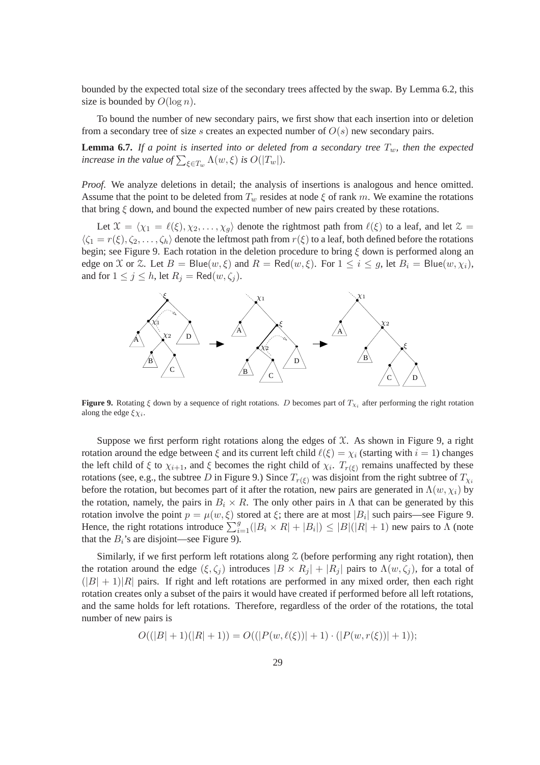bounded by the expected total size of the secondary trees affected by the swap. By Lemma 6.2, this size is bounded by $O(\log n)$.

To bound the number of new secondary pairs, we first show that each insertion into or deletion from a secondary tree of size $s$ creates an expected number of $O(s)$ new secondary pairs.

**Lemma 6.7.** *If a point is inserted into or deleted from a secondary tree $T_w$, then the expected increase in the value of $\sum_{\xi \in T_w} \Lambda(w, \xi)$ is $O(|T_w|)$.*

*Proof.* We analyze deletions in detail; the analysis of insertions is analogous and hence omitted. Assume that the point to be deleted from $T_w$ resides at node $\xi$ of rank $m$. We examine the rotations that bring $\xi$ down, and bound the expected number of new pairs created by these rotations.

Let $\mathcal{X} = \langle \chi_1 = \ell(\xi), \chi_2, \ldots, \chi_g \rangle$ denote the rightmost path from $\ell(\xi)$ to a leaf, and let $\mathcal{Z} = \langle \zeta_1 = r(\xi), \zeta_2, \ldots, \zeta_h \rangle$ denote the leftmost path from $r(\xi)$ to a leaf, both defined before the rotations begin; see Figure 9. Each rotation in the deletion procedure to bring $\xi$ down is performed along an edge on $\mathcal{X}$ or $\mathcal{Z}$. Let $B = \mathsf{Blue}(w, \xi)$ and $R = \mathsf{Red}(w, \xi)$. For $1 \le i \le g$, let $B_i = \mathsf{Blue}(w, \chi_i)$, and for $1 \le j \le h$, let $R_j = \mathsf{Red}(w, \zeta_j)$.

**Figure 9.** Rotating $\xi$ down by a sequence of right rotations. $D$ becomes part of $T_{\chi_i}$ after performing the right rotation along the edge $\xi\chi_i$.

Suppose we first perform right rotations along the edges of $\mathcal{X}$. As shown in Figure 9, a right rotation around the edge between $\xi$ and its current left child $\ell(\xi) = \chi_i$ (starting with $i = 1$) changes the left child of $\xi$ to $\chi_{i+1}$, and $\xi$ becomes the right child of $\chi_i$. $T_{r(\xi)}$ remains unaffected by these rotations (see, e.g., the subtree $D$ in Figure 9.) Since $T_{r(\xi)}$ was disjoint from the right subtree of $T_{\chi_i}$ before the rotation, but becomes part of it after the rotation, new pairs are generated in $\Lambda(w, \chi_i)$ by the rotation, namely, the pairs in $B_i \times R$. The only other pairs in $\Lambda$ that can be generated by this rotation involve the point $p = \mu(w, \xi)$ stored at $\xi$; there are at most $|B_i|$ such pairs—see Figure 9. Hence, the right rotations introduce $\sum_{i=1}^{g}(|B_i \times R| + |B_i|) \le |B|(|R| + 1)$ new pairs to $\Lambda$ (note that the $B_i$'s are disjoint—see Figure 9).

Similarly, if we first perform left rotations along $\mathcal{Z}$ (before performing any right rotation), then the rotation around the edge $(\xi, \zeta_j)$ introduces $|B \times R_j| + |R_j|$ pairs to $\Lambda(w, \zeta_j)$, for a total of $(|B| + 1)|R|$ pairs. If right and left rotations are performed in any mixed order, then each right rotation creates only a subset of the pairs it would have created if performed before all left rotations, and the same holds for left rotations. Therefore, regardless of the order of the rotations, the total number of new pairs is

$$O((|B| + 1)(|R| + 1)) = O((|P(w, \ell(\xi))| + 1) \cdot (|P(w, r(\xi))| + 1));$$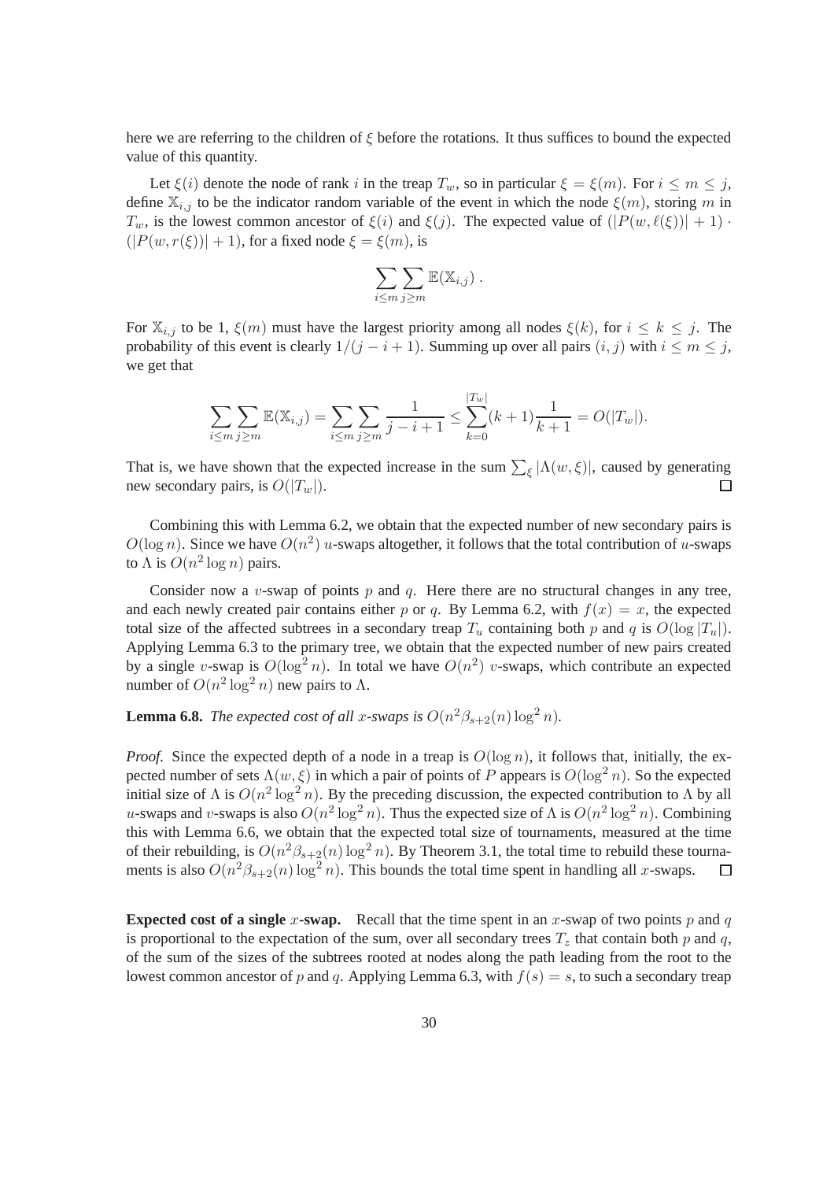here we are referring to the children of $\xi$ before the rotations. It thus suffices to bound the expected value of this quantity.

Let $\xi(i)$ denote the node of rank $i$ in the treap $T_w$, so in particular $\xi = \xi(m)$. For $i \leq m \leq j$, define $\mathbb{X}_{i,j}$ to be the indicator random variable of the event in which the node $\xi(m)$, storing $m$ in $T_w$, is the lowest common ancestor of $\xi(i)$ and $\xi(j)$. The expected value of $(|P(w, \ell(\xi))| + 1) \cdot (|P(w, r(\xi))| + 1)$, for a fixed node $\xi = \xi(m)$, is

$$\sum_{i \leq m} \sum_{j \geq m} \mathbb{E}(\mathbb{X}_{i,j}) \, .$$

For $\mathbb{X}_{i,j}$ to be 1, $\xi(m)$ must have the largest priority among all nodes $\xi(k)$, for $i \leq k \leq j$. The probability of this event is clearly $1/(j - i + 1)$. Summing up over all pairs $(i, j)$ with $i \leq m \leq j$, we get that

$$\sum_{i \leq m} \sum_{j \geq m} \mathbb{E}(\mathbb{X}_{i,j}) = \sum_{i \leq m} \sum_{j \geq m} \frac{1}{j - i + 1} \leq \sum_{k=0}^{|T_w|} (k+1) \frac{1}{k+1} = O(|T_w|).$$

That is, we have shown that the expected increase in the sum $\sum_\xi |\Lambda(w, \xi)|$, caused by generating new secondary pairs, is $O(|T_w|)$. $\square$

Combining this with Lemma 6.2, we obtain that the expected number of new secondary pairs is $O(\log n)$. Since we have $O(n^2)$ $u$-swaps altogether, it follows that the total contribution of $u$-swaps to $\Lambda$ is $O(n^2 \log n)$ pairs.

Consider now a $v$-swap of points $p$ and $q$. Here there are no structural changes in any tree, and each newly created pair contains either $p$ or $q$. By Lemma 6.2, with $f(x) = x$, the expected total size of the affected subtrees in a secondary treap $T_u$ containing both $p$ and $q$ is $O(\log |T_u|)$. Applying Lemma 6.3 to the primary tree, we obtain that the expected number of new pairs created by a single $v$-swap is $O(\log^2 n)$. In total we have $O(n^2)$ $v$-swaps, which contribute an expected number of $O(n^2 \log^2 n)$ new pairs to $\Lambda$.

**Lemma 6.8.** *The expected cost of all $x$-swaps is $O(n^2 \beta_{s+2}(n) \log^2 n)$.*

*Proof.* Since the expected depth of a node in a treap is $O(\log n)$, it follows that, initially, the expected number of sets $\Lambda(w, \xi)$ in which a pair of points of $P$ appears is $O(\log^2 n)$. So the expected initial size of $\Lambda$ is $O(n^2 \log^2 n)$. By the preceding discussion, the expected contribution to $\Lambda$ by all $u$-swaps and $v$-swaps is also $O(n^2 \log^2 n)$. Thus the expected size of $\Lambda$ is $O(n^2 \log^2 n)$. Combining this with Lemma 6.6, we obtain that the expected total size of tournaments, measured at the time of their rebuilding, is $O(n^2 \beta_{s+2}(n) \log^2 n)$. By Theorem 3.1, the total time to rebuild these tournaments is also $O(n^2 \beta_{s+2}(n) \log^2 n)$. This bounds the total time spent in handling all $x$-swaps. $\square$

**Expected cost of a single $x$-swap.** Recall that the time spent in an $x$-swap of two points $p$ and $q$ is proportional to the expectation of the sum, over all secondary trees $T_z$ that contain both $p$ and $q$, of the sum of the sizes of the subtrees rooted at nodes along the path leading from the root to the lowest common ancestor of $p$ and $q$. Applying Lemma 6.3, with $f(s) = s$, to such a secondary treap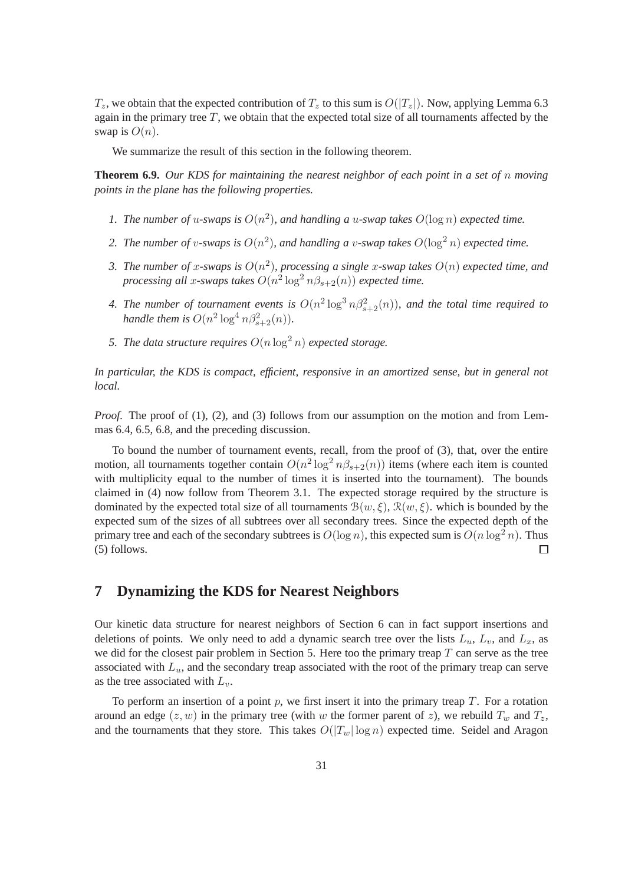$T_z$, we obtain that the expected contribution of $T_z$ to this sum is $O(|T_z|)$. Now, applying Lemma 6.3 again in the primary tree $T$, we obtain that the expected total size of all tournaments affected by the swap is $O(n)$.

We summarize the result of this section in the following theorem.

**Theorem 6.9.** *Our KDS for maintaining the nearest neighbor of each point in a set of $n$ moving points in the plane has the following properties.*

1. *The number of $u$-swaps is $O(n^2)$, and handling a $u$-swap takes $O(\log n)$ expected time.*
2. *The number of $v$-swaps is $O(n^2)$, and handling a $v$-swap takes $O(\log^2 n)$ expected time.*
3. *The number of $x$-swaps is $O(n^2)$, processing a single $x$-swap takes $O(n)$ expected time, and processing all $x$-swaps takes $O(n^2 \log^2 n \beta_{s+2}(n))$ expected time.*
4. *The number of tournament events is $O(n^2 \log^3 n \beta_{s+2}^2(n))$, and the total time required to handle them is $O(n^2 \log^4 n \beta_{s+2}^2(n))$.*
5. *The data structure requires $O(n \log^2 n)$ expected storage.*

*In particular, the KDS is compact, efficient, responsive in an amortized sense, but in general not local.*

*Proof.* The proof of (1), (2), and (3) follows from our assumption on the motion and from Lemmas 6.4, 6.5, 6.8, and the preceding discussion.

To bound the number of tournament events, recall, from the proof of (3), that, over the entire motion, all tournaments together contain $O(n^2 \log^2 n \beta_{s+2}(n))$ items (where each item is counted with multiplicity equal to the number of times it is inserted into the tournament). The bounds claimed in (4) now follow from Theorem 3.1. The expected storage required by the structure is dominated by the expected total size of all tournaments $\mathcal{B}(w, \xi)$, $\mathcal{R}(w, \xi)$. which is bounded by the expected sum of the sizes of all subtrees over all secondary trees. Since the expected depth of the primary tree and each of the secondary subtrees is $O(\log n)$, this expected sum is $O(n \log^2 n)$. Thus (5) follows. □

# 7 Dynamizing the KDS for Nearest Neighbors

Our kinetic data structure for nearest neighbors of Section 6 can in fact support insertions and deletions of points. We only need to add a dynamic search tree over the lists $L_u$, $L_v$, and $L_x$, as we did for the closest pair problem in Section 5. Here too the primary treap $T$ can serve as the tree associated with $L_u$, and the secondary treap associated with the root of the primary treap can serve as the tree associated with $L_v$.

To perform an insertion of a point $p$, we first insert it into the primary treap $T$. For a rotation around an edge $(z, w)$ in the primary tree (with $w$ the former parent of $z$), we rebuild $T_w$ and $T_z$, and the tournaments that they store. This takes $O(|T_w| \log n)$ expected time. Seidel and Aragon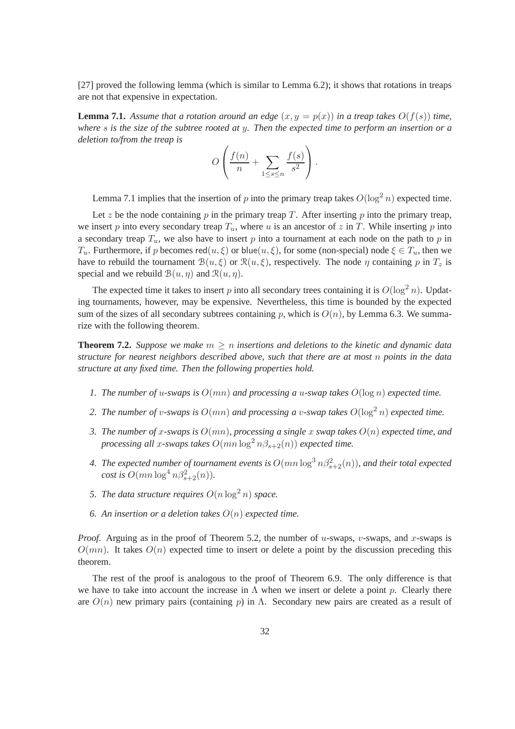[27] proved the following lemma (which is similar to Lemma 6.2); it shows that rotations in treaps are not that expensive in expectation.

**Lemma 7.1.** *Assume that a rotation around an edge $(x, y = p(x))$ in a treap takes $O(f(s))$ time, where $s$ is the size of the subtree rooted at $y$. Then the expected time to perform an insertion or a deletion to/from the treap is*

$$O\left(\frac{f(n)}{n} + \sum_{1 \le s \le n} \frac{f(s)}{s^2}\right).$$

Lemma 7.1 implies that the insertion of $p$ into the primary treap takes $O(\log^2 n)$ expected time.

Let $z$ be the node containing $p$ in the primary treap $T$. After inserting $p$ into the primary treap, we insert $p$ into every secondary treap $T_u$, where $u$ is an ancestor of $z$ in $T$. While inserting $p$ into a secondary treap $T_u$, we also have to insert $p$ into a tournament at each node on the path to $p$ in $T_u$. Furthermore, if $p$ becomes $\mathsf{red}(u, \xi)$ or $\mathsf{blue}(u, \xi)$, for some (non-special) node $\xi \in T_u$, then we have to rebuild the tournament $\mathcal{B}(u, \xi)$ or $\mathcal{R}(u, \xi)$, respectively. The node $\eta$ containing $p$ in $T_z$ is special and we rebuild $\mathcal{B}(u, \eta)$ and $\mathcal{R}(u, \eta)$.

The expected time it takes to insert $p$ into all secondary trees containing it is $O(\log^2 n)$. Updating tournaments, however, may be expensive. Nevertheless, this time is bounded by the expected sum of the sizes of all secondary subtrees containing $p$, which is $O(n)$, by Lemma 6.3. We summarize with the following theorem.

**Theorem 7.2.** *Suppose we make $m \ge n$ insertions and deletions to the kinetic and dynamic data structure for nearest neighbors described above, such that there are at most $n$ points in the data structure at any fixed time. Then the following properties hold.*

1. *The number of $u$-swaps is $O(mn)$ and processing a $u$-swap takes $O(\log n)$ expected time.*
2. *The number of $v$-swaps is $O(mn)$ and processing a $v$-swap takes $O(\log^2 n)$ expected time.*
3. *The number of $x$-swaps is $O(mn)$, processing a single $x$ swap takes $O(n)$ expected time, and processing all $x$-swaps takes $O(mn \log^2 n \beta_{s+2}(n))$ expected time.*
4. *The expected number of tournament events is $O(mn \log^3 n \beta_{s+2}^2(n))$, and their total expected cost is $O(mn \log^4 n \beta_{s+2}^2(n))$.*
5. *The data structure requires $O(n \log^2 n)$ space.*
6. *An insertion or a deletion takes $O(n)$ expected time.*

*Proof.* Arguing as in the proof of Theorem 5.2, the number of $u$-swaps, $v$-swaps, and $x$-swaps is $O(mn)$. It takes $O(n)$ expected time to insert or delete a point by the discussion preceding this theorem.

The rest of the proof is analogous to the proof of Theorem 6.9. The only difference is that we have to take into account the increase in $\Lambda$ when we insert or delete a point $p$. Clearly there are $O(n)$ new primary pairs (containing $p$) in $\Lambda$. Secondary new pairs are created as a result of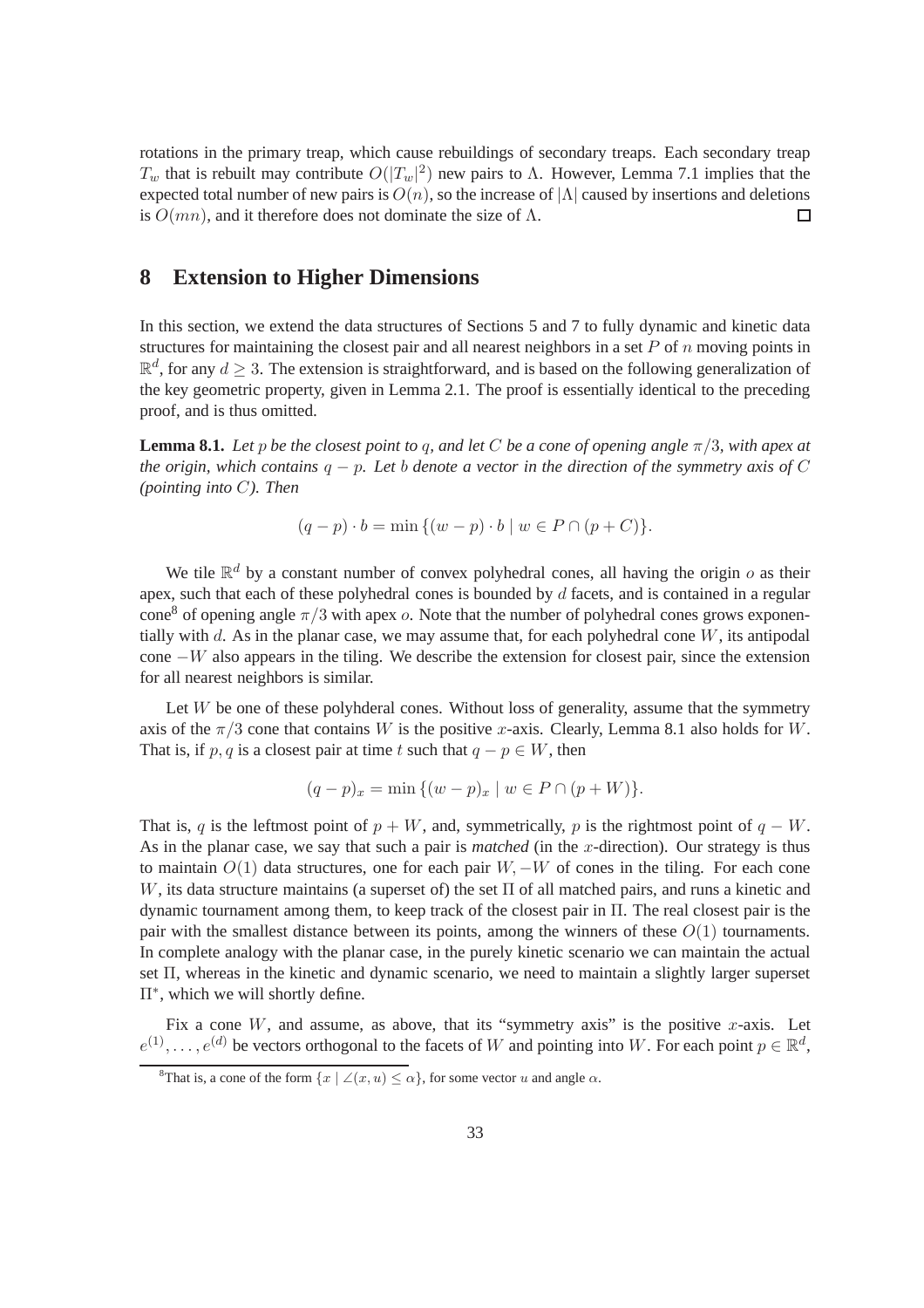rotations in the primary treap, which cause rebuildings of secondary treaps. Each secondary treap $T_w$ that is rebuilt may contribute $O(|T_w|^2)$ new pairs to $\Lambda$. However, Lemma 7.1 implies that the expected total number of new pairs is $O(n)$, so the increase of $|\Lambda|$ caused by insertions and deletions is $O(mn)$, and it therefore does not dominate the size of $\Lambda$. □

# 8 Extension to Higher Dimensions

In this section, we extend the data structures of Sections 5 and 7 to fully dynamic and kinetic data structures for maintaining the closest pair and all nearest neighbors in a set $P$ of $n$ moving points in $\mathbb{R}^d$, for any $d \geq 3$. The extension is straightforward, and is based on the following generalization of the key geometric property, given in Lemma 2.1. The proof is essentially identical to the preceding proof, and is thus omitted.

**Lemma 8.1.** *Let $p$ be the closest point to $q$, and let $C$ be a cone of opening angle $\pi/3$, with apex at the origin, which contains $q - p$. Let $b$ denote a vector in the direction of the symmetry axis of $C$ (pointing into $C$). Then*

$$(q - p) \cdot b = \min \{(w - p) \cdot b \mid w \in P \cap (p + C)\}.$$

We tile $\mathbb{R}^d$ by a constant number of convex polyhedral cones, all having the origin $o$ as their apex, such that each of these polyhedral cones is bounded by $d$ facets, and is contained in a regular cone[8] of opening angle $\pi/3$ with apex $o$. Note that the number of polyhedral cones grows exponentially with $d$. As in the planar case, we may assume that, for each polyhedral cone $W$, its antipodal cone $-W$ also appears in the tiling. We describe the extension for closest pair, since the extension for all nearest neighbors is similar.

Let $W$ be one of these polyhderal cones. Without loss of generality, assume that the symmetry axis of the $\pi/3$ cone that contains $W$ is the positive $x$-axis. Clearly, Lemma 8.1 also holds for $W$. That is, if $p, q$ is a closest pair at time $t$ such that $q - p \in W$, then

$$(q - p)_x = \min \{(w - p)_x \mid w \in P \cap (p + W)\}.$$

That is, $q$ is the leftmost point of $p + W$, and, symmetrically, $p$ is the rightmost point of $q - W$. As in the planar case, we say that such a pair is *matched* (in the $x$-direction). Our strategy is thus to maintain $O(1)$ data structures, one for each pair $W, -W$ of cones in the tiling. For each cone $W$, its data structure maintains (a superset of) the set $\Pi$ of all matched pairs, and runs a kinetic and dynamic tournament among them, to keep track of the closest pair in $\Pi$. The real closest pair is the pair with the smallest distance between its points, among the winners of these $O(1)$ tournaments. In complete analogy with the planar case, in the purely kinetic scenario we can maintain the actual set $\Pi$, whereas in the kinetic and dynamic scenario, we need to maintain a slightly larger superset $\Pi^*$, which we will shortly define.

Fix a cone $W$, and assume, as above, that its "symmetry axis" is the positive $x$-axis. Let $e^{(1)}, \ldots, e^{(d)}$ be vectors orthogonal to the facets of $W$ and pointing into $W$. For each point $p \in \mathbb{R}^d$,

[8] That is, a cone of the form $\{x \mid \angle(x, u) \leq \alpha\}$, for some vector $u$ and angle $\alpha$.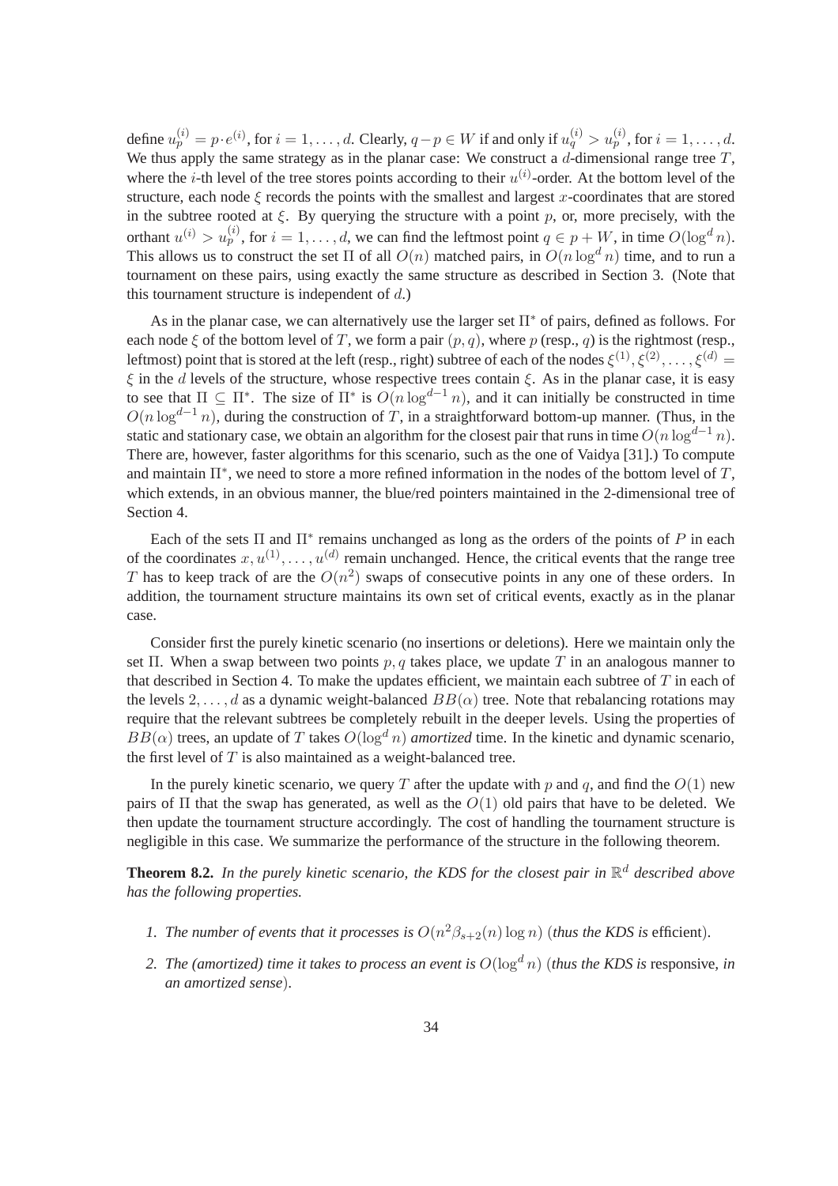define $u_p^{(i)} = p \cdot e^{(i)}$, for $i = 1, \ldots, d$. Clearly, $q - p \in W$ if and only if $u_q^{(i)} > u_p^{(i)}$, for $i = 1, \ldots, d$. We thus apply the same strategy as in the planar case: We construct a $d$-dimensional range tree $T$, where the $i$-th level of the tree stores points according to their $u^{(i)}$-order. At the bottom level of the structure, each node $\xi$ records the points with the smallest and largest $x$-coordinates that are stored in the subtree rooted at $\xi$. By querying the structure with a point $p$, or, more precisely, with the orthant $u^{(i)} > u_p^{(i)}$, for $i = 1, \ldots, d$, we can find the leftmost point $q \in p + W$, in time $O(\log^d n)$. This allows us to construct the set $\Pi$ of all $O(n)$ matched pairs, in $O(n \log^d n)$ time, and to run a tournament on these pairs, using exactly the same structure as described in Section 3. (Note that this tournament structure is independent of $d$.)

As in the planar case, we can alternatively use the larger set $\Pi^*$ of pairs, defined as follows. For each node $\xi$ of the bottom level of $T$, we form a pair $(p, q)$, where $p$ (resp., $q$) is the rightmost (resp., leftmost) point that is stored at the left (resp., right) subtree of each of the nodes $\xi^{(1)}, \xi^{(2)}, \ldots, \xi^{(d)} = \xi$ in the $d$ levels of the structure, whose respective trees contain $\xi$. As in the planar case, it is easy to see that $\Pi \subseteq \Pi^*$. The size of $\Pi^*$ is $O(n \log^{d-1} n)$, and it can initially be constructed in time $O(n \log^{d-1} n)$, during the construction of $T$, in a straightforward bottom-up manner. (Thus, in the static and stationary case, we obtain an algorithm for the closest pair that runs in time $O(n \log^{d-1} n)$. There are, however, faster algorithms for this scenario, such as the one of Vaidya [31].) To compute and maintain $\Pi^*$, we need to store a more refined information in the nodes of the bottom level of $T$, which extends, in an obvious manner, the blue/red pointers maintained in the 2-dimensional tree of Section 4.

Each of the sets $\Pi$ and $\Pi^*$ remains unchanged as long as the orders of the points of $P$ in each of the coordinates $x, u^{(1)}, \ldots, u^{(d)}$ remain unchanged. Hence, the critical events that the range tree $T$ has to keep track of are the $O(n^2)$ swaps of consecutive points in any one of these orders. In addition, the tournament structure maintains its own set of critical events, exactly as in the planar case.

Consider first the purely kinetic scenario (no insertions or deletions). Here we maintain only the set $\Pi$. When a swap between two points $p, q$ takes place, we update $T$ in an analogous manner to that described in Section 4. To make the updates efficient, we maintain each subtree of $T$ in each of the levels $2, \ldots, d$ as a dynamic weight-balanced $BB(\alpha)$ tree. Note that rebalancing rotations may require that the relevant subtrees be completely rebuilt in the deeper levels. Using the properties of $BB(\alpha)$ trees, an update of $T$ takes $O(\log^d n)$ *amortized* time. In the kinetic and dynamic scenario, the first level of $T$ is also maintained as a weight-balanced tree.

In the purely kinetic scenario, we query $T$ after the update with $p$ and $q$, and find the $O(1)$ new pairs of $\Pi$ that the swap has generated, as well as the $O(1)$ old pairs that have to be deleted. We then update the tournament structure accordingly. The cost of handling the tournament structure is negligible in this case. We summarize the performance of the structure in the following theorem.

**Theorem 8.2.** *In the purely kinetic scenario, the KDS for the closest pair in $\mathbb{R}^d$ described above has the following properties.*

1. *The number of events that it processes is $O(n^2 \beta_{s+2}(n) \log n)$ (thus the KDS is* efficient*).*
2. *The (amortized) time it takes to process an event is $O(\log^d n)$ (thus the KDS is* responsive*, in an amortized sense).*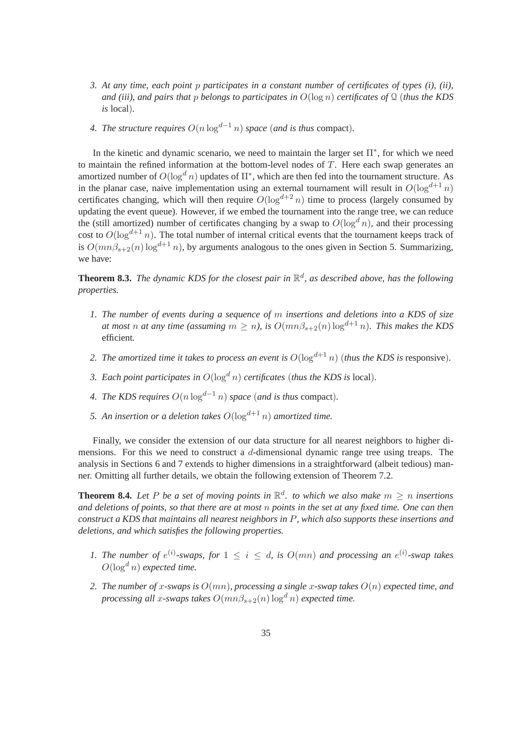3. *At any time, each point $p$ participates in a constant number of certificates of types (i), (ii), and (iii), and pairs that $p$ belongs to participates in $O(\log n)$ certificates of $\mathcal{Q}$ (thus the KDS is* local*).*

4. *The structure requires $O(n \log^{d-1} n)$ space (and is thus* compact*).*

In the kinetic and dynamic scenario, we need to maintain the larger set $\Pi^*$, for which we need to maintain the refined information at the bottom-level nodes of $T$. Here each swap generates an amortized number of $O(\log^d n)$ updates of $\Pi^*$, which are then fed into the tournament structure. As in the planar case, naive implementation using an external tournament will result in $O(\log^{d+1} n)$ certificates changing, which will then require $O(\log^{d+2} n)$ time to process (largely consumed by updating the event queue). However, if we embed the tournament into the range tree, we can reduce the (still amortized) number of certificates changing by a swap to $O(\log^d n)$, and their processing cost to $O(\log^{d+1} n)$. The total number of internal critical events that the tournament keeps track of is $O(mn\beta_{s+2}(n) \log^{d+1} n)$, by arguments analogous to the ones given in Section 5. Summarizing, we have:

**Theorem 8.3.** *The dynamic KDS for the closest pair in $\mathbb{R}^d$, as described above, has the following properties.*

1. *The number of events during a sequence of $m$ insertions and deletions into a KDS of size at most $n$ at any time (assuming $m \geq n$), is $O(mn\beta_{s+2}(n) \log^{d+1} n)$. This makes the KDS* efficient*.*

2. *The amortized time it takes to process an event is $O(\log^{d+1} n)$ (thus the KDS is* responsive*).*

3. *Each point participates in $O(\log^d n)$ certificates (thus the KDS is* local*).*

4. *The KDS requires $O(n \log^{d-1} n)$ space (and is thus* compact*).*

5. *An insertion or a deletion takes $O(\log^{d+1} n)$ amortized time.*

Finally, we consider the extension of our data structure for all nearest neighbors to higher dimensions. For this we need to construct a $d$-dimensional dynamic range tree using treaps. The analysis in Sections 6 and 7 extends to higher dimensions in a straightforward (albeit tedious) manner. Omitting all further details, we obtain the following extension of Theorem 7.2.

**Theorem 8.4.** *Let $P$ be a set of moving points in $\mathbb{R}^d$. to which we also make $m \geq n$ insertions and deletions of points, so that there are at most $n$ points in the set at any fixed time. One can then construct a KDS that maintains all nearest neighbors in $P$, which also supports these insertions and deletions, and which satisfies the following properties.*

1. *The number of $e^{(i)}$-swaps, for $1 \leq i \leq d$, is $O(mn)$ and processing an $e^{(i)}$-swap takes $O(\log^d n)$ expected time.*

2. *The number of $x$-swaps is $O(mn)$, processing a single $x$-swap takes $O(n)$ expected time, and processing all $x$-swaps takes $O(mn\beta_{s+2}(n) \log^d n)$ expected time.*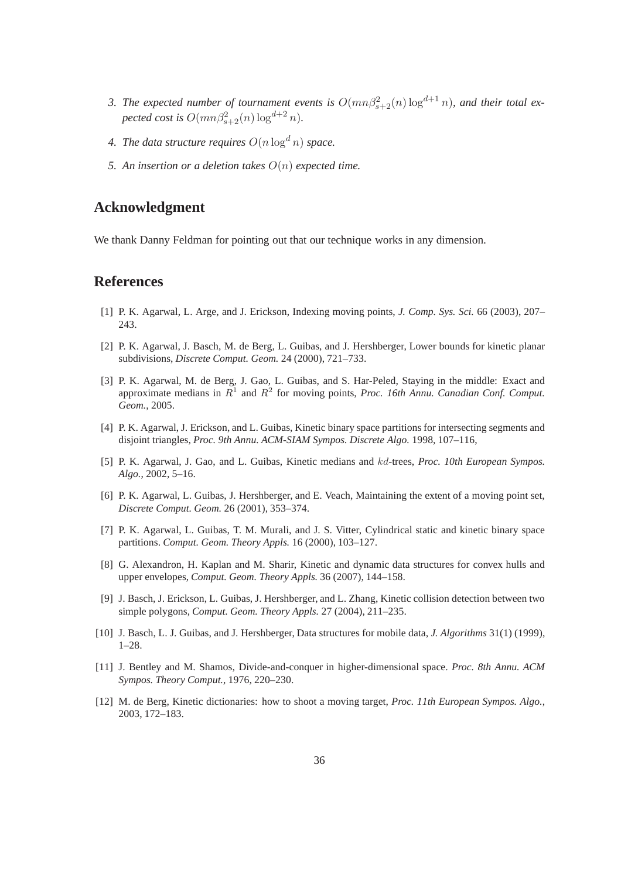3. *The expected number of tournament events is $O(mn\beta_{s+2}^2(n)\log^{d+1} n)$, and their total expected cost is $O(mn\beta_{s+2}^2(n)\log^{d+2} n)$.*

4. *The data structure requires $O(n\log^d n)$ space.*

5. *An insertion or a deletion takes $O(n)$ expected time.*

## Acknowledgment

We thank Danny Feldman for pointing out that our technique works in any dimension.

## References

[1] P. K. Agarwal, L. Arge, and J. Erickson, Indexing moving points, *J. Comp. Sys. Sci.* 66 (2003), 207–243.

[2] P. K. Agarwal, J. Basch, M. de Berg, L. Guibas, and J. Hershberger, Lower bounds for kinetic planar subdivisions, *Discrete Comput. Geom.* 24 (2000), 721–733.

[3] P. K. Agarwal, M. de Berg, J. Gao, L. Guibas, and S. Har-Peled, Staying in the middle: Exact and approximate medians in $R^1$ and $R^2$ for moving points, *Proc. 16th Annu. Canadian Conf. Comput. Geom.*, 2005.

[4] P. K. Agarwal, J. Erickson, and L. Guibas, Kinetic binary space partitions for intersecting segments and disjoint triangles, *Proc. 9th Annu. ACM-SIAM Sympos. Discrete Algo.* 1998, 107–116,

[5] P. K. Agarwal, J. Gao, and L. Guibas, Kinetic medians and $kd$-trees, *Proc. 10th European Sympos. Algo.*, 2002, 5–16.

[6] P. K. Agarwal, L. Guibas, J. Hershberger, and E. Veach, Maintaining the extent of a moving point set, *Discrete Comput. Geom.* 26 (2001), 353–374.

[7] P. K. Agarwal, L. Guibas, T. M. Murali, and J. S. Vitter, Cylindrical static and kinetic binary space partitions. *Comput. Geom. Theory Appls.* 16 (2000), 103–127.

[8] G. Alexandron, H. Kaplan and M. Sharir, Kinetic and dynamic data structures for convex hulls and upper envelopes, *Comput. Geom. Theory Appls.* 36 (2007), 144–158.

[9] J. Basch, J. Erickson, L. Guibas, J. Hershberger, and L. Zhang, Kinetic collision detection between two simple polygons, *Comput. Geom. Theory Appls.* 27 (2004), 211–235.

[10] J. Basch, L. J. Guibas, and J. Hershberger, Data structures for mobile data, *J. Algorithms* 31(1) (1999), 1–28.

[11] J. Bentley and M. Shamos, Divide-and-conquer in higher-dimensional space. *Proc. 8th Annu. ACM Sympos. Theory Comput.*, 1976, 220–230.

[12] M. de Berg, Kinetic dictionaries: how to shoot a moving target, *Proc. 11th European Sympos. Algo.*, 2003, 172–183.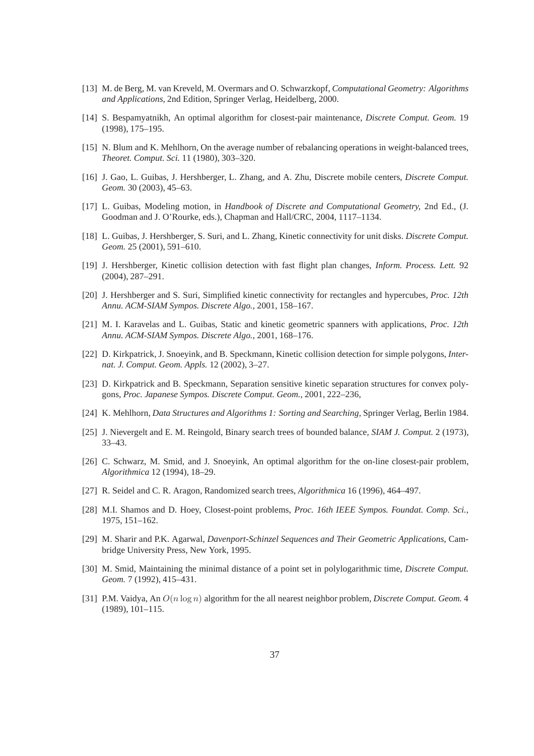[13] M. de Berg, M. van Kreveld, M. Overmars and O. Schwarzkopf, *Computational Geometry: Algorithms and Applications*, 2nd Edition, Springer Verlag, Heidelberg, 2000.

[14] S. Bespamyatnikh, An optimal algorithm for closest-pair maintenance, *Discrete Comput. Geom.* 19 (1998), 175–195.

[15] N. Blum and K. Mehlhorn, On the average number of rebalancing operations in weight-balanced trees, *Theoret. Comput. Sci.* 11 (1980), 303–320.

[16] J. Gao, L. Guibas, J. Hershberger, L. Zhang, and A. Zhu, Discrete mobile centers, *Discrete Comput. Geom.* 30 (2003), 45–63.

[17] L. Guibas, Modeling motion, in *Handbook of Discrete and Computational Geometry,* 2nd Ed., (J. Goodman and J. O'Rourke, eds.), Chapman and Hall/CRC, 2004, 1117–1134.

[18] L. Guibas, J. Hershberger, S. Suri, and L. Zhang, Kinetic connectivity for unit disks. *Discrete Comput. Geom.* 25 (2001), 591–610.

[19] J. Hershberger, Kinetic collision detection with fast flight plan changes, *Inform. Process. Lett.* 92 (2004), 287–291.

[20] J. Hershberger and S. Suri, Simplified kinetic connectivity for rectangles and hypercubes, *Proc. 12th Annu. ACM-SIAM Sympos. Discrete Algo.*, 2001, 158–167.

[21] M. I. Karavelas and L. Guibas, Static and kinetic geometric spanners with applications, *Proc. 12th Annu. ACM-SIAM Sympos. Discrete Algo.*, 2001, 168–176.

[22] D. Kirkpatrick, J. Snoeyink, and B. Speckmann, Kinetic collision detection for simple polygons, *Internat. J. Comput. Geom. Appls.* 12 (2002), 3–27.

[23] D. Kirkpatrick and B. Speckmann, Separation sensitive kinetic separation structures for convex polygons, *Proc. Japanese Sympos. Discrete Comput. Geom.*, 2001, 222–236,

[24] K. Mehlhorn, *Data Structures and Algorithms 1: Sorting and Searching*, Springer Verlag, Berlin 1984.

[25] J. Nievergelt and E. M. Reingold, Binary search trees of bounded balance, *SIAM J. Comput.* 2 (1973), 33–43.

[26] C. Schwarz, M. Smid, and J. Snoeyink, An optimal algorithm for the on-line closest-pair problem, *Algorithmica* 12 (1994), 18–29.

[27] R. Seidel and C. R. Aragon, Randomized search trees, *Algorithmica* 16 (1996), 464–497.

[28] M.I. Shamos and D. Hoey, Closest-point problems, *Proc. 16th IEEE Sympos. Foundat. Comp. Sci.*, 1975, 151–162.

[29] M. Sharir and P.K. Agarwal, *Davenport-Schinzel Sequences and Their Geometric Applications*, Cambridge University Press, New York, 1995.

[30] M. Smid, Maintaining the minimal distance of a point set in polylogarithmic time, *Discrete Comput. Geom.* 7 (1992), 415–431.

[31] P.M. Vaidya, An $O(n \log n)$ algorithm for the all nearest neighbor problem, *Discrete Comput. Geom.* 4 (1989), 101–115.